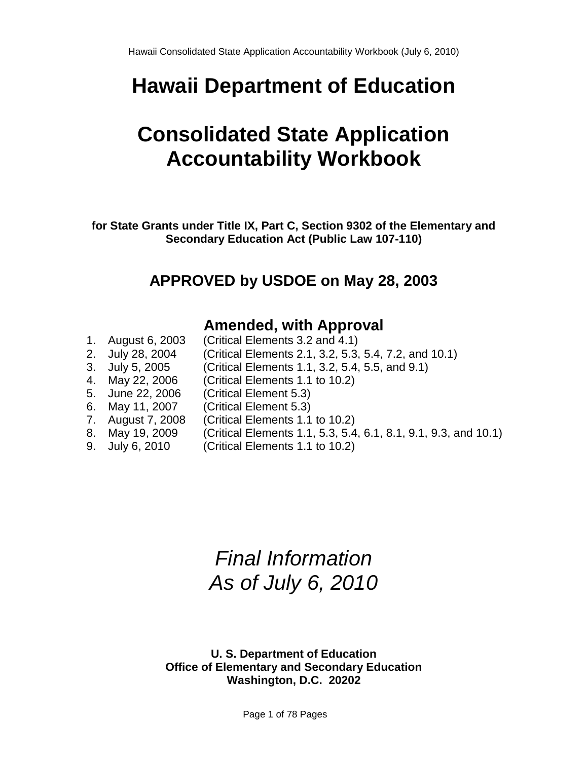# Hawaii Department of Education

# Consolidated State Application Accountability Workbook

**for State Grants under Title IX, Part C, Section 9302 of the Elementary and Secondary Education Act (Public Law 107-110)**

## APPROVED by USDOE on May 28, 2003

### Amended, with Approval

1. August 6, 2003 (Critical Elements 3.2 and 4.1)
2. July 28, 2004 (Critical Elements 2.1, 3.2, 5.3, 5.4, 7.2, and 10.1)
3. July 5, 2005 (Critical Elements 1.1, 3.2, 5.4, 5.5, and 9.1)
4. May 22, 2006 (Critical Elements 1.1 to 10.2)
5. June 22, 2006 (Critical Element 5.3)
6. May 11, 2007 (Critical Element 5.3)
7. August 7, 2008 (Critical Elements 1.1 to 10.2)
8. May 19, 2009 (Critical Elements 1.1, 5.3, 5.4, 6.1, 8.1, 9.1, 9.3, and 10.1)
9. July 6, 2010 (Critical Elements 1.1 to 10.2)

*Final Information*
*As of July 6, 2010*

**U. S. Department of Education**
**Office of Elementary and Secondary Education**
**Washington, D.C. 20202**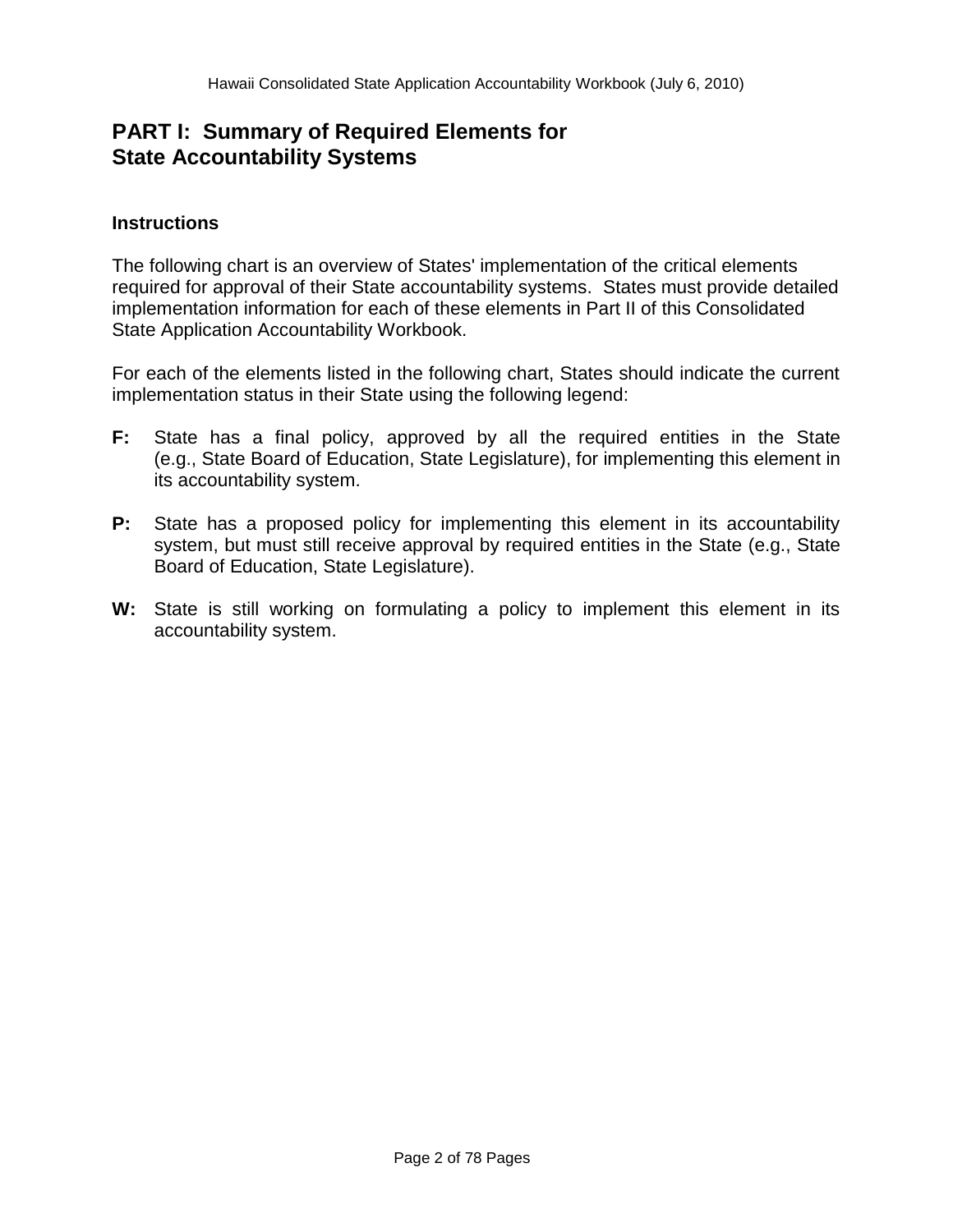# PART I: Summary of Required Elements for State Accountability Systems

### Instructions

The following chart is an overview of States' implementation of the critical elements required for approval of their State accountability systems. States must provide detailed implementation information for each of these elements in Part II of this Consolidated State Application Accountability Workbook.

For each of the elements listed in the following chart, States should indicate the current implementation status in their State using the following legend:

**F:** State has a final policy, approved by all the required entities in the State (e.g., State Board of Education, State Legislature), for implementing this element in its accountability system.

**P:** State has a proposed policy for implementing this element in its accountability system, but must still receive approval by required entities in the State (e.g., State Board of Education, State Legislature).

**W:** State is still working on formulating a policy to implement this element in its accountability system.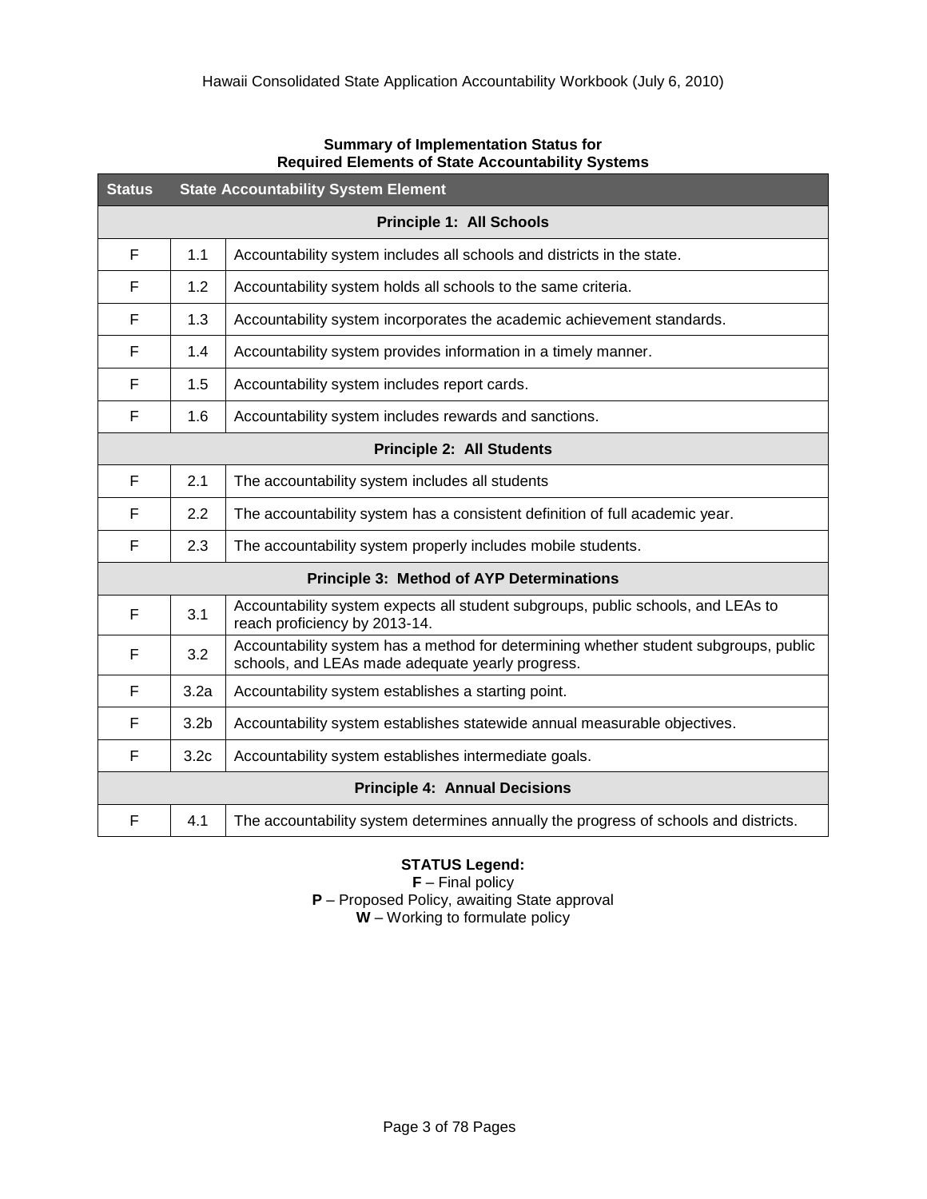**Summary of Implementation Status for Required Elements of State Accountability Systems**

| Status | State Accountability System Element | |
|---|---|---|
| **Principle 1: All Schools** | | |
| F | 1.1 | Accountability system includes all schools and districts in the state. |
| F | 1.2 | Accountability system holds all schools to the same criteria. |
| F | 1.3 | Accountability system incorporates the academic achievement standards. |
| F | 1.4 | Accountability system provides information in a timely manner. |
| F | 1.5 | Accountability system includes report cards. |
| F | 1.6 | Accountability system includes rewards and sanctions. |
| **Principle 2: All Students** | | |
| F | 2.1 | The accountability system includes all students |
| F | 2.2 | The accountability system has a consistent definition of full academic year. |
| F | 2.3 | The accountability system properly includes mobile students. |
| **Principle 3: Method of AYP Determinations** | | |
| F | 3.1 | Accountability system expects all student subgroups, public schools, and LEAs to reach proficiency by 2013-14. |
| F | 3.2 | Accountability system has a method for determining whether student subgroups, public schools, and LEAs made adequate yearly progress. |
| F | 3.2a | Accountability system establishes a starting point. |
| F | 3.2b | Accountability system establishes statewide annual measurable objectives. |
| F | 3.2c | Accountability system establishes intermediate goals. |
| **Principle 4: Annual Decisions** | | |
| F | 4.1 | The accountability system determines annually the progress of schools and districts. |

**STATUS Legend:**
**F** – Final policy
**P** – Proposed Policy, awaiting State approval
**W** – Working to formulate policy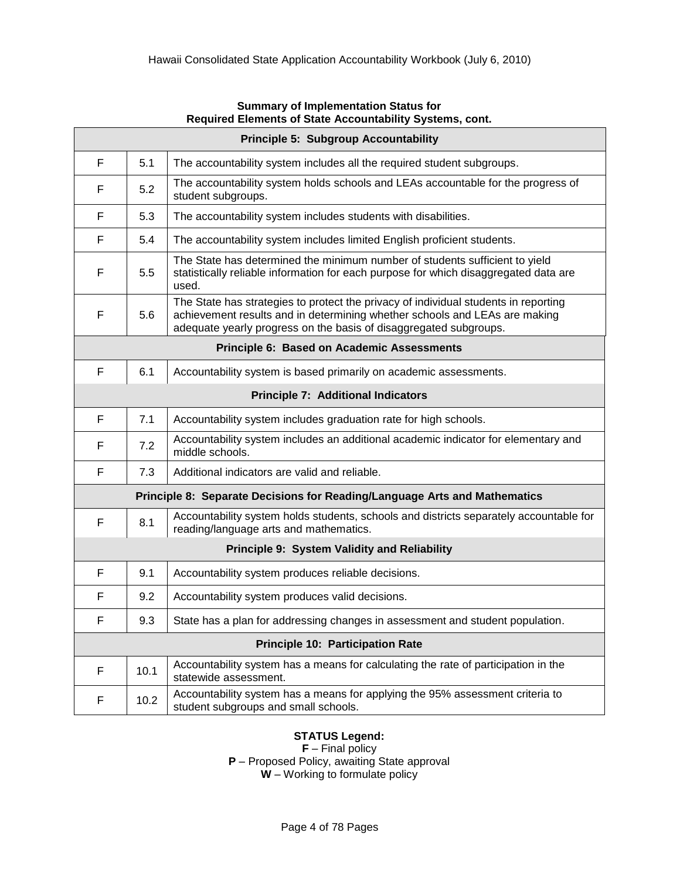**Summary of Implementation Status for Required Elements of State Accountability Systems, cont.**

| | | |
|---|---|---|
| **Principle 5: Subgroup Accountability** | | |
| F | 5.1 | The accountability system includes all the required student subgroups. |
| F | 5.2 | The accountability system holds schools and LEAs accountable for the progress of student subgroups. |
| F | 5.3 | The accountability system includes students with disabilities. |
| F | 5.4 | The accountability system includes limited English proficient students. |
| F | 5.5 | The State has determined the minimum number of students sufficient to yield statistically reliable information for each purpose for which disaggregated data are used. |
| F | 5.6 | The State has strategies to protect the privacy of individual students in reporting achievement results and in determining whether schools and LEAs are making adequate yearly progress on the basis of disaggregated subgroups. |
| **Principle 6: Based on Academic Assessments** | | |
| F | 6.1 | Accountability system is based primarily on academic assessments. |
| **Principle 7: Additional Indicators** | | |
| F | 7.1 | Accountability system includes graduation rate for high schools. |
| F | 7.2 | Accountability system includes an additional academic indicator for elementary and middle schools. |
| F | 7.3 | Additional indicators are valid and reliable. |
| **Principle 8: Separate Decisions for Reading/Language Arts and Mathematics** | | |
| F | 8.1 | Accountability system holds students, schools and districts separately accountable for reading/language arts and mathematics. |
| **Principle 9: System Validity and Reliability** | | |
| F | 9.1 | Accountability system produces reliable decisions. |
| F | 9.2 | Accountability system produces valid decisions. |
| F | 9.3 | State has a plan for addressing changes in assessment and student population. |
| **Principle 10: Participation Rate** | | |
| F | 10.1 | Accountability system has a means for calculating the rate of participation in the statewide assessment. |
| F | 10.2 | Accountability system has a means for applying the 95% assessment criteria to student subgroups and small schools. |

**STATUS Legend:**
**F** – Final policy
**P** – Proposed Policy, awaiting State approval
**W** – Working to formulate policy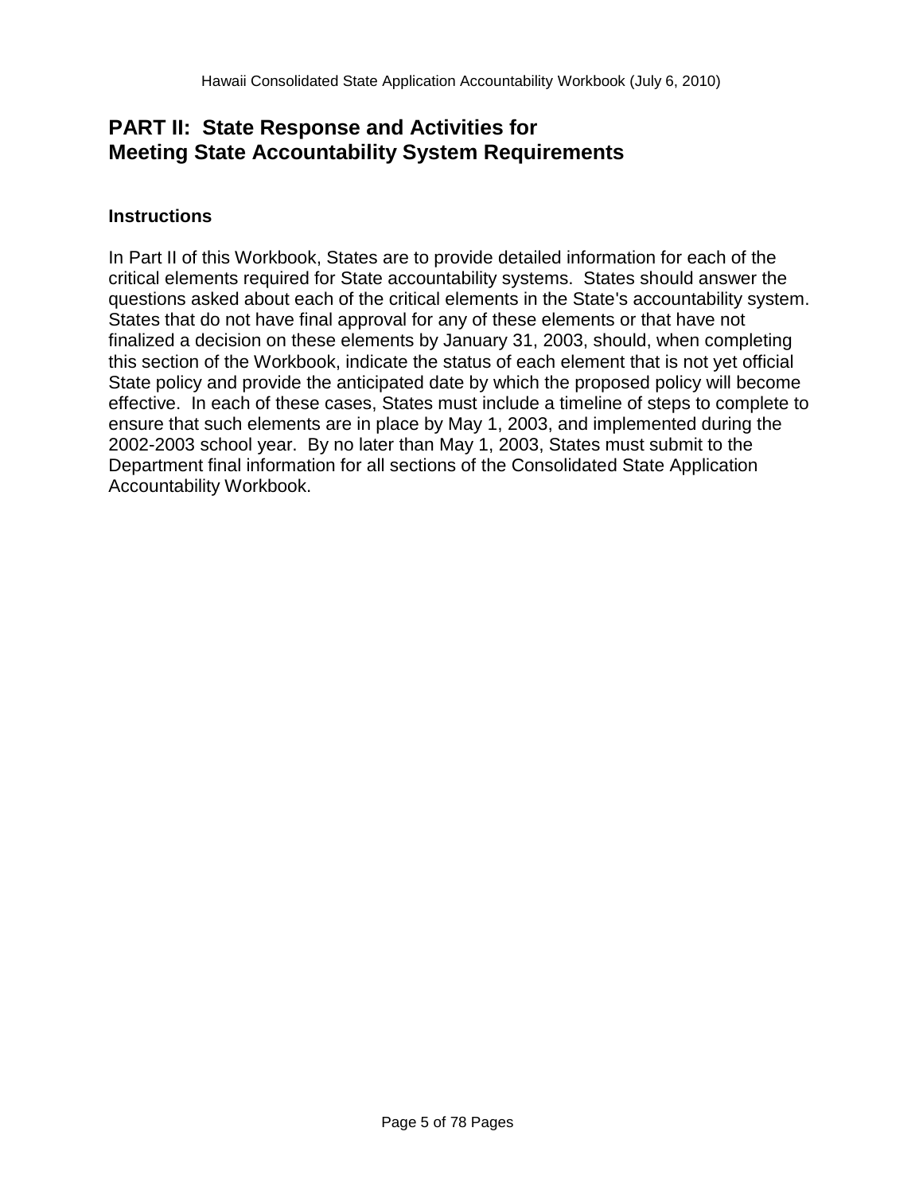# PART II: State Response and Activities for Meeting State Accountability System Requirements

## Instructions

In Part II of this Workbook, States are to provide detailed information for each of the critical elements required for State accountability systems. States should answer the questions asked about each of the critical elements in the State's accountability system. States that do not have final approval for any of these elements or that have not finalized a decision on these elements by January 31, 2003, should, when completing this section of the Workbook, indicate the status of each element that is not yet official State policy and provide the anticipated date by which the proposed policy will become effective. In each of these cases, States must include a timeline of steps to complete to ensure that such elements are in place by May 1, 2003, and implemented during the 2002-2003 school year. By no later than May 1, 2003, States must submit to the Department final information for all sections of the Consolidated State Application Accountability Workbook.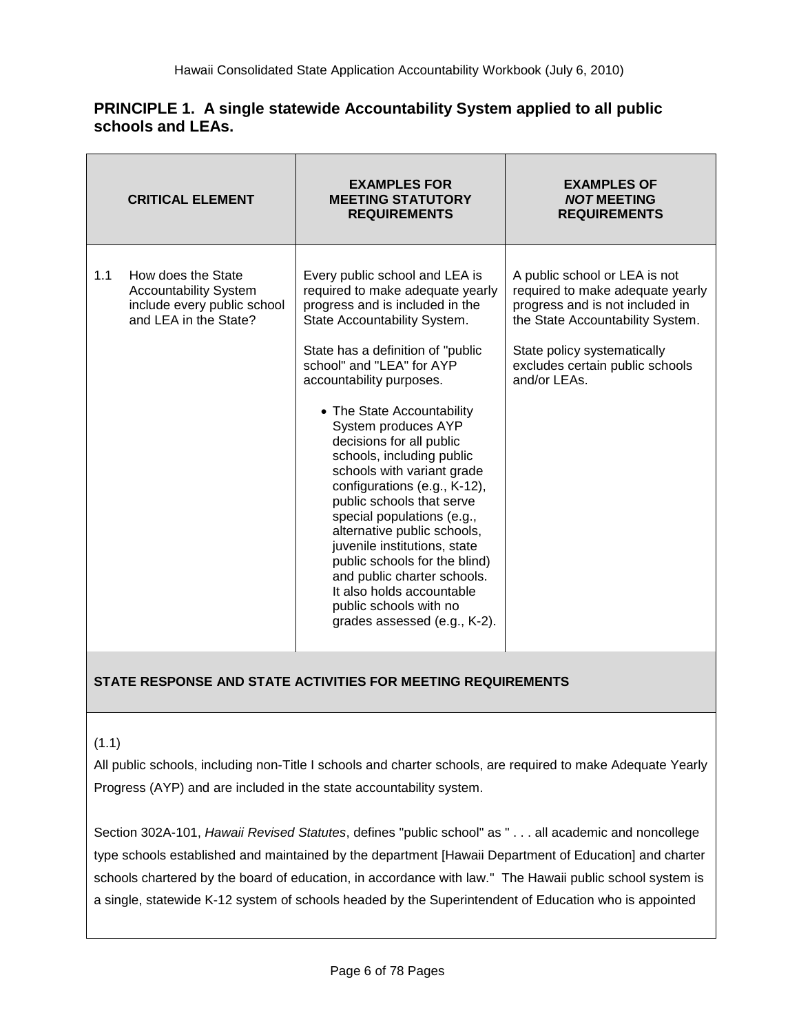## PRINCIPLE 1. A single statewide Accountability System applied to all public schools and LEAs.

| CRITICAL ELEMENT | EXAMPLES FOR MEETING STATUTORY REQUIREMENTS | EXAMPLES OF *NOT* MEETING REQUIREMENTS |
|---|---|---|
| 1.1 How does the State Accountability System include every public school and LEA in the State? | Every public school and LEA is required to make adequate yearly progress and is included in the State Accountability System.<br><br>State has a definition of "public school" and "LEA" for AYP accountability purposes.<br><br>• The State Accountability System produces AYP decisions for all public schools, including public schools with variant grade configurations (e.g., K-12), public schools that serve special populations (e.g., alternative public schools, juvenile institutions, state public schools for the blind) and public charter schools. It also holds accountable public schools with no grades assessed (e.g., K-2). | A public school or LEA is not required to make adequate yearly progress and is not included in the State Accountability System.<br><br>State policy systematically excludes certain public schools and/or LEAs. |

**STATE RESPONSE AND STATE ACTIVITIES FOR MEETING REQUIREMENTS**

(1.1)

All public schools, including non-Title I schools and charter schools, are required to make Adequate Yearly Progress (AYP) and are included in the state accountability system.

Section 302A-101, *Hawaii Revised Statutes*, defines "public school" as " . . . all academic and noncollege type schools established and maintained by the department [Hawaii Department of Education] and charter schools chartered by the board of education, in accordance with law." The Hawaii public school system is a single, statewide K-12 system of schools headed by the Superintendent of Education who is appointed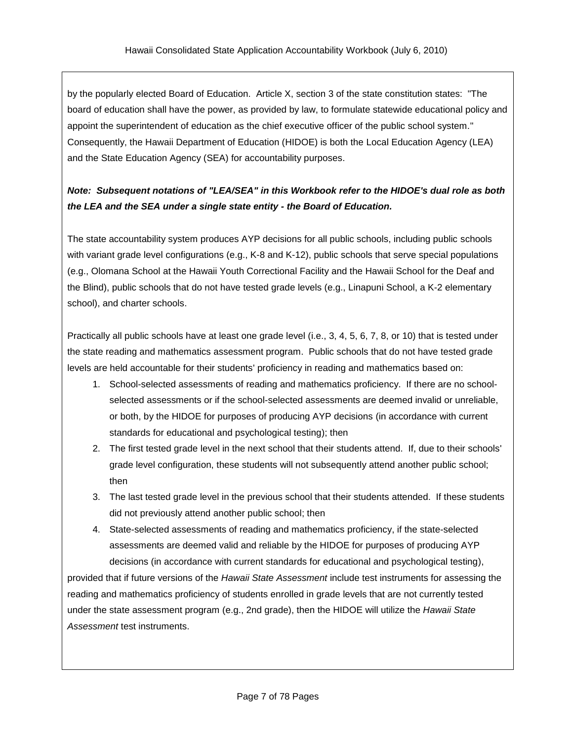by the popularly elected Board of Education. Article X, section 3 of the state constitution states: "The board of education shall have the power, as provided by law, to formulate statewide educational policy and appoint the superintendent of education as the chief executive officer of the public school system." Consequently, the Hawaii Department of Education (HIDOE) is both the Local Education Agency (LEA) and the State Education Agency (SEA) for accountability purposes.

***Note: Subsequent notations of "LEA/SEA" in this Workbook refer to the HIDOE's dual role as both the LEA and the SEA under a single state entity - the Board of Education.***

The state accountability system produces AYP decisions for all public schools, including public schools with variant grade level configurations (e.g., K-8 and K-12), public schools that serve special populations (e.g., Olomana School at the Hawaii Youth Correctional Facility and the Hawaii School for the Deaf and the Blind), public schools that do not have tested grade levels (e.g., Linapuni School, a K-2 elementary school), and charter schools.

Practically all public schools have at least one grade level (i.e., 3, 4, 5, 6, 7, 8, or 10) that is tested under the state reading and mathematics assessment program. Public schools that do not have tested grade levels are held accountable for their students' proficiency in reading and mathematics based on:

1. School-selected assessments of reading and mathematics proficiency. If there are no school-selected assessments or if the school-selected assessments are deemed invalid or unreliable, or both, by the HIDOE for purposes of producing AYP decisions (in accordance with current standards for educational and psychological testing); then
2. The first tested grade level in the next school that their students attend. If, due to their schools' grade level configuration, these students will not subsequently attend another public school; then
3. The last tested grade level in the previous school that their students attended. If these students did not previously attend another public school; then
4. State-selected assessments of reading and mathematics proficiency, if the state-selected assessments are deemed valid and reliable by the HIDOE for purposes of producing AYP decisions (in accordance with current standards for educational and psychological testing),

provided that if future versions of the *Hawaii State Assessment* include test instruments for assessing the reading and mathematics proficiency of students enrolled in grade levels that are not currently tested under the state assessment program (e.g., 2nd grade), then the HIDOE will utilize the *Hawaii State Assessment* test instruments.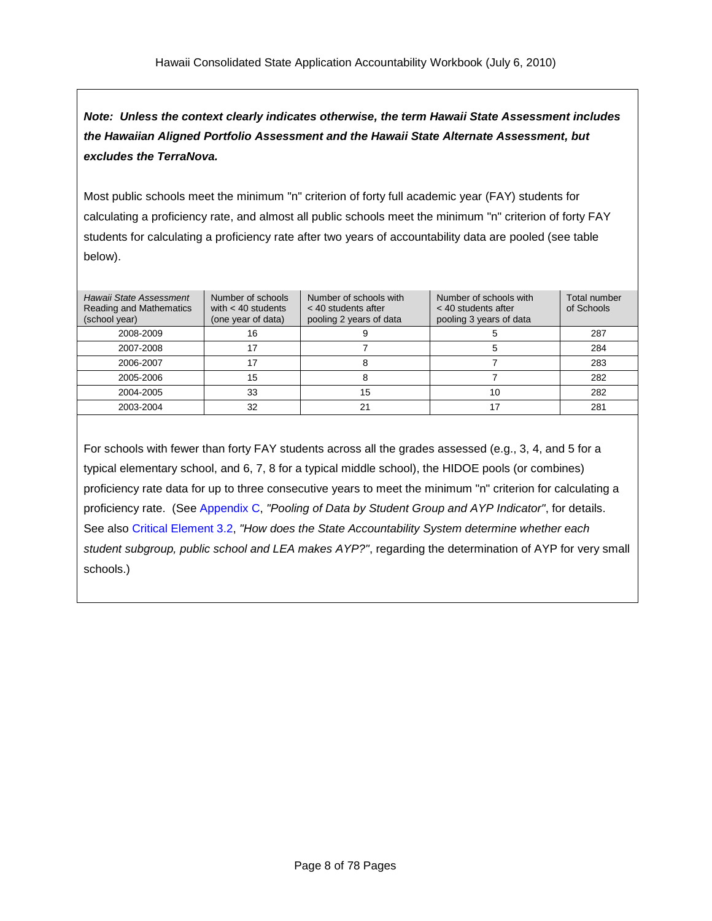***Note: Unless the context clearly indicates otherwise, the term Hawaii State Assessment includes the Hawaiian Aligned Portfolio Assessment and the Hawaii State Alternate Assessment, but excludes the TerraNova.***

Most public schools meet the minimum "n" criterion of forty full academic year (FAY) students for calculating a proficiency rate, and almost all public schools meet the minimum "n" criterion of forty FAY students for calculating a proficiency rate after two years of accountability data are pooled (see table below).

| *Hawaii State Assessment* Reading and Mathematics (school year) | Number of schools with < 40 students (one year of data) | Number of schools with < 40 students after pooling 2 years of data | Number of schools with < 40 students after pooling 3 years of data | Total number of Schools |
|---|---|---|---|---|
| 2008-2009 | 16 | 9 | 5 | 287 |
| 2007-2008 | 17 | 7 | 5 | 284 |
| 2006-2007 | 17 | 8 | 7 | 283 |
| 2005-2006 | 15 | 8 | 7 | 282 |
| 2004-2005 | 33 | 15 | 10 | 282 |
| 2003-2004 | 32 | 21 | 17 | 281 |

For schools with fewer than forty FAY students across all the grades assessed (e.g., 3, 4, and 5 for a typical elementary school, and 6, 7, 8 for a typical middle school), the HIDOE pools (or combines) proficiency rate data for up to three consecutive years to meet the minimum "n" criterion for calculating a proficiency rate. (See Appendix C, *"Pooling of Data by Student Group and AYP Indicator"*, for details. See also Critical Element 3.2, *"How does the State Accountability System determine whether each student subgroup, public school and LEA makes AYP?"*, regarding the determination of AYP for very small schools.)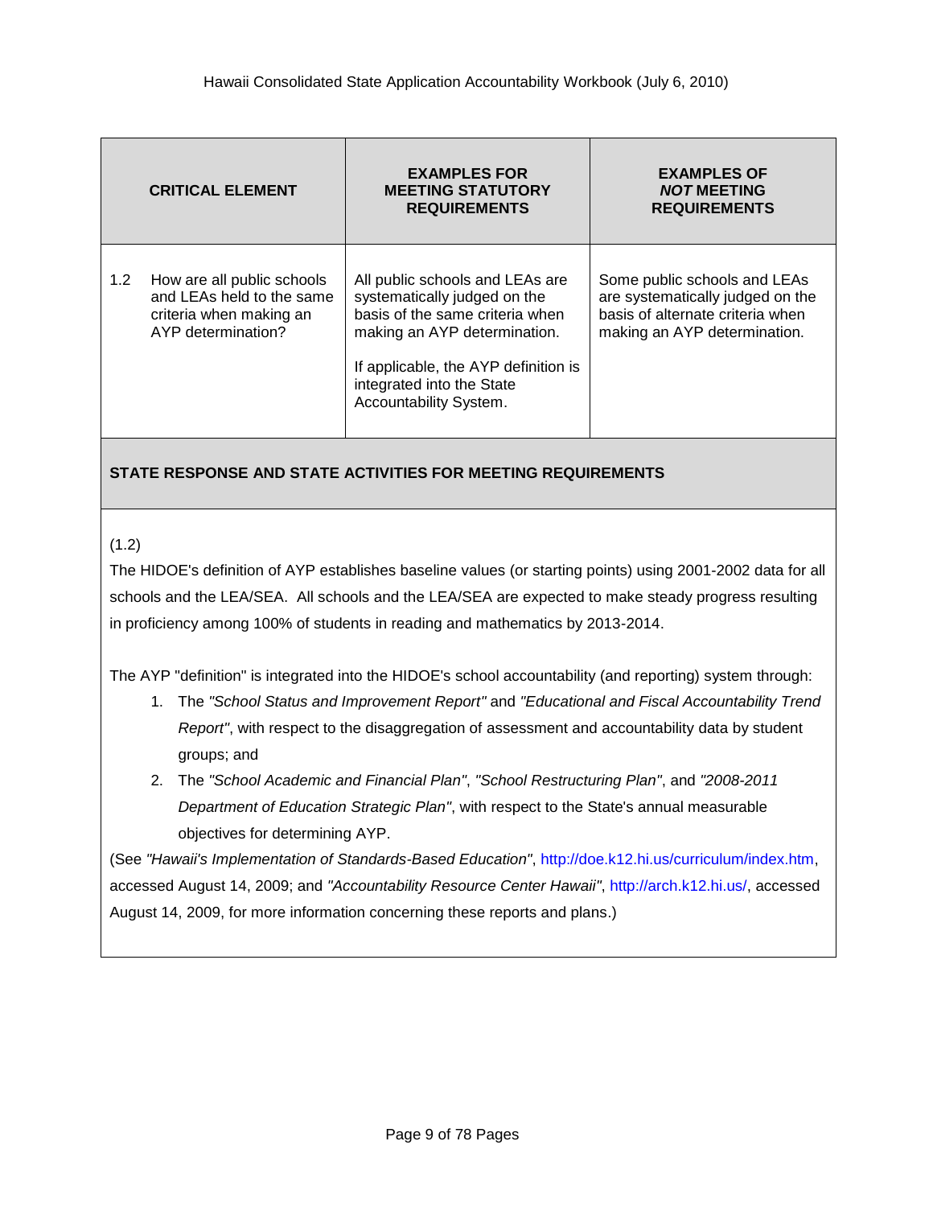| CRITICAL ELEMENT | EXAMPLES FOR MEETING STATUTORY REQUIREMENTS | EXAMPLES OF *NOT* MEETING REQUIREMENTS |
| --- | --- | --- |
| 1.2 How are all public schools and LEAs held to the same criteria when making an AYP determination? | All public schools and LEAs are systematically judged on the basis of the same criteria when making an AYP determination.<br><br>If applicable, the AYP definition is integrated into the State Accountability System. | Some public schools and LEAs are systematically judged on the basis of alternate criteria when making an AYP determination. |

**STATE RESPONSE AND STATE ACTIVITIES FOR MEETING REQUIREMENTS**

(1.2)

The HIDOE's definition of AYP establishes baseline values (or starting points) using 2001-2002 data for all schools and the LEA/SEA. All schools and the LEA/SEA are expected to make steady progress resulting in proficiency among 100% of students in reading and mathematics by 2013-2014.

The AYP "definition" is integrated into the HIDOE's school accountability (and reporting) system through:

1. The *"School Status and Improvement Report"* and *"Educational and Fiscal Accountability Trend Report"*, with respect to the disaggregation of assessment and accountability data by student groups; and
2. The *"School Academic and Financial Plan"*, *"School Restructuring Plan"*, and *"2008-2011 Department of Education Strategic Plan"*, with respect to the State's annual measurable objectives for determining AYP.

(See *"Hawaii's Implementation of Standards-Based Education"*, http://doe.k12.hi.us/curriculum/index.htm, accessed August 14, 2009; and *"Accountability Resource Center Hawaii"*, http://arch.k12.hi.us/, accessed August 14, 2009, for more information concerning these reports and plans.)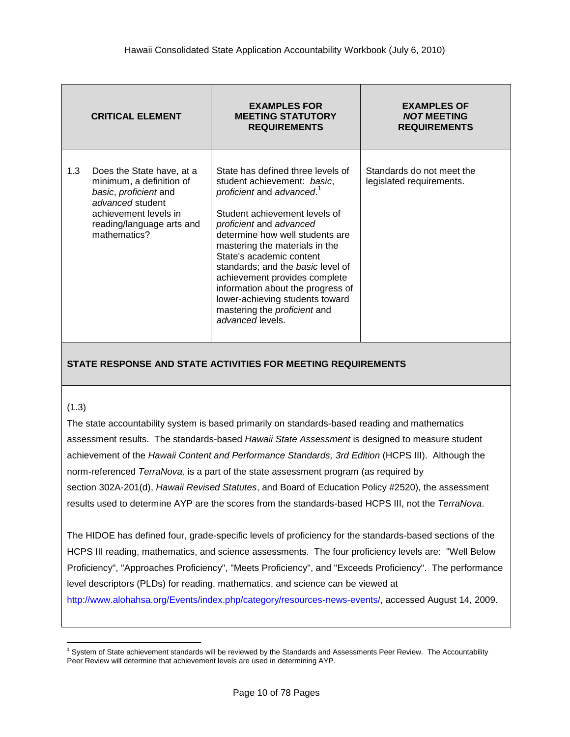| CRITICAL ELEMENT | EXAMPLES FOR MEETING STATUTORY REQUIREMENTS | EXAMPLES OF *NOT* MEETING REQUIREMENTS |
|---|---|---|
| 1.3 Does the State have, at a minimum, a definition of *basic*, *proficient* and *advanced* student achievement levels in reading/language arts and mathematics? | State has defined three levels of student achievement: *basic*, *proficient* and *advanced*.[1]<br><br>Student achievement levels of *proficient* and *advanced* determine how well students are mastering the materials in the State's academic content standards; and the *basic* level of achievement provides complete information about the progress of lower-achieving students toward mastering the *proficient* and *advanced* levels. | Standards do not meet the legislated requirements. |

**STATE RESPONSE AND STATE ACTIVITIES FOR MEETING REQUIREMENTS**

(1.3)

The state accountability system is based primarily on standards-based reading and mathematics assessment results. The standards-based *Hawaii State Assessment* is designed to measure student achievement of the *Hawaii Content and Performance Standards, 3rd Edition* (HCPS III). Although the norm-referenced *TerraNova,* is a part of the state assessment program (as required by section 302A-201(d), *Hawaii Revised Statutes*, and Board of Education Policy #2520), the assessment results used to determine AYP are the scores from the standards-based HCPS III, not the *TerraNova*.

The HIDOE has defined four, grade-specific levels of proficiency for the standards-based sections of the HCPS III reading, mathematics, and science assessments. The four proficiency levels are: "Well Below Proficiency", "Approaches Proficiency", "Meets Proficiency", and "Exceeds Proficiency". The performance level descriptors (PLDs) for reading, mathematics, and science can be viewed at http://www.alohahsa.org/Events/index.php/category/resources-news-events/, accessed August 14, 2009.

[1] System of State achievement standards will be reviewed by the Standards and Assessments Peer Review. The Accountability Peer Review will determine that achievement levels are used in determining AYP.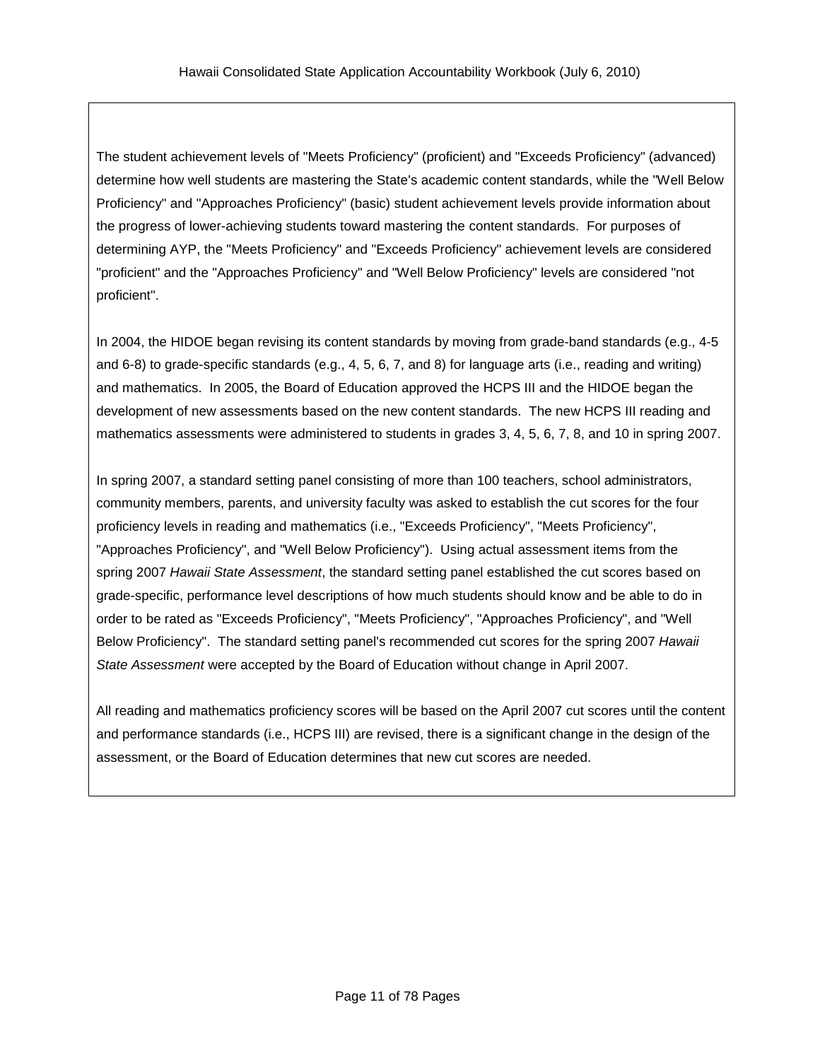The student achievement levels of "Meets Proficiency" (proficient) and "Exceeds Proficiency" (advanced) determine how well students are mastering the State's academic content standards, while the "Well Below Proficiency" and "Approaches Proficiency" (basic) student achievement levels provide information about the progress of lower-achieving students toward mastering the content standards. For purposes of determining AYP, the "Meets Proficiency" and "Exceeds Proficiency" achievement levels are considered "proficient" and the "Approaches Proficiency" and "Well Below Proficiency" levels are considered "not proficient".

In 2004, the HIDOE began revising its content standards by moving from grade-band standards (e.g., 4-5 and 6-8) to grade-specific standards (e.g., 4, 5, 6, 7, and 8) for language arts (i.e., reading and writing) and mathematics. In 2005, the Board of Education approved the HCPS III and the HIDOE began the development of new assessments based on the new content standards. The new HCPS III reading and mathematics assessments were administered to students in grades 3, 4, 5, 6, 7, 8, and 10 in spring 2007.

In spring 2007, a standard setting panel consisting of more than 100 teachers, school administrators, community members, parents, and university faculty was asked to establish the cut scores for the four proficiency levels in reading and mathematics (i.e., "Exceeds Proficiency", "Meets Proficiency", "Approaches Proficiency", and "Well Below Proficiency"). Using actual assessment items from the spring 2007 *Hawaii State Assessment*, the standard setting panel established the cut scores based on grade-specific, performance level descriptions of how much students should know and be able to do in order to be rated as "Exceeds Proficiency", "Meets Proficiency", "Approaches Proficiency", and "Well Below Proficiency". The standard setting panel's recommended cut scores for the spring 2007 *Hawaii State Assessment* were accepted by the Board of Education without change in April 2007.

All reading and mathematics proficiency scores will be based on the April 2007 cut scores until the content and performance standards (i.e., HCPS III) are revised, there is a significant change in the design of the assessment, or the Board of Education determines that new cut scores are needed.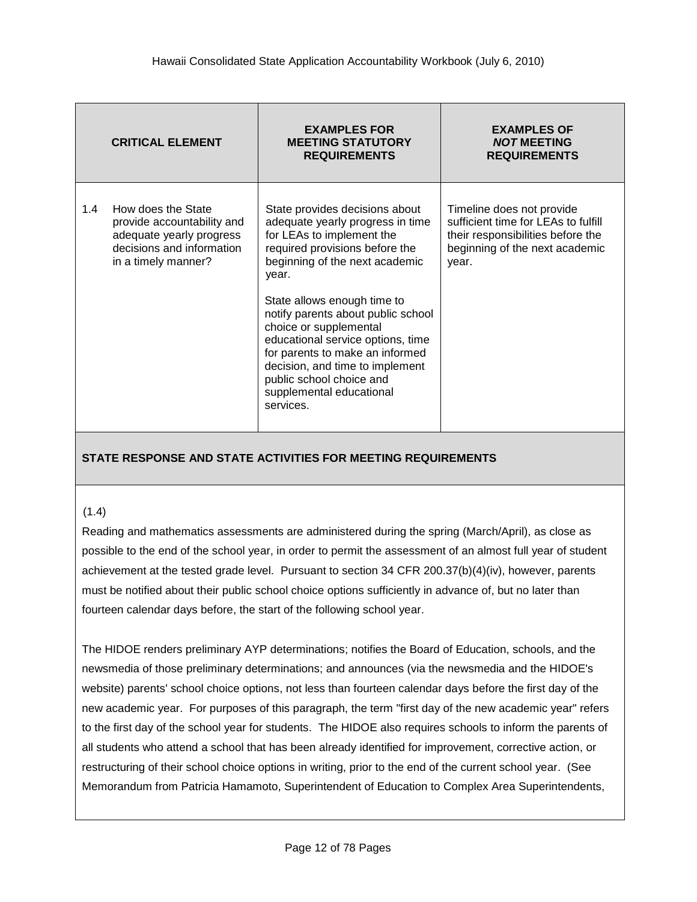| CRITICAL ELEMENT | EXAMPLES FOR MEETING STATUTORY REQUIREMENTS | EXAMPLES OF *NOT* MEETING REQUIREMENTS |
|---|---|---|
| 1.4 How does the State provide accountability and adequate yearly progress decisions and information in a timely manner? | State provides decisions about adequate yearly progress in time for LEAs to implement the required provisions before the beginning of the next academic year.<br><br>State allows enough time to notify parents about public school choice or supplemental educational service options, time for parents to make an informed decision, and time to implement public school choice and supplemental educational services. | Timeline does not provide sufficient time for LEAs to fulfill their responsibilities before the beginning of the next academic year. |

**STATE RESPONSE AND STATE ACTIVITIES FOR MEETING REQUIREMENTS**

(1.4)

Reading and mathematics assessments are administered during the spring (March/April), as close as possible to the end of the school year, in order to permit the assessment of an almost full year of student achievement at the tested grade level. Pursuant to section 34 CFR 200.37(b)(4)(iv), however, parents must be notified about their public school choice options sufficiently in advance of, but no later than fourteen calendar days before, the start of the following school year.

The HIDOE renders preliminary AYP determinations; notifies the Board of Education, schools, and the newsmedia of those preliminary determinations; and announces (via the newsmedia and the HIDOE's website) parents' school choice options, not less than fourteen calendar days before the first day of the new academic year. For purposes of this paragraph, the term "first day of the new academic year" refers to the first day of the school year for students. The HIDOE also requires schools to inform the parents of all students who attend a school that has been already identified for improvement, corrective action, or restructuring of their school choice options in writing, prior to the end of the current school year. (See Memorandum from Patricia Hamamoto, Superintendent of Education to Complex Area Superintendents,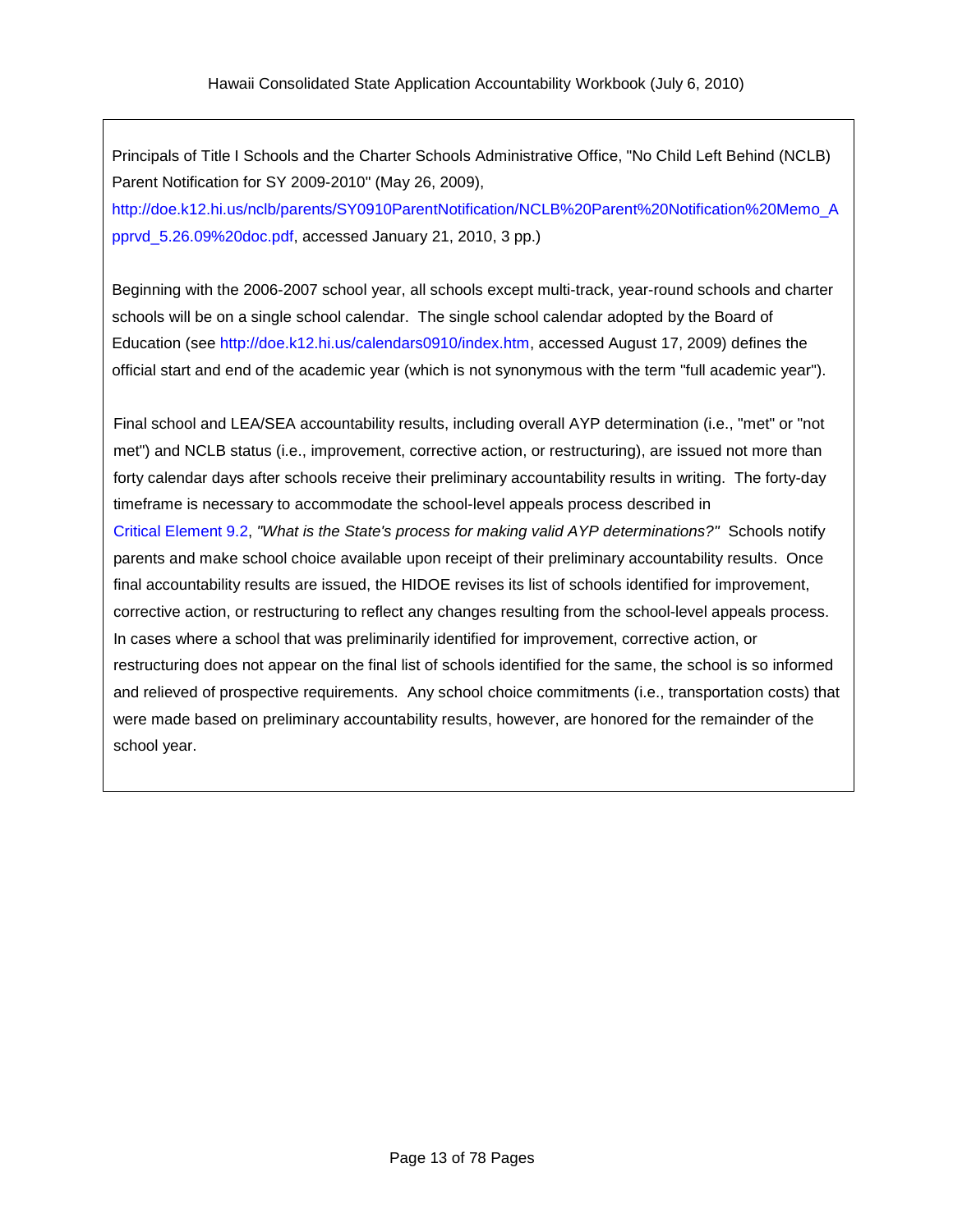Principals of Title I Schools and the Charter Schools Administrative Office, "No Child Left Behind (NCLB) Parent Notification for SY 2009-2010" (May 26, 2009), http://doe.k12.hi.us/nclb/parents/SY0910ParentNotification/NCLB%20Parent%20Notification%20Memo_Apprvd_5.26.09%20doc.pdf, accessed January 21, 2010, 3 pp.)

Beginning with the 2006-2007 school year, all schools except multi-track, year-round schools and charter schools will be on a single school calendar. The single school calendar adopted by the Board of Education (see http://doe.k12.hi.us/calendars0910/index.htm, accessed August 17, 2009) defines the official start and end of the academic year (which is not synonymous with the term "full academic year").

Final school and LEA/SEA accountability results, including overall AYP determination (i.e., "met" or "not met") and NCLB status (i.e., improvement, corrective action, or restructuring), are issued not more than forty calendar days after schools receive their preliminary accountability results in writing. The forty-day timeframe is necessary to accommodate the school-level appeals process described in Critical Element 9.2, *"What is the State's process for making valid AYP determinations?"* Schools notify parents and make school choice available upon receipt of their preliminary accountability results. Once final accountability results are issued, the HIDOE revises its list of schools identified for improvement, corrective action, or restructuring to reflect any changes resulting from the school-level appeals process. In cases where a school that was preliminarily identified for improvement, corrective action, or restructuring does not appear on the final list of schools identified for the same, the school is so informed and relieved of prospective requirements. Any school choice commitments (i.e., transportation costs) that were made based on preliminary accountability results, however, are honored for the remainder of the school year.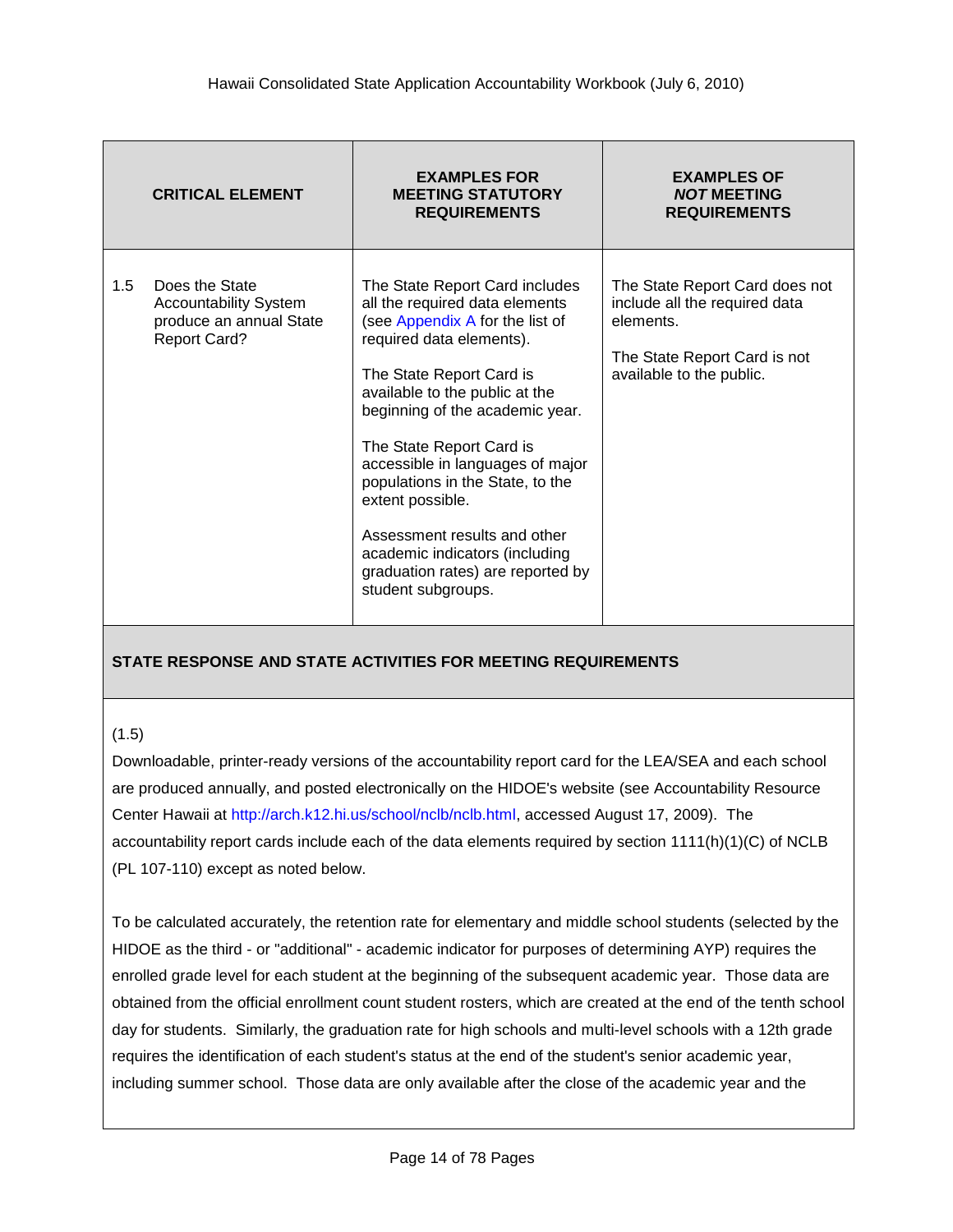| CRITICAL ELEMENT | EXAMPLES FOR MEETING STATUTORY REQUIREMENTS | EXAMPLES OF *NOT* MEETING REQUIREMENTS |
|---|---|---|
| 1.5 Does the State Accountability System produce an annual State Report Card? | The State Report Card includes all the required data elements (see Appendix A for the list of required data elements).<br><br>The State Report Card is available to the public at the beginning of the academic year.<br><br>The State Report Card is accessible in languages of major populations in the State, to the extent possible.<br><br>Assessment results and other academic indicators (including graduation rates) are reported by student subgroups. | The State Report Card does not include all the required data elements.<br><br>The State Report Card is not available to the public. |

**STATE RESPONSE AND STATE ACTIVITIES FOR MEETING REQUIREMENTS**

(1.5)

Downloadable, printer-ready versions of the accountability report card for the LEA/SEA and each school are produced annually, and posted electronically on the HIDOE's website (see Accountability Resource Center Hawaii at http://arch.k12.hi.us/school/nclb/nclb.html, accessed August 17, 2009). The accountability report cards include each of the data elements required by section 1111(h)(1)(C) of NCLB (PL 107-110) except as noted below.

To be calculated accurately, the retention rate for elementary and middle school students (selected by the HIDOE as the third - or "additional" - academic indicator for purposes of determining AYP) requires the enrolled grade level for each student at the beginning of the subsequent academic year. Those data are obtained from the official enrollment count student rosters, which are created at the end of the tenth school day for students. Similarly, the graduation rate for high schools and multi-level schools with a 12th grade requires the identification of each student's status at the end of the student's senior academic year, including summer school. Those data are only available after the close of the academic year and the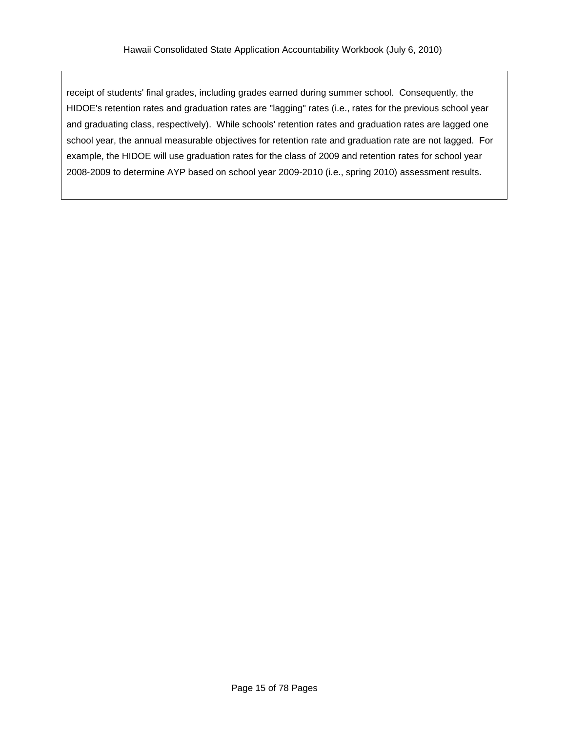receipt of students' final grades, including grades earned during summer school. Consequently, the HIDOE's retention rates and graduation rates are "lagging" rates (i.e., rates for the previous school year and graduating class, respectively). While schools' retention rates and graduation rates are lagged one school year, the annual measurable objectives for retention rate and graduation rate are not lagged. For example, the HIDOE will use graduation rates for the class of 2009 and retention rates for school year 2008-2009 to determine AYP based on school year 2009-2010 (i.e., spring 2010) assessment results.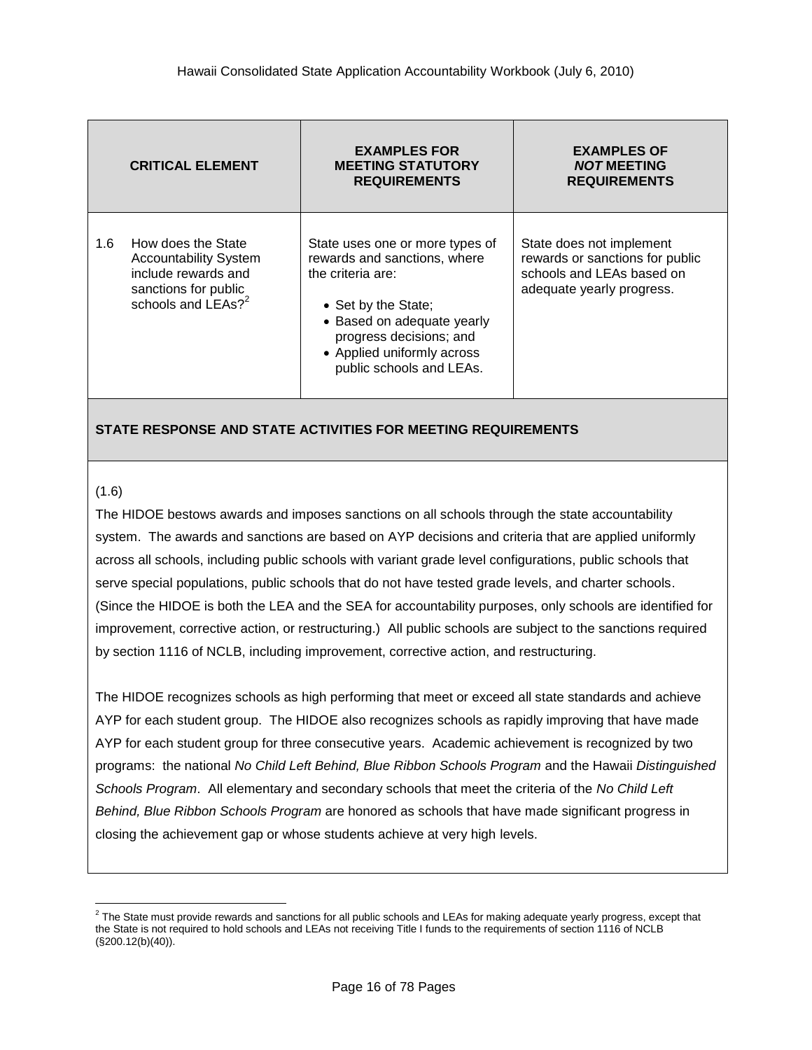| CRITICAL ELEMENT | EXAMPLES FOR MEETING STATUTORY REQUIREMENTS | EXAMPLES OF *NOT* MEETING REQUIREMENTS |
|---|---|---|
| 1.6 How does the State Accountability System include rewards and sanctions for public schools and LEAs?[2] | State uses one or more types of rewards and sanctions, where the criteria are: <br>• Set by the State; <br>• Based on adequate yearly progress decisions; and <br>• Applied uniformly across public schools and LEAs. | State does not implement rewards or sanctions for public schools and LEAs based on adequate yearly progress. |

**STATE RESPONSE AND STATE ACTIVITIES FOR MEETING REQUIREMENTS**

(1.6)

The HIDOE bestows awards and imposes sanctions on all schools through the state accountability system. The awards and sanctions are based on AYP decisions and criteria that are applied uniformly across all schools, including public schools with variant grade level configurations, public schools that serve special populations, public schools that do not have tested grade levels, and charter schools. (Since the HIDOE is both the LEA and the SEA for accountability purposes, only schools are identified for improvement, corrective action, or restructuring.) All public schools are subject to the sanctions required by section 1116 of NCLB, including improvement, corrective action, and restructuring.

The HIDOE recognizes schools as high performing that meet or exceed all state standards and achieve AYP for each student group. The HIDOE also recognizes schools as rapidly improving that have made AYP for each student group for three consecutive years. Academic achievement is recognized by two programs: the national *No Child Left Behind, Blue Ribbon Schools Program* and the Hawaii *Distinguished Schools Program*. All elementary and secondary schools that meet the criteria of the *No Child Left Behind, Blue Ribbon Schools Program* are honored as schools that have made significant progress in closing the achievement gap or whose students achieve at very high levels.

[2] The State must provide rewards and sanctions for all public schools and LEAs for making adequate yearly progress, except that the State is not required to hold schools and LEAs not receiving Title I funds to the requirements of section 1116 of NCLB (§200.12(b)(40)).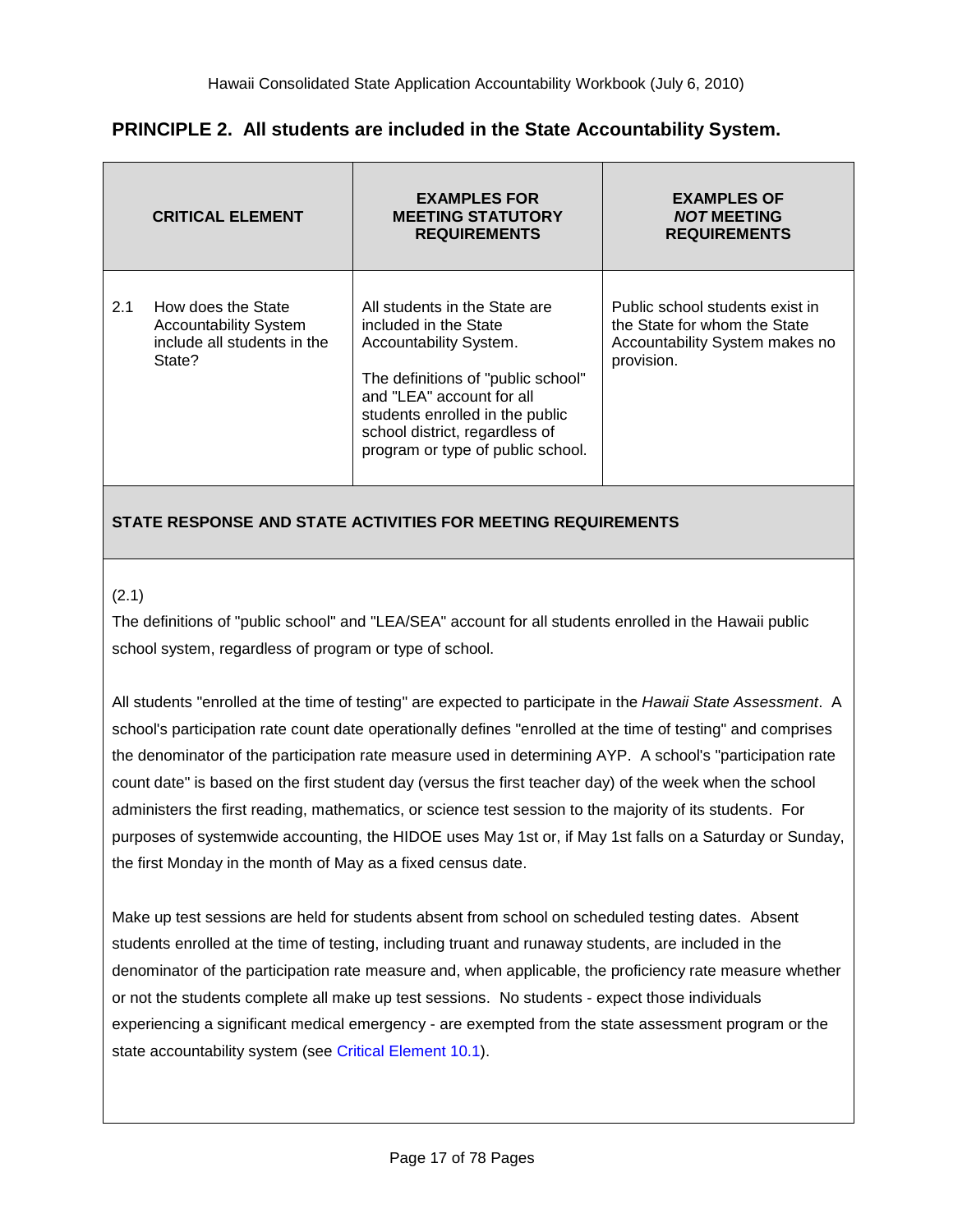## PRINCIPLE 2. All students are included in the State Accountability System.

| CRITICAL ELEMENT | EXAMPLES FOR MEETING STATUTORY REQUIREMENTS | EXAMPLES OF *NOT* MEETING REQUIREMENTS |
|---|---|---|
| 2.1 How does the State Accountability System include all students in the State? | All students in the State are included in the State Accountability System.<br><br>The definitions of "public school" and "LEA" account for all students enrolled in the public school district, regardless of program or type of public school. | Public school students exist in the State for whom the State Accountability System makes no provision. |

**STATE RESPONSE AND STATE ACTIVITIES FOR MEETING REQUIREMENTS**

(2.1)

The definitions of "public school" and "LEA/SEA" account for all students enrolled in the Hawaii public school system, regardless of program or type of school.

All students "enrolled at the time of testing" are expected to participate in the *Hawaii State Assessment*. A school's participation rate count date operationally defines "enrolled at the time of testing" and comprises the denominator of the participation rate measure used in determining AYP. A school's "participation rate count date" is based on the first student day (versus the first teacher day) of the week when the school administers the first reading, mathematics, or science test session to the majority of its students. For purposes of systemwide accounting, the HIDOE uses May 1st or, if May 1st falls on a Saturday or Sunday, the first Monday in the month of May as a fixed census date.

Make up test sessions are held for students absent from school on scheduled testing dates. Absent students enrolled at the time of testing, including truant and runaway students, are included in the denominator of the participation rate measure and, when applicable, the proficiency rate measure whether or not the students complete all make up test sessions. No students - expect those individuals experiencing a significant medical emergency - are exempted from the state assessment program or the state accountability system (see Critical Element 10.1).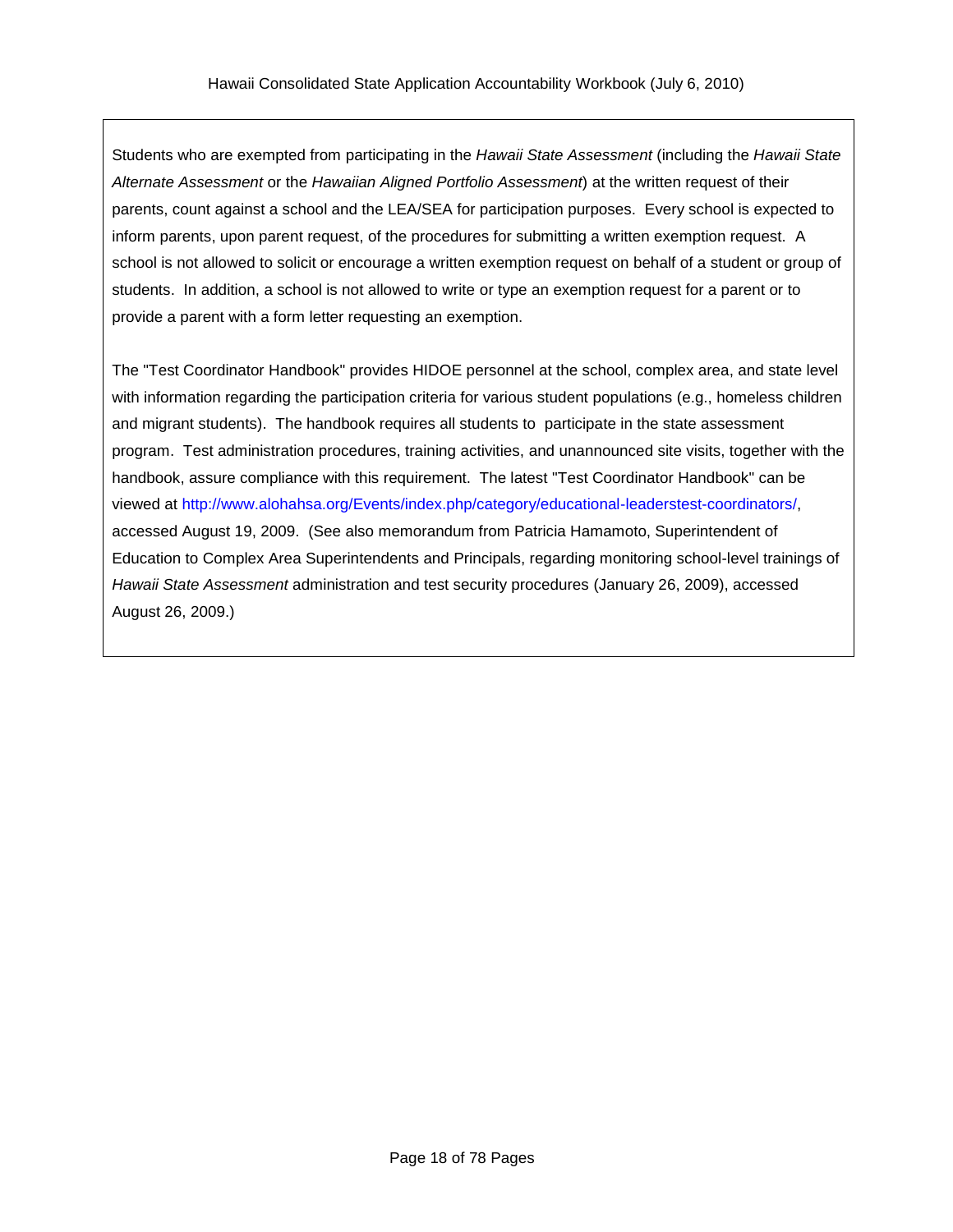Students who are exempted from participating in the *Hawaii State Assessment* (including the *Hawaii State Alternate Assessment* or the *Hawaiian Aligned Portfolio Assessment*) at the written request of their parents, count against a school and the LEA/SEA for participation purposes. Every school is expected to inform parents, upon parent request, of the procedures for submitting a written exemption request. A school is not allowed to solicit or encourage a written exemption request on behalf of a student or group of students. In addition, a school is not allowed to write or type an exemption request for a parent or to provide a parent with a form letter requesting an exemption.

The "Test Coordinator Handbook" provides HIDOE personnel at the school, complex area, and state level with information regarding the participation criteria for various student populations (e.g., homeless children and migrant students). The handbook requires all students to participate in the state assessment program. Test administration procedures, training activities, and unannounced site visits, together with the handbook, assure compliance with this requirement. The latest "Test Coordinator Handbook" can be viewed at http://www.alohahsa.org/Events/index.php/category/educational-leaderstest-coordinators/, accessed August 19, 2009. (See also memorandum from Patricia Hamamoto, Superintendent of Education to Complex Area Superintendents and Principals, regarding monitoring school-level trainings of *Hawaii State Assessment* administration and test security procedures (January 26, 2009), accessed August 26, 2009.)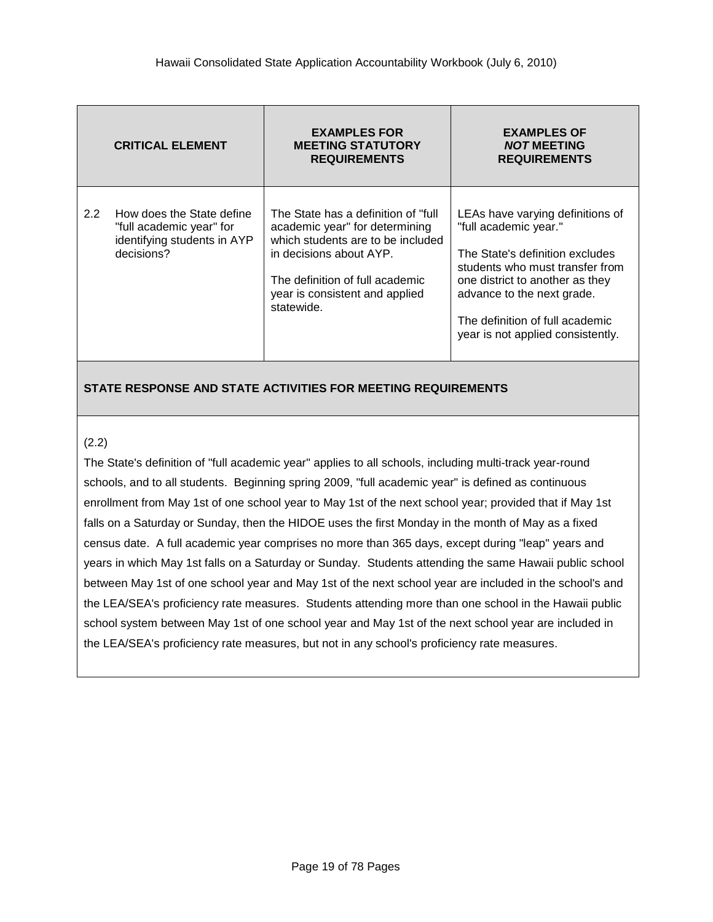| CRITICAL ELEMENT | EXAMPLES FOR MEETING STATUTORY REQUIREMENTS | EXAMPLES OF *NOT* MEETING REQUIREMENTS |
|---|---|---|
| 2.2 How does the State define "full academic year" for identifying students in AYP decisions? | The State has a definition of "full academic year" for determining which students are to be included in decisions about AYP.<br><br>The definition of full academic year is consistent and applied statewide. | LEAs have varying definitions of "full academic year."<br><br>The State's definition excludes students who must transfer from one district to another as they advance to the next grade.<br><br>The definition of full academic year is not applied consistently. |

**STATE RESPONSE AND STATE ACTIVITIES FOR MEETING REQUIREMENTS**

(2.2)

The State's definition of "full academic year" applies to all schools, including multi-track year-round schools, and to all students. Beginning spring 2009, "full academic year" is defined as continuous enrollment from May 1st of one school year to May 1st of the next school year; provided that if May 1st falls on a Saturday or Sunday, then the HIDOE uses the first Monday in the month of May as a fixed census date. A full academic year comprises no more than 365 days, except during "leap" years and years in which May 1st falls on a Saturday or Sunday. Students attending the same Hawaii public school between May 1st of one school year and May 1st of the next school year are included in the school's and the LEA/SEA's proficiency rate measures. Students attending more than one school in the Hawaii public school system between May 1st of one school year and May 1st of the next school year are included in the LEA/SEA's proficiency rate measures, but not in any school's proficiency rate measures.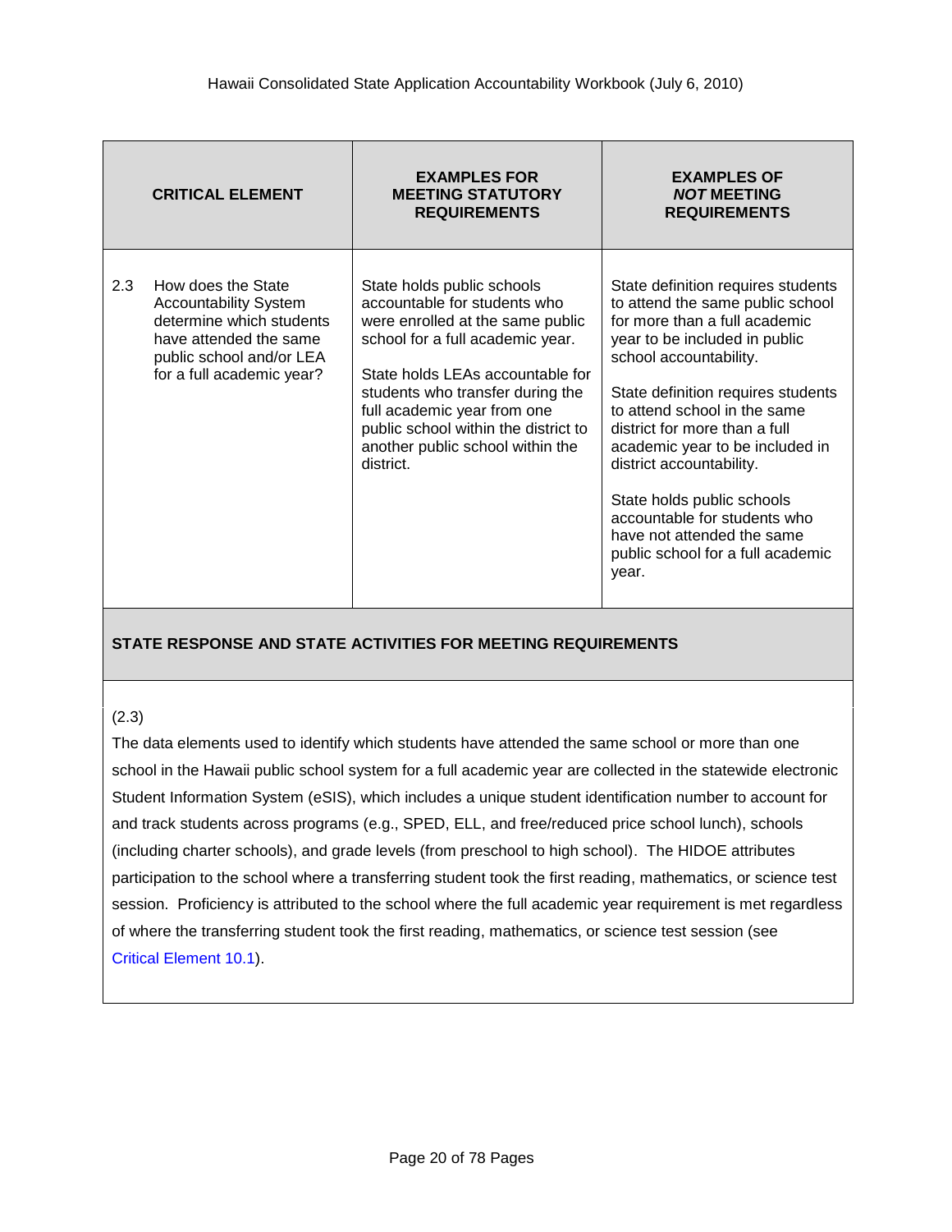| CRITICAL ELEMENT | EXAMPLES FOR MEETING STATUTORY REQUIREMENTS | EXAMPLES OF *NOT* MEETING REQUIREMENTS |
|---|---|---|
| 2.3 How does the State Accountability System determine which students have attended the same public school and/or LEA for a full academic year? | State holds public schools accountable for students who were enrolled at the same public school for a full academic year.<br><br>State holds LEAs accountable for students who transfer during the full academic year from one public school within the district to another public school within the district. | State definition requires students to attend the same public school for more than a full academic year to be included in public school accountability.<br><br>State definition requires students to attend school in the same district for more than a full academic year to be included in district accountability.<br><br>State holds public schools accountable for students who have not attended the same public school for a full academic year. |

**STATE RESPONSE AND STATE ACTIVITIES FOR MEETING REQUIREMENTS**

(2.3)

The data elements used to identify which students have attended the same school or more than one school in the Hawaii public school system for a full academic year are collected in the statewide electronic Student Information System (eSIS), which includes a unique student identification number to account for and track students across programs (e.g., SPED, ELL, and free/reduced price school lunch), schools (including charter schools), and grade levels (from preschool to high school). The HIDOE attributes participation to the school where a transferring student took the first reading, mathematics, or science test session. Proficiency is attributed to the school where the full academic year requirement is met regardless of where the transferring student took the first reading, mathematics, or science test session (see Critical Element 10.1).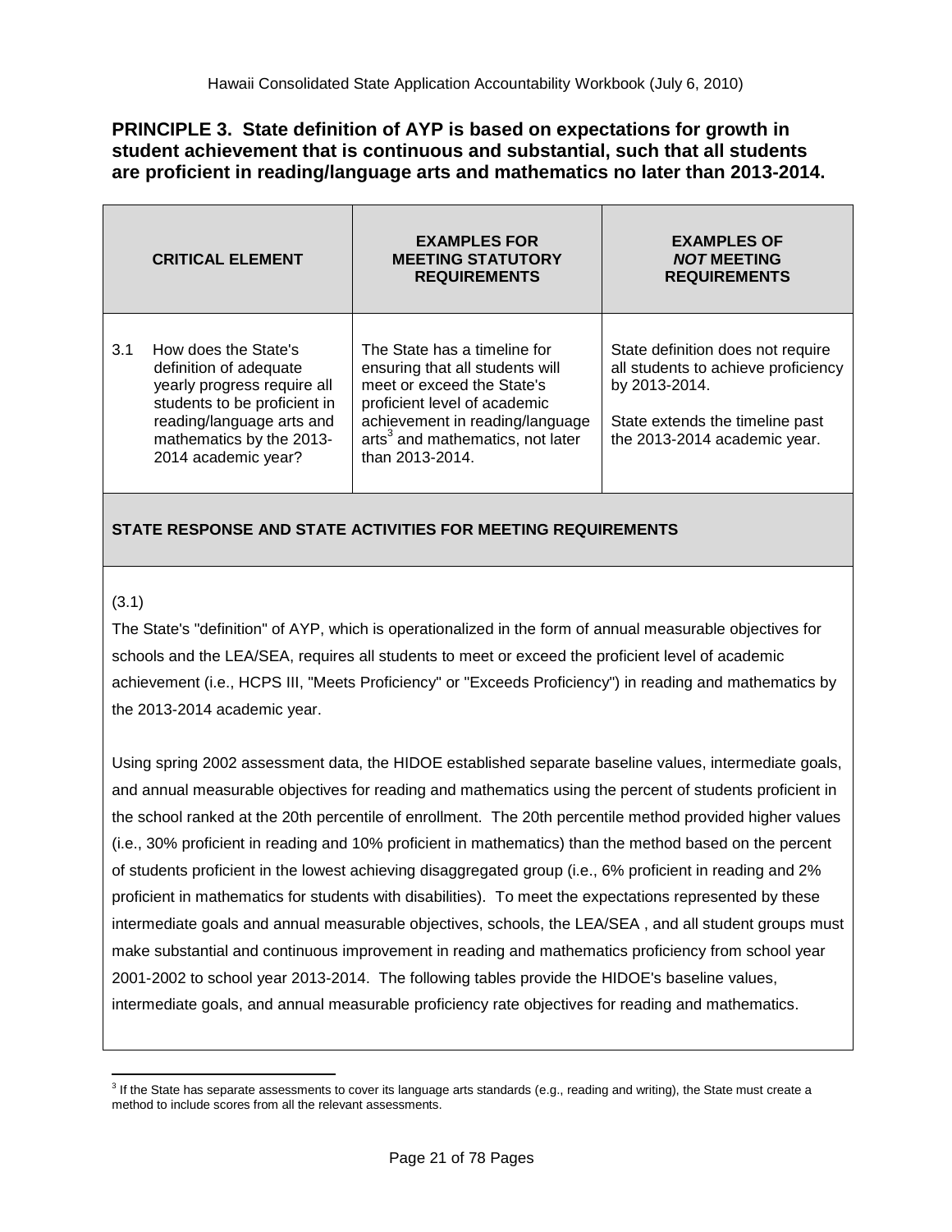**PRINCIPLE 3. State definition of AYP is based on expectations for growth in student achievement that is continuous and substantial, such that all students are proficient in reading/language arts and mathematics no later than 2013-2014.**

| CRITICAL ELEMENT | EXAMPLES FOR MEETING STATUTORY REQUIREMENTS | EXAMPLES OF *NOT* MEETING REQUIREMENTS |
|---|---|---|
| 3.1 How does the State's definition of adequate yearly progress require all students to be proficient in reading/language arts and mathematics by the 2013-2014 academic year? | The State has a timeline for ensuring that all students will meet or exceed the State's proficient level of academic achievement in reading/language arts[3] and mathematics, not later than 2013-2014. | State definition does not require all students to achieve proficiency by 2013-2014.<br><br>State extends the timeline past the 2013-2014 academic year. |

**STATE RESPONSE AND STATE ACTIVITIES FOR MEETING REQUIREMENTS**

(3.1)

The State's "definition" of AYP, which is operationalized in the form of annual measurable objectives for schools and the LEA/SEA, requires all students to meet or exceed the proficient level of academic achievement (i.e., HCPS III, "Meets Proficiency" or "Exceeds Proficiency") in reading and mathematics by the 2013-2014 academic year.

Using spring 2002 assessment data, the HIDOE established separate baseline values, intermediate goals, and annual measurable objectives for reading and mathematics using the percent of students proficient in the school ranked at the 20th percentile of enrollment. The 20th percentile method provided higher values (i.e., 30% proficient in reading and 10% proficient in mathematics) than the method based on the percent of students proficient in the lowest achieving disaggregated group (i.e., 6% proficient in reading and 2% proficient in mathematics for students with disabilities). To meet the expectations represented by these intermediate goals and annual measurable objectives, schools, the LEA/SEA , and all student groups must make substantial and continuous improvement in reading and mathematics proficiency from school year 2001-2002 to school year 2013-2014. The following tables provide the HIDOE's baseline values, intermediate goals, and annual measurable proficiency rate objectives for reading and mathematics.

[3] If the State has separate assessments to cover its language arts standards (e.g., reading and writing), the State must create a method to include scores from all the relevant assessments.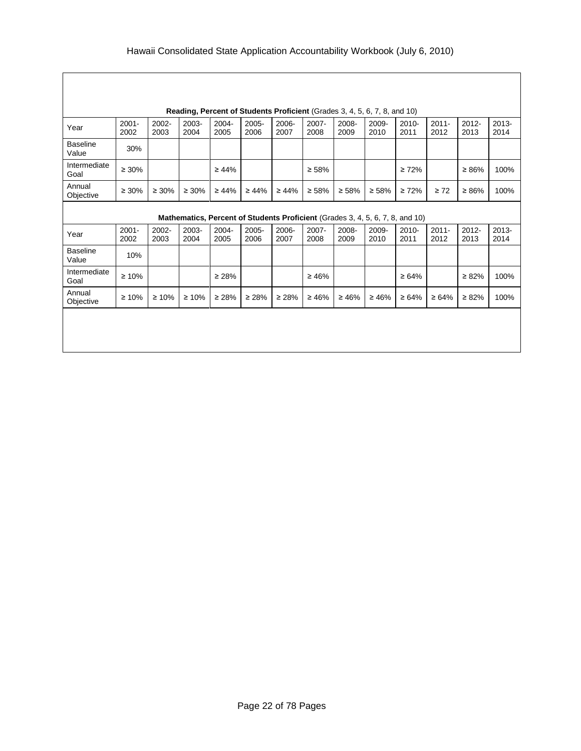**Reading, Percent of Students Proficient** (Grades 3, 4, 5, 6, 7, 8, and 10)

| Year | 2001-2002 | 2002-2003 | 2003-2004 | 2004-2005 | 2005-2006 | 2006-2007 | 2007-2008 | 2008-2009 | 2009-2010 | 2010-2011 | 2011-2012 | 2012-2013 | 2013-2014 |
|---|---|---|---|---|---|---|---|---|---|---|---|---|---|
| Baseline Value | 30% | | | | | | | | | | | | |
| Intermediate Goal | ≥ 30% | | | ≥ 44% | | | ≥ 58% | | | ≥ 72% | | ≥ 86% | 100% |
| Annual Objective | ≥ 30% | ≥ 30% | ≥ 30% | ≥ 44% | ≥ 44% | ≥ 44% | ≥ 58% | ≥ 58% | ≥ 58% | ≥ 72% | ≥ 72 | ≥ 86% | 100% |

**Mathematics, Percent of Students Proficient** (Grades 3, 4, 5, 6, 7, 8, and 10)

| Year | 2001-2002 | 2002-2003 | 2003-2004 | 2004-2005 | 2005-2006 | 2006-2007 | 2007-2008 | 2008-2009 | 2009-2010 | 2010-2011 | 2011-2012 | 2012-2013 | 2013-2014 |
|---|---|---|---|---|---|---|---|---|---|---|---|---|---|
| Baseline Value | 10% | | | | | | | | | | | | |
| Intermediate Goal | ≥ 10% | | | ≥ 28% | | | ≥ 46% | | | ≥ 64% | | ≥ 82% | 100% |
| Annual Objective | ≥ 10% | ≥ 10% | ≥ 10% | ≥ 28% | ≥ 28% | ≥ 28% | ≥ 46% | ≥ 46% | ≥ 46% | ≥ 64% | ≥ 64% | ≥ 82% | 100% |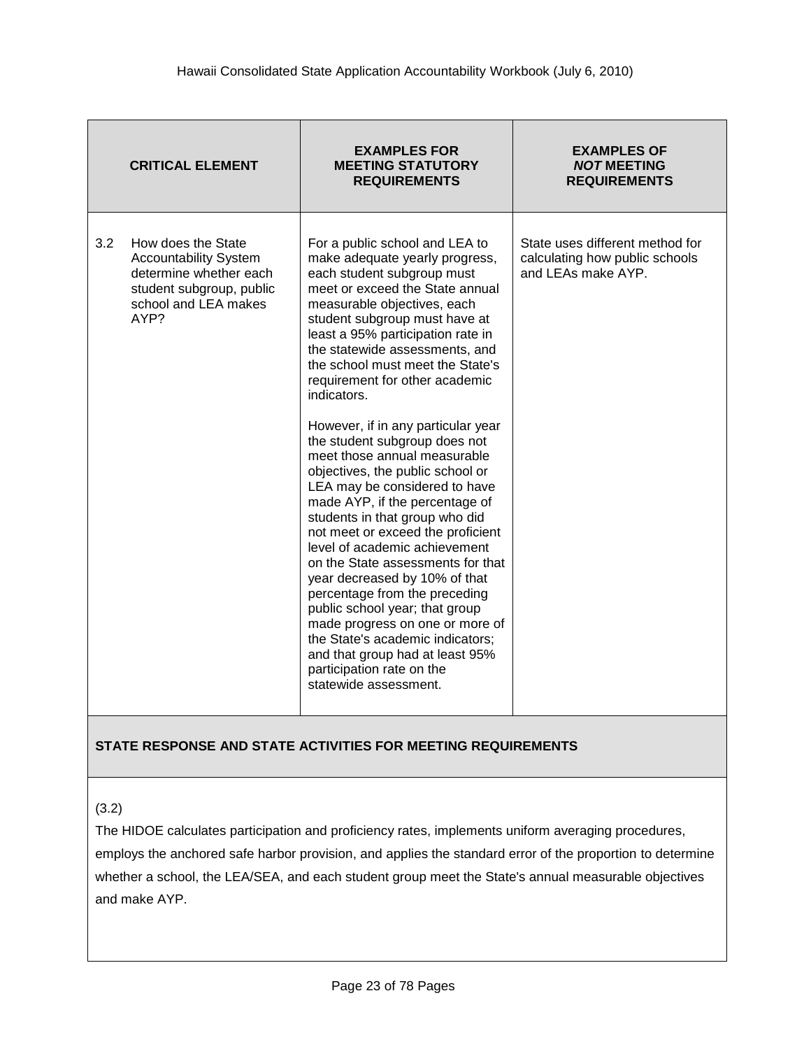| CRITICAL ELEMENT | EXAMPLES FOR MEETING STATUTORY REQUIREMENTS | EXAMPLES OF *NOT* MEETING REQUIREMENTS |
| --- | --- | --- |
| 3.2 How does the State Accountability System determine whether each student subgroup, public school and LEA makes AYP? | For a public school and LEA to make adequate yearly progress, each student subgroup must meet or exceed the State annual measurable objectives, each student subgroup must have at least a 95% participation rate in the statewide assessments, and the school must meet the State's requirement for other academic indicators.<br><br>However, if in any particular year the student subgroup does not meet those annual measurable objectives, the public school or LEA may be considered to have made AYP, if the percentage of students in that group who did not meet or exceed the proficient level of academic achievement on the State assessments for that year decreased by 10% of that percentage from the preceding public school year; that group made progress on one or more of the State's academic indicators; and that group had at least 95% participation rate on the statewide assessment. | State uses different method for calculating how public schools and LEAs make AYP. |

**STATE RESPONSE AND STATE ACTIVITIES FOR MEETING REQUIREMENTS**

(3.2)

The HIDOE calculates participation and proficiency rates, implements uniform averaging procedures, employs the anchored safe harbor provision, and applies the standard error of the proportion to determine whether a school, the LEA/SEA, and each student group meet the State's annual measurable objectives and make AYP.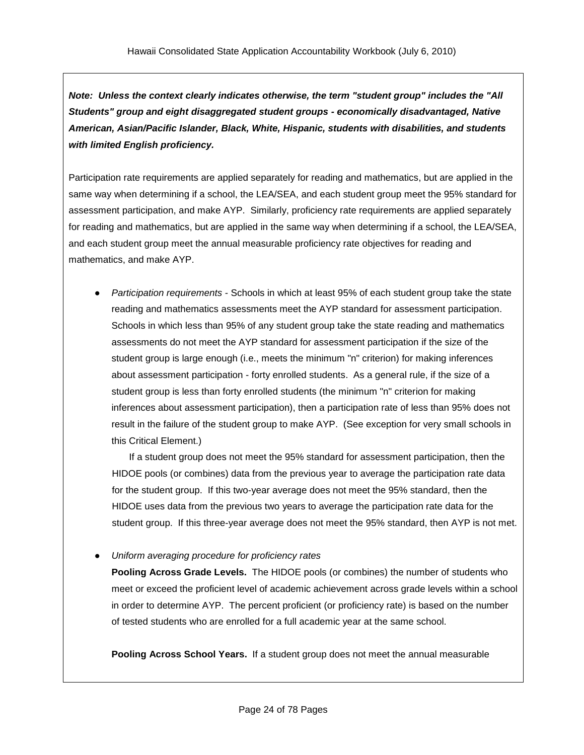***Note: Unless the context clearly indicates otherwise, the term "student group" includes the "All Students" group and eight disaggregated student groups - economically disadvantaged, Native American, Asian/Pacific Islander, Black, White, Hispanic, students with disabilities, and students with limited English proficiency.***

Participation rate requirements are applied separately for reading and mathematics, but are applied in the same way when determining if a school, the LEA/SEA, and each student group meet the 95% standard for assessment participation, and make AYP. Similarly, proficiency rate requirements are applied separately for reading and mathematics, but are applied in the same way when determining if a school, the LEA/SEA, and each student group meet the annual measurable proficiency rate objectives for reading and mathematics, and make AYP.

- *Participation requirements* - Schools in which at least 95% of each student group take the state reading and mathematics assessments meet the AYP standard for assessment participation. Schools in which less than 95% of any student group take the state reading and mathematics assessments do not meet the AYP standard for assessment participation if the size of the student group is large enough (i.e., meets the minimum "n" criterion) for making inferences about assessment participation - forty enrolled students. As a general rule, if the size of a student group is less than forty enrolled students (the minimum "n" criterion for making inferences about assessment participation), then a participation rate of less than 95% does not result in the failure of the student group to make AYP. (See exception for very small schools in this Critical Element.)

  If a student group does not meet the 95% standard for assessment participation, then the HIDOE pools (or combines) data from the previous year to average the participation rate data for the student group. If this two-year average does not meet the 95% standard, then the HIDOE uses data from the previous two years to average the participation rate data for the student group. If this three-year average does not meet the 95% standard, then AYP is not met.

- *Uniform averaging procedure for proficiency rates*

  **Pooling Across Grade Levels.** The HIDOE pools (or combines) the number of students who meet or exceed the proficient level of academic achievement across grade levels within a school in order to determine AYP. The percent proficient (or proficiency rate) is based on the number of tested students who are enrolled for a full academic year at the same school.

  **Pooling Across School Years.** If a student group does not meet the annual measurable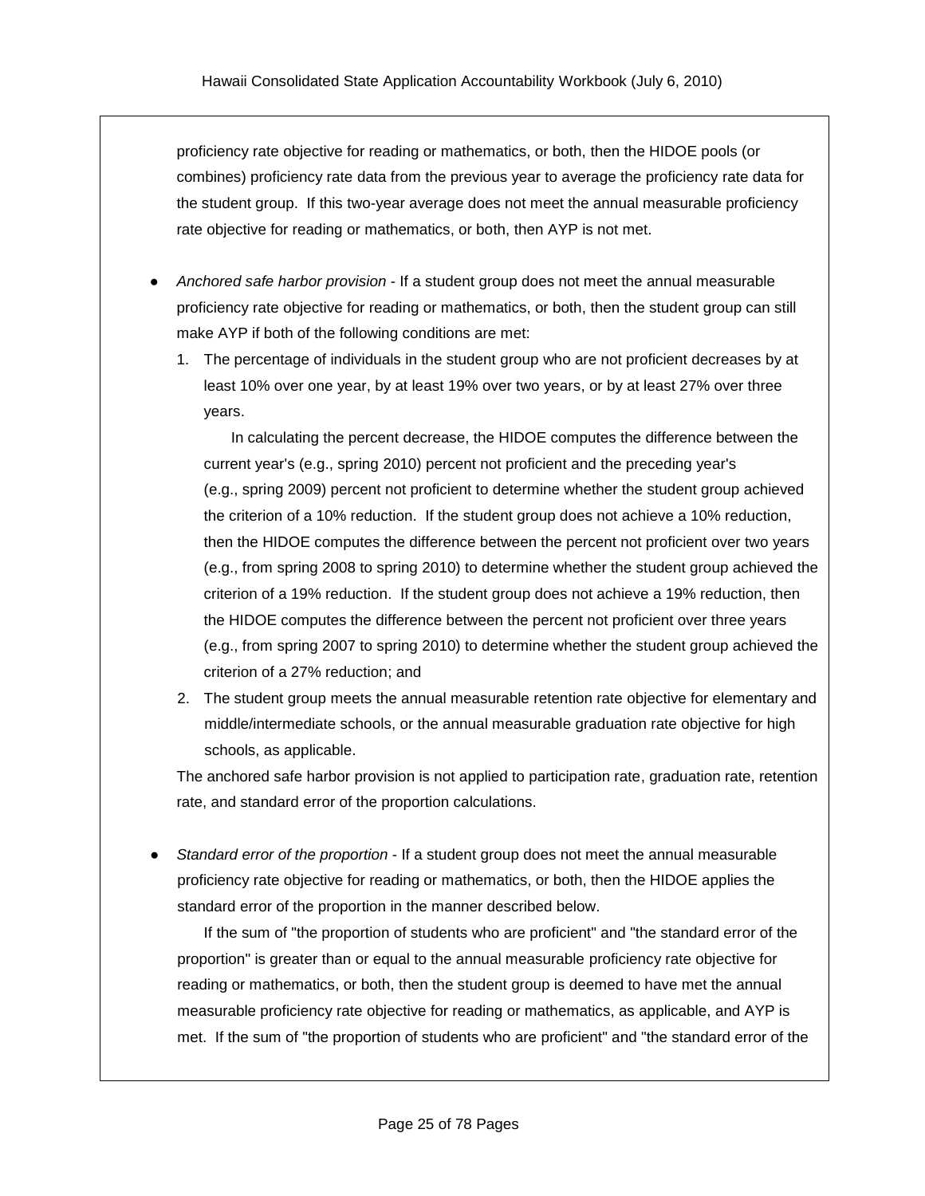proficiency rate objective for reading or mathematics, or both, then the HIDOE pools (or combines) proficiency rate data from the previous year to average the proficiency rate data for the student group. If this two-year average does not meet the annual measurable proficiency rate objective for reading or mathematics, or both, then AYP is not met.

- *Anchored safe harbor provision* - If a student group does not meet the annual measurable proficiency rate objective for reading or mathematics, or both, then the student group can still make AYP if both of the following conditions are met:
  1. The percentage of individuals in the student group who are not proficient decreases by at least 10% over one year, by at least 19% over two years, or by at least 27% over three years.

     In calculating the percent decrease, the HIDOE computes the difference between the current year's (e.g., spring 2010) percent not proficient and the preceding year's (e.g., spring 2009) percent not proficient to determine whether the student group achieved the criterion of a 10% reduction. If the student group does not achieve a 10% reduction, then the HIDOE computes the difference between the percent not proficient over two years (e.g., from spring 2008 to spring 2010) to determine whether the student group achieved the criterion of a 19% reduction. If the student group does not achieve a 19% reduction, then the HIDOE computes the difference between the percent not proficient over three years (e.g., from spring 2007 to spring 2010) to determine whether the student group achieved the criterion of a 27% reduction; and
  2. The student group meets the annual measurable retention rate objective for elementary and middle/intermediate schools, or the annual measurable graduation rate objective for high schools, as applicable.

  The anchored safe harbor provision is not applied to participation rate, graduation rate, retention rate, and standard error of the proportion calculations.

- *Standard error of the proportion* - If a student group does not meet the annual measurable proficiency rate objective for reading or mathematics, or both, then the HIDOE applies the standard error of the proportion in the manner described below.

  If the sum of "the proportion of students who are proficient" and "the standard error of the proportion" is greater than or equal to the annual measurable proficiency rate objective for reading or mathematics, or both, then the student group is deemed to have met the annual measurable proficiency rate objective for reading or mathematics, as applicable, and AYP is met. If the sum of "the proportion of students who are proficient" and "the standard error of the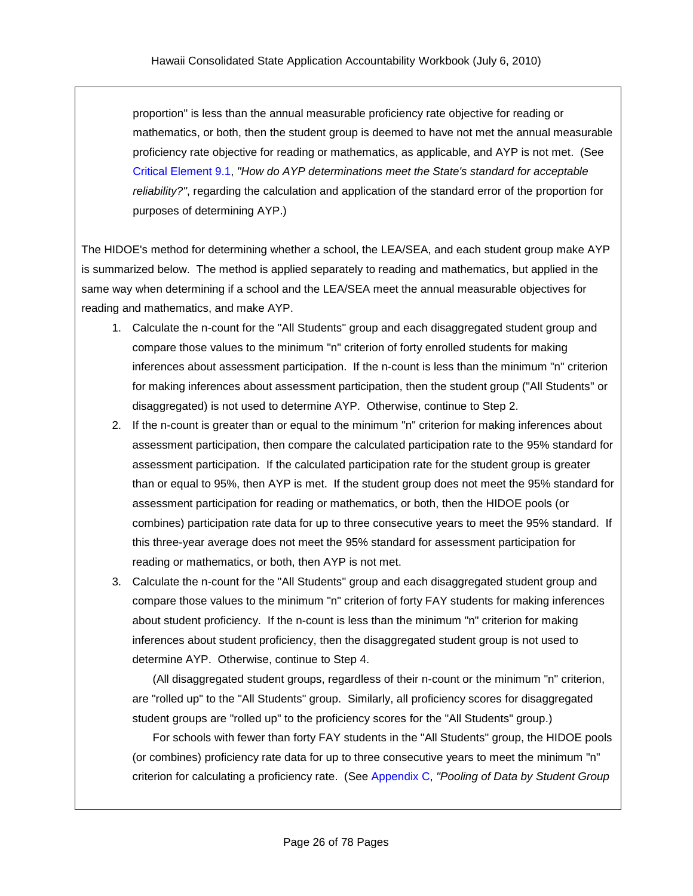proportion" is less than the annual measurable proficiency rate objective for reading or mathematics, or both, then the student group is deemed to have not met the annual measurable proficiency rate objective for reading or mathematics, as applicable, and AYP is not met. (See Critical Element 9.1, *"How do AYP determinations meet the State's standard for acceptable reliability?"*, regarding the calculation and application of the standard error of the proportion for purposes of determining AYP.)

The HIDOE's method for determining whether a school, the LEA/SEA, and each student group make AYP is summarized below. The method is applied separately to reading and mathematics, but applied in the same way when determining if a school and the LEA/SEA meet the annual measurable objectives for reading and mathematics, and make AYP.

1. Calculate the n-count for the "All Students" group and each disaggregated student group and compare those values to the minimum "n" criterion of forty enrolled students for making inferences about assessment participation. If the n-count is less than the minimum "n" criterion for making inferences about assessment participation, then the student group ("All Students" or disaggregated) is not used to determine AYP. Otherwise, continue to Step 2.
2. If the n-count is greater than or equal to the minimum "n" criterion for making inferences about assessment participation, then compare the calculated participation rate to the 95% standard for assessment participation. If the calculated participation rate for the student group is greater than or equal to 95%, then AYP is met. If the student group does not meet the 95% standard for assessment participation for reading or mathematics, or both, then the HIDOE pools (or combines) participation rate data for up to three consecutive years to meet the 95% standard. If this three-year average does not meet the 95% standard for assessment participation for reading or mathematics, or both, then AYP is not met.
3. Calculate the n-count for the "All Students" group and each disaggregated student group and compare those values to the minimum "n" criterion of forty FAY students for making inferences about student proficiency. If the n-count is less than the minimum "n" criterion for making inferences about student proficiency, then the disaggregated student group is not used to determine AYP. Otherwise, continue to Step 4.

   (All disaggregated student groups, regardless of their n-count or the minimum "n" criterion, are "rolled up" to the "All Students" group. Similarly, all proficiency scores for disaggregated student groups are "rolled up" to the proficiency scores for the "All Students" group.)

   For schools with fewer than forty FAY students in the "All Students" group, the HIDOE pools (or combines) proficiency rate data for up to three consecutive years to meet the minimum "n" criterion for calculating a proficiency rate. (See Appendix C, *"Pooling of Data by Student Group*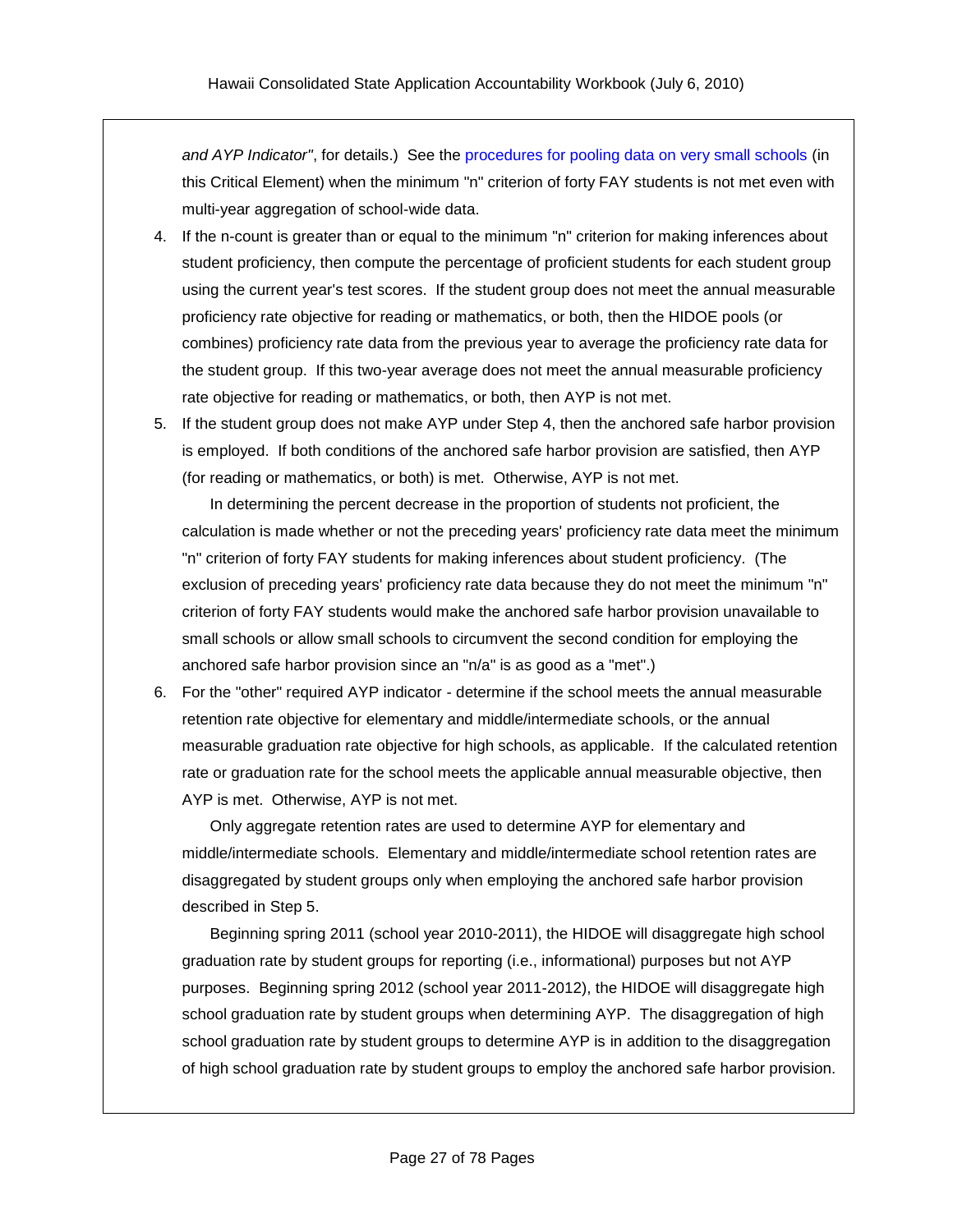*and AYP Indicator"*, for details.) See the procedures for pooling data on very small schools (in this Critical Element) when the minimum "n" criterion of forty FAY students is not met even with multi-year aggregation of school-wide data.

4. If the n-count is greater than or equal to the minimum "n" criterion for making inferences about student proficiency, then compute the percentage of proficient students for each student group using the current year's test scores. If the student group does not meet the annual measurable proficiency rate objective for reading or mathematics, or both, then the HIDOE pools (or combines) proficiency rate data from the previous year to average the proficiency rate data for the student group. If this two-year average does not meet the annual measurable proficiency rate objective for reading or mathematics, or both, then AYP is not met.

5. If the student group does not make AYP under Step 4, then the anchored safe harbor provision is employed. If both conditions of the anchored safe harbor provision are satisfied, then AYP (for reading or mathematics, or both) is met. Otherwise, AYP is not met.

   In determining the percent decrease in the proportion of students not proficient, the calculation is made whether or not the preceding years' proficiency rate data meet the minimum "n" criterion of forty FAY students for making inferences about student proficiency. (The exclusion of preceding years' proficiency rate data because they do not meet the minimum "n" criterion of forty FAY students would make the anchored safe harbor provision unavailable to small schools or allow small schools to circumvent the second condition for employing the anchored safe harbor provision since an "n/a" is as good as a "met".)

6. For the "other" required AYP indicator - determine if the school meets the annual measurable retention rate objective for elementary and middle/intermediate schools, or the annual measurable graduation rate objective for high schools, as applicable. If the calculated retention rate or graduation rate for the school meets the applicable annual measurable objective, then AYP is met. Otherwise, AYP is not met.

   Only aggregate retention rates are used to determine AYP for elementary and middle/intermediate schools. Elementary and middle/intermediate school retention rates are disaggregated by student groups only when employing the anchored safe harbor provision described in Step 5.

   Beginning spring 2011 (school year 2010-2011), the HIDOE will disaggregate high school graduation rate by student groups for reporting (i.e., informational) purposes but not AYP purposes. Beginning spring 2012 (school year 2011-2012), the HIDOE will disaggregate high school graduation rate by student groups when determining AYP. The disaggregation of high school graduation rate by student groups to determine AYP is in addition to the disaggregation of high school graduation rate by student groups to employ the anchored safe harbor provision.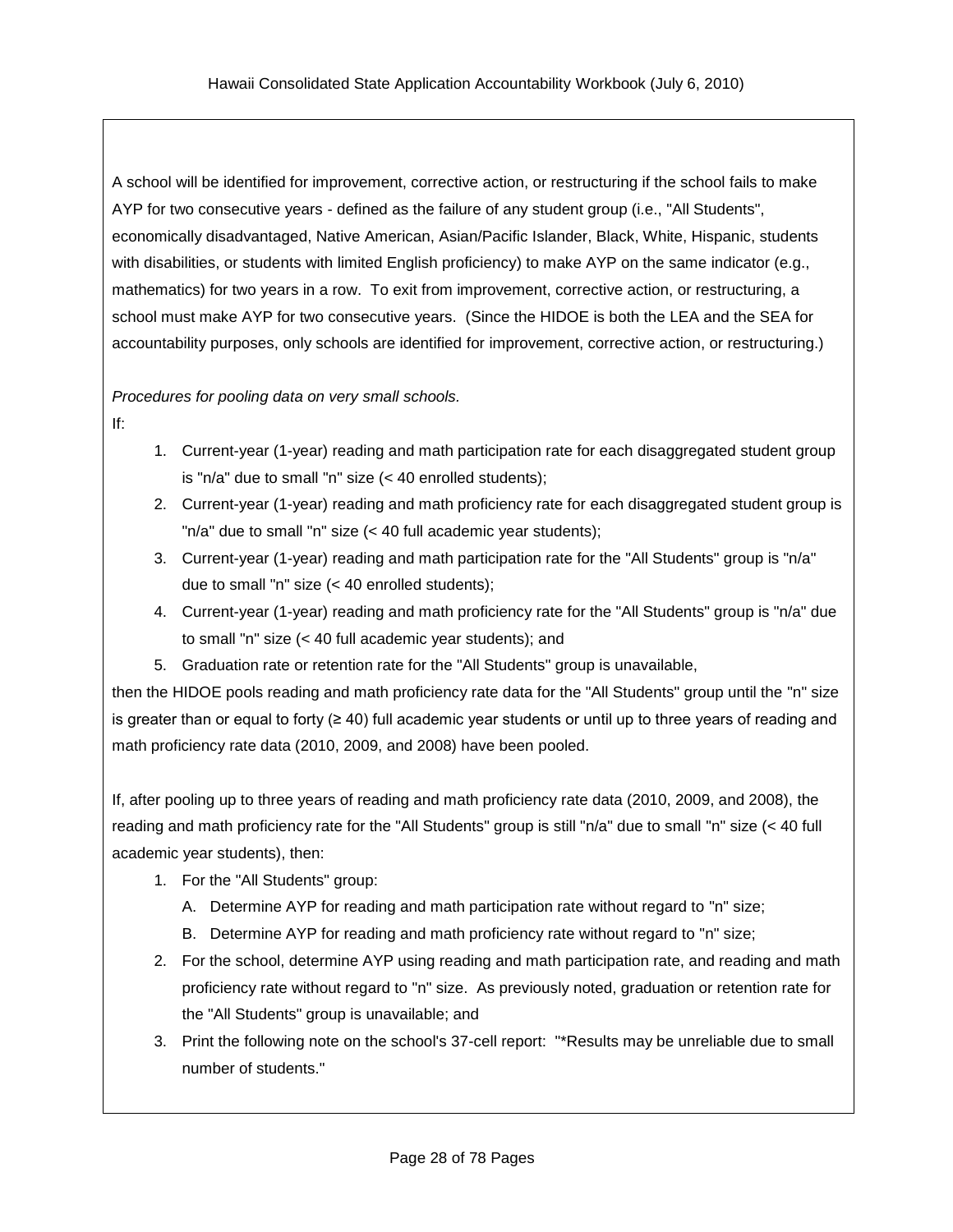A school will be identified for improvement, corrective action, or restructuring if the school fails to make AYP for two consecutive years - defined as the failure of any student group (i.e., "All Students", economically disadvantaged, Native American, Asian/Pacific Islander, Black, White, Hispanic, students with disabilities, or students with limited English proficiency) to make AYP on the same indicator (e.g., mathematics) for two years in a row. To exit from improvement, corrective action, or restructuring, a school must make AYP for two consecutive years. (Since the HIDOE is both the LEA and the SEA for accountability purposes, only schools are identified for improvement, corrective action, or restructuring.)

*Procedures for pooling data on very small schools.*

If:

1. Current-year (1-year) reading and math participation rate for each disaggregated student group is "n/a" due to small "n" size (< 40 enrolled students);
2. Current-year (1-year) reading and math proficiency rate for each disaggregated student group is "n/a" due to small "n" size (< 40 full academic year students);
3. Current-year (1-year) reading and math participation rate for the "All Students" group is "n/a" due to small "n" size (< 40 enrolled students);
4. Current-year (1-year) reading and math proficiency rate for the "All Students" group is "n/a" due to small "n" size (< 40 full academic year students); and
5. Graduation rate or retention rate for the "All Students" group is unavailable,

then the HIDOE pools reading and math proficiency rate data for the "All Students" group until the "n" size is greater than or equal to forty (≥ 40) full academic year students or until up to three years of reading and math proficiency rate data (2010, 2009, and 2008) have been pooled.

If, after pooling up to three years of reading and math proficiency rate data (2010, 2009, and 2008), the reading and math proficiency rate for the "All Students" group is still "n/a" due to small "n" size (< 40 full academic year students), then:

1. For the "All Students" group:
   A. Determine AYP for reading and math participation rate without regard to "n" size;
   B. Determine AYP for reading and math proficiency rate without regard to "n" size;
2. For the school, determine AYP using reading and math participation rate, and reading and math proficiency rate without regard to "n" size. As previously noted, graduation or retention rate for the "All Students" group is unavailable; and
3. Print the following note on the school's 37-cell report: "*Results may be unreliable due to small number of students."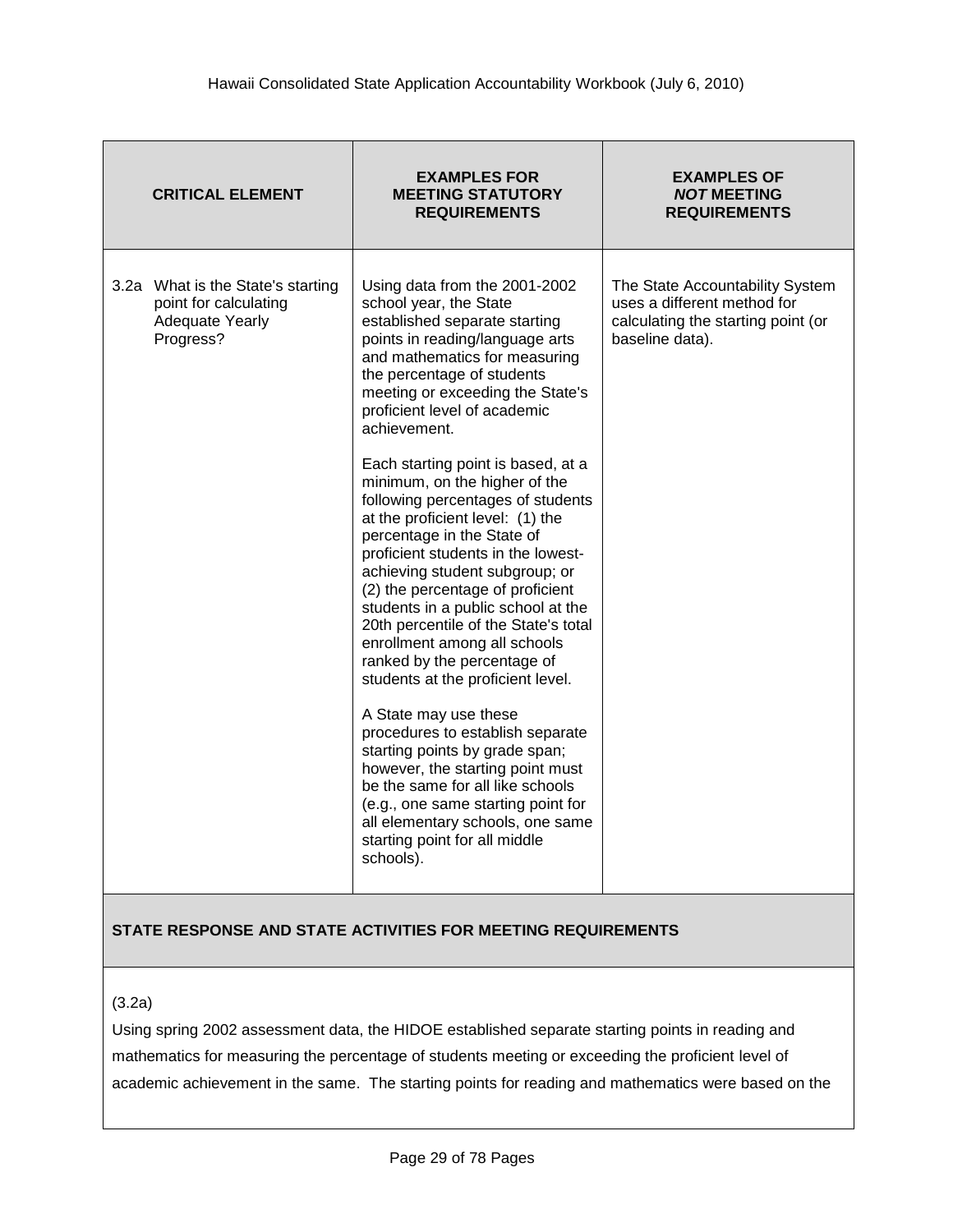| CRITICAL ELEMENT | EXAMPLES FOR MEETING STATUTORY REQUIREMENTS | EXAMPLES OF *NOT* MEETING REQUIREMENTS |
|---|---|---|
| 3.2a What is the State's starting point for calculating Adequate Yearly Progress? | Using data from the 2001-2002 school year, the State established separate starting points in reading/language arts and mathematics for measuring the percentage of students meeting or exceeding the State's proficient level of academic achievement.<br><br>Each starting point is based, at a minimum, on the higher of the following percentages of students at the proficient level: (1) the percentage in the State of proficient students in the lowest-achieving student subgroup; or (2) the percentage of proficient students in a public school at the 20th percentile of the State's total enrollment among all schools ranked by the percentage of students at the proficient level.<br><br>A State may use these procedures to establish separate starting points by grade span; however, the starting point must be the same for all like schools (e.g., one same starting point for all elementary schools, one same starting point for all middle schools). | The State Accountability System uses a different method for calculating the starting point (or baseline data). |

**STATE RESPONSE AND STATE ACTIVITIES FOR MEETING REQUIREMENTS**

(3.2a)

Using spring 2002 assessment data, the HIDOE established separate starting points in reading and mathematics for measuring the percentage of students meeting or exceeding the proficient level of academic achievement in the same. The starting points for reading and mathematics were based on the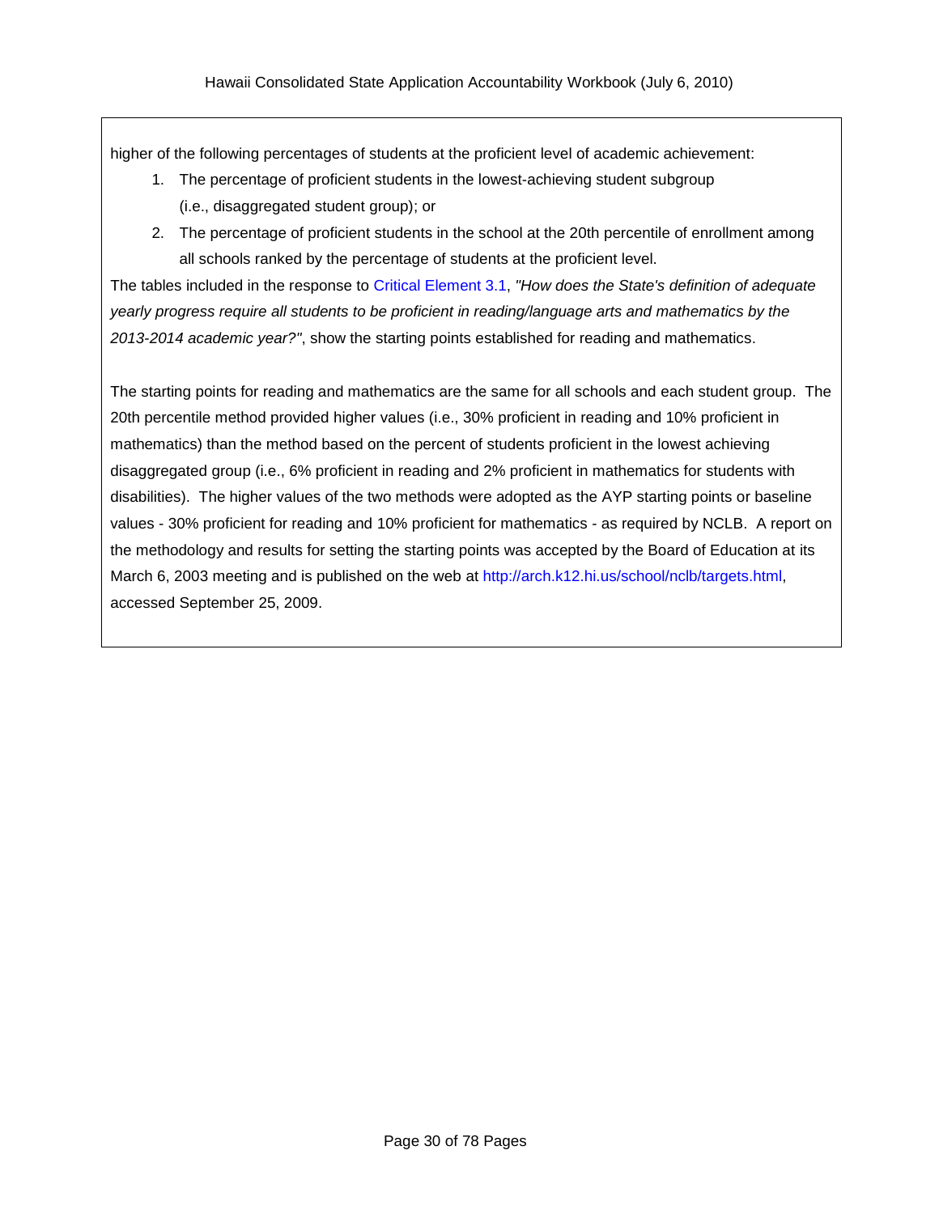higher of the following percentages of students at the proficient level of academic achievement:

1. The percentage of proficient students in the lowest-achieving student subgroup (i.e., disaggregated student group); or
2. The percentage of proficient students in the school at the 20th percentile of enrollment among all schools ranked by the percentage of students at the proficient level.

The tables included in the response to Critical Element 3.1, *"How does the State's definition of adequate yearly progress require all students to be proficient in reading/language arts and mathematics by the 2013-2014 academic year?"*, show the starting points established for reading and mathematics.

The starting points for reading and mathematics are the same for all schools and each student group. The 20th percentile method provided higher values (i.e., 30% proficient in reading and 10% proficient in mathematics) than the method based on the percent of students proficient in the lowest achieving disaggregated group (i.e., 6% proficient in reading and 2% proficient in mathematics for students with disabilities). The higher values of the two methods were adopted as the AYP starting points or baseline values - 30% proficient for reading and 10% proficient for mathematics - as required by NCLB. A report on the methodology and results for setting the starting points was accepted by the Board of Education at its March 6, 2003 meeting and is published on the web at http://arch.k12.hi.us/school/nclb/targets.html, accessed September 25, 2009.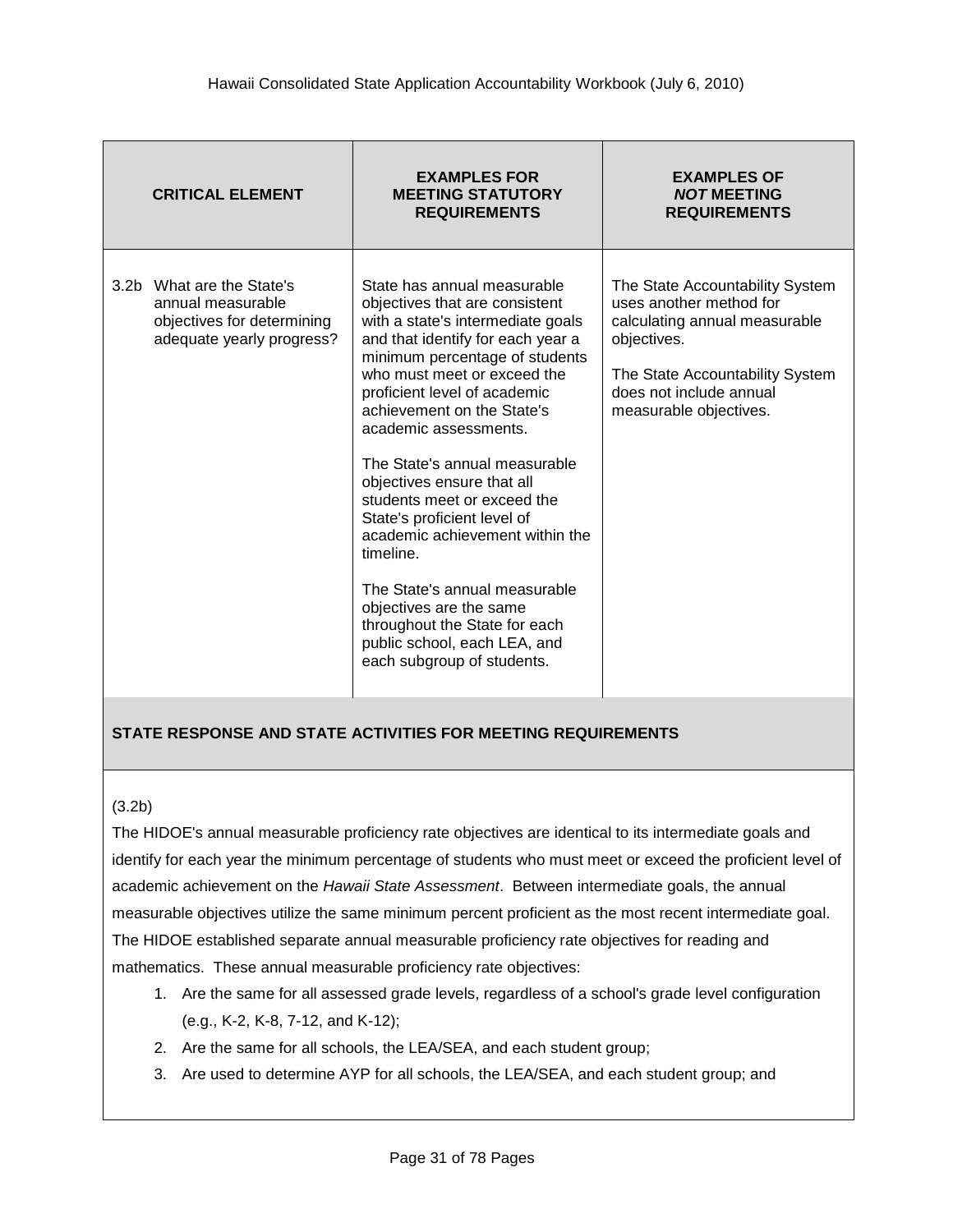| CRITICAL ELEMENT | EXAMPLES FOR MEETING STATUTORY REQUIREMENTS | EXAMPLES OF *NOT* MEETING REQUIREMENTS |
|---|---|---|
| 3.2b What are the State's annual measurable objectives for determining adequate yearly progress? | State has annual measurable objectives that are consistent with a state's intermediate goals and that identify for each year a minimum percentage of students who must meet or exceed the proficient level of academic achievement on the State's academic assessments.<br><br>The State's annual measurable objectives ensure that all students meet or exceed the State's proficient level of academic achievement within the timeline.<br><br>The State's annual measurable objectives are the same throughout the State for each public school, each LEA, and each subgroup of students. | The State Accountability System uses another method for calculating annual measurable objectives.<br><br>The State Accountability System does not include annual measurable objectives. |

**STATE RESPONSE AND STATE ACTIVITIES FOR MEETING REQUIREMENTS**

(3.2b)

The HIDOE's annual measurable proficiency rate objectives are identical to its intermediate goals and identify for each year the minimum percentage of students who must meet or exceed the proficient level of academic achievement on the *Hawaii State Assessment*. Between intermediate goals, the annual measurable objectives utilize the same minimum percent proficient as the most recent intermediate goal. The HIDOE established separate annual measurable proficiency rate objectives for reading and mathematics. These annual measurable proficiency rate objectives:

1. Are the same for all assessed grade levels, regardless of a school's grade level configuration (e.g., K-2, K-8, 7-12, and K-12);
2. Are the same for all schools, the LEA/SEA, and each student group;
3. Are used to determine AYP for all schools, the LEA/SEA, and each student group; and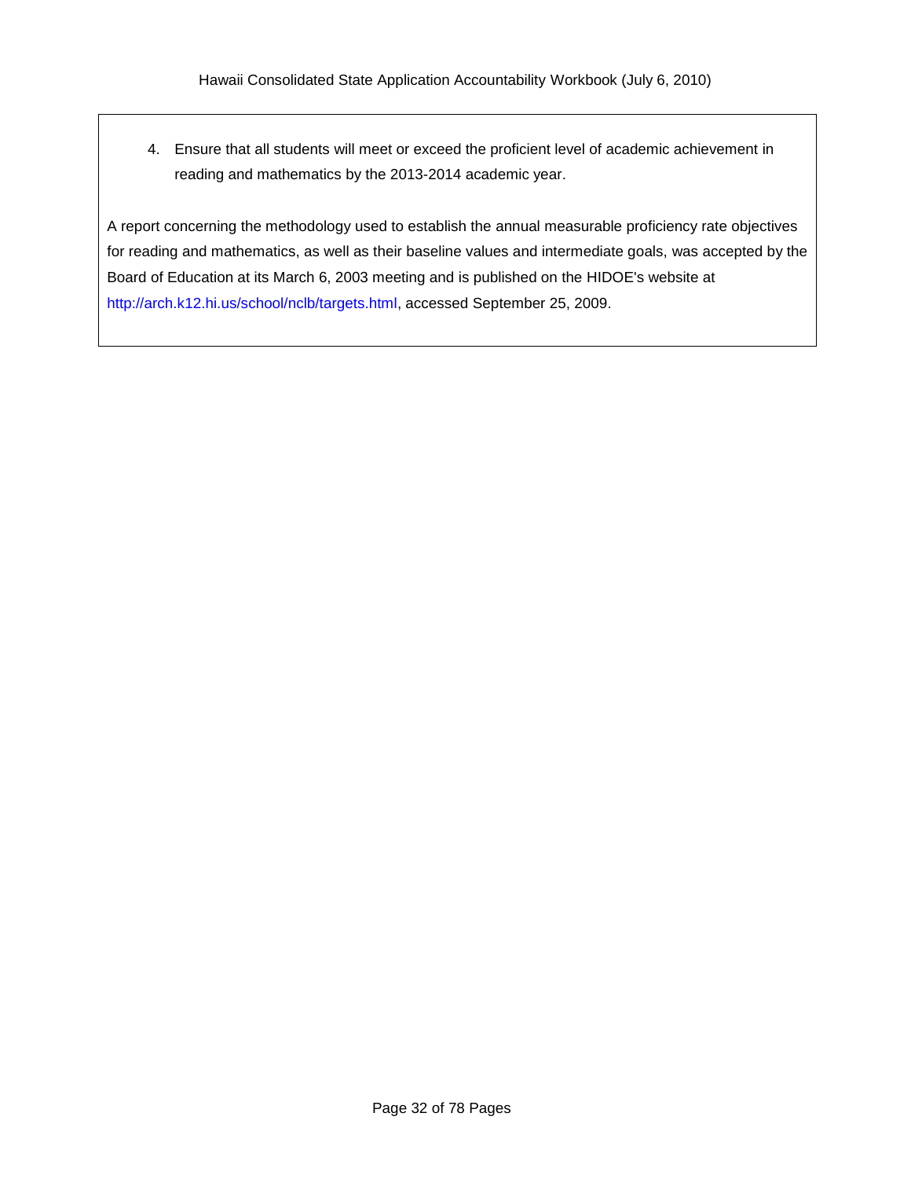4. Ensure that all students will meet or exceed the proficient level of academic achievement in reading and mathematics by the 2013-2014 academic year.

A report concerning the methodology used to establish the annual measurable proficiency rate objectives for reading and mathematics, as well as their baseline values and intermediate goals, was accepted by the Board of Education at its March 6, 2003 meeting and is published on the HIDOE's website at http://arch.k12.hi.us/school/nclb/targets.html, accessed September 25, 2009.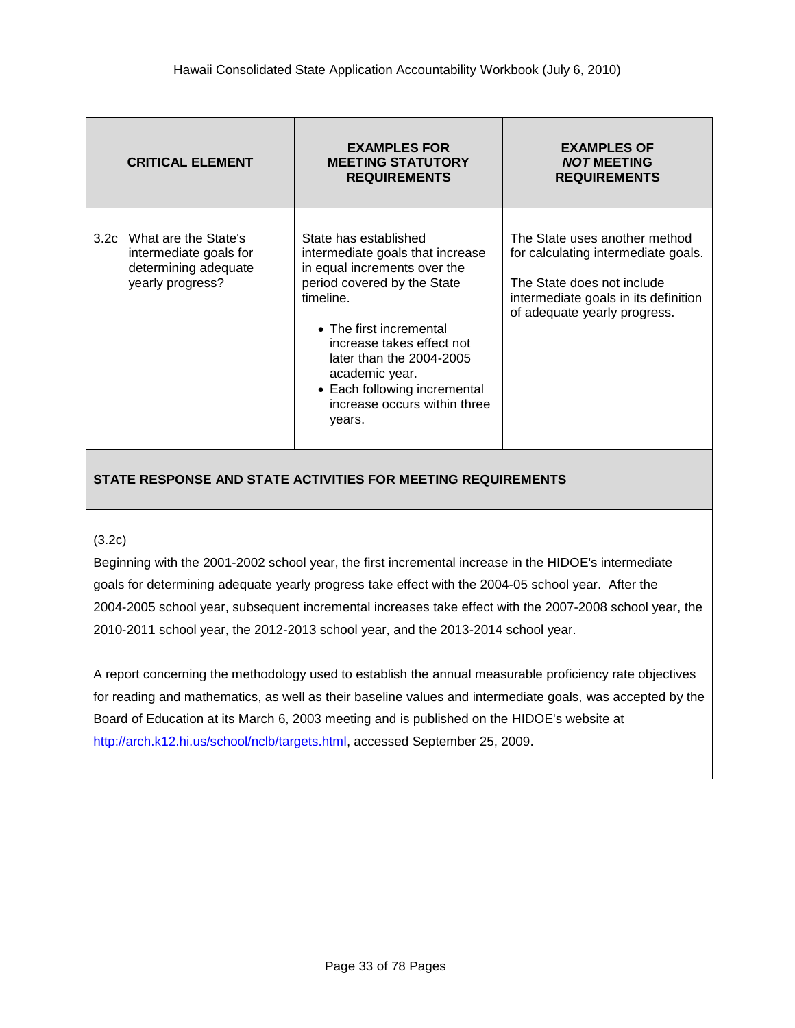| CRITICAL ELEMENT | EXAMPLES FOR MEETING STATUTORY REQUIREMENTS | EXAMPLES OF *NOT* MEETING REQUIREMENTS |
|---|---|---|
| 3.2c What are the State's intermediate goals for determining adequate yearly progress? | State has established intermediate goals that increase in equal increments over the period covered by the State timeline.<br>• The first incremental increase takes effect not later than the 2004-2005 academic year.<br>• Each following incremental increase occurs within three years. | The State uses another method for calculating intermediate goals.<br><br>The State does not include intermediate goals in its definition of adequate yearly progress. |

**STATE RESPONSE AND STATE ACTIVITIES FOR MEETING REQUIREMENTS**

(3.2c)

Beginning with the 2001-2002 school year, the first incremental increase in the HIDOE's intermediate goals for determining adequate yearly progress take effect with the 2004-05 school year. After the 2004-2005 school year, subsequent incremental increases take effect with the 2007-2008 school year, the 2010-2011 school year, the 2012-2013 school year, and the 2013-2014 school year.

A report concerning the methodology used to establish the annual measurable proficiency rate objectives for reading and mathematics, as well as their baseline values and intermediate goals, was accepted by the Board of Education at its March 6, 2003 meeting and is published on the HIDOE's website at http://arch.k12.hi.us/school/nclb/targets.html, accessed September 25, 2009.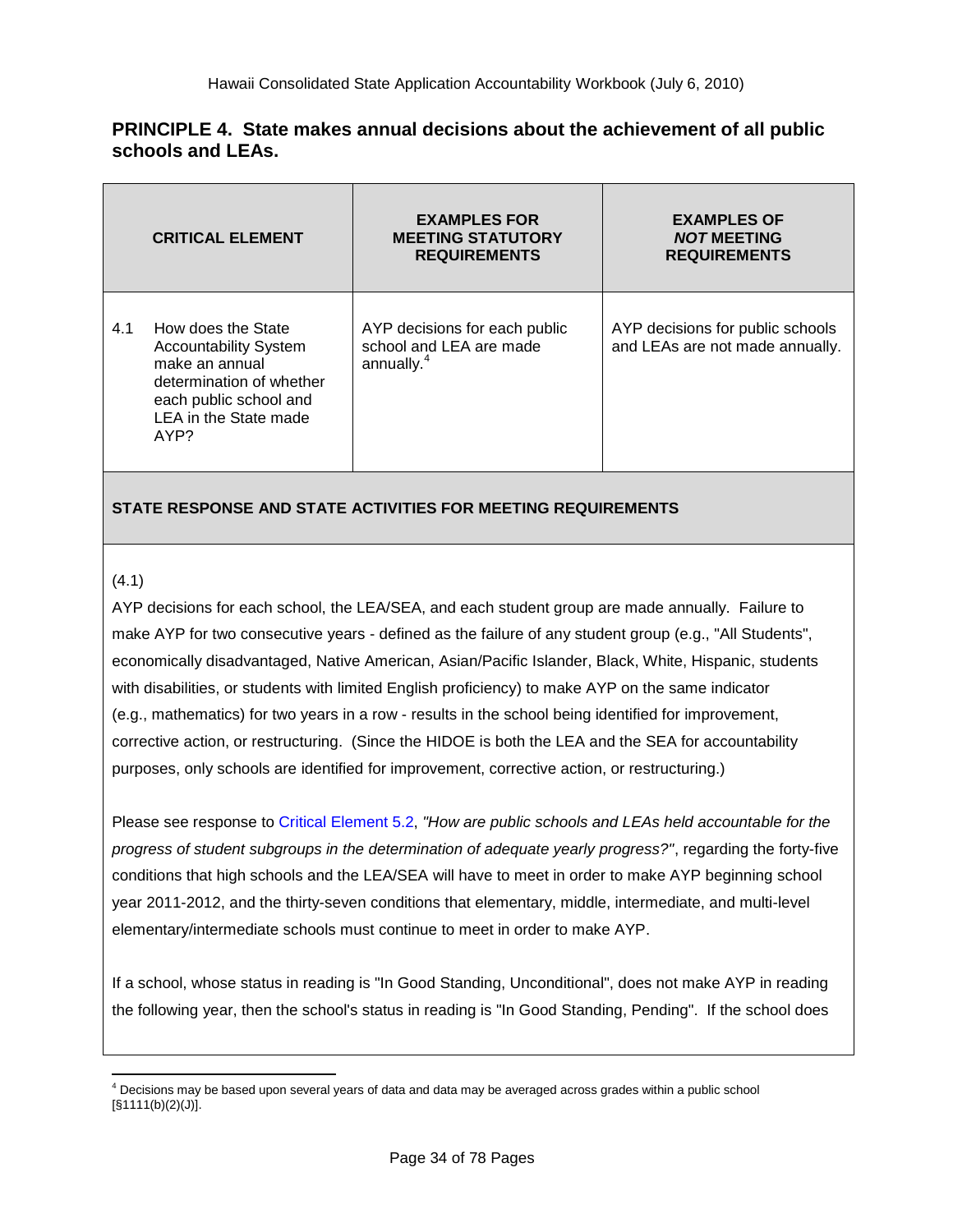## PRINCIPLE 4. State makes annual decisions about the achievement of all public schools and LEAs.

| CRITICAL ELEMENT | EXAMPLES FOR MEETING STATUTORY REQUIREMENTS | EXAMPLES OF *NOT* MEETING REQUIREMENTS |
|---|---|---|
| 4.1 How does the State Accountability System make an annual determination of whether each public school and LEA in the State made AYP? | AYP decisions for each public school and LEA are made annually.[4] | AYP decisions for public schools and LEAs are not made annually. |

**STATE RESPONSE AND STATE ACTIVITIES FOR MEETING REQUIREMENTS**

(4.1)

AYP decisions for each school, the LEA/SEA, and each student group are made annually. Failure to make AYP for two consecutive years - defined as the failure of any student group (e.g., "All Students", economically disadvantaged, Native American, Asian/Pacific Islander, Black, White, Hispanic, students with disabilities, or students with limited English proficiency) to make AYP on the same indicator (e.g., mathematics) for two years in a row - results in the school being identified for improvement, corrective action, or restructuring. (Since the HIDOE is both the LEA and the SEA for accountability purposes, only schools are identified for improvement, corrective action, or restructuring.)

Please see response to Critical Element 5.2, *"How are public schools and LEAs held accountable for the progress of student subgroups in the determination of adequate yearly progress?"*, regarding the forty-five conditions that high schools and the LEA/SEA will have to meet in order to make AYP beginning school year 2011-2012, and the thirty-seven conditions that elementary, middle, intermediate, and multi-level elementary/intermediate schools must continue to meet in order to make AYP.

If a school, whose status in reading is "In Good Standing, Unconditional", does not make AYP in reading the following year, then the school's status in reading is "In Good Standing, Pending". If the school does

[4] Decisions may be based upon several years of data and data may be averaged across grades within a public school [§1111(b)(2)(J)].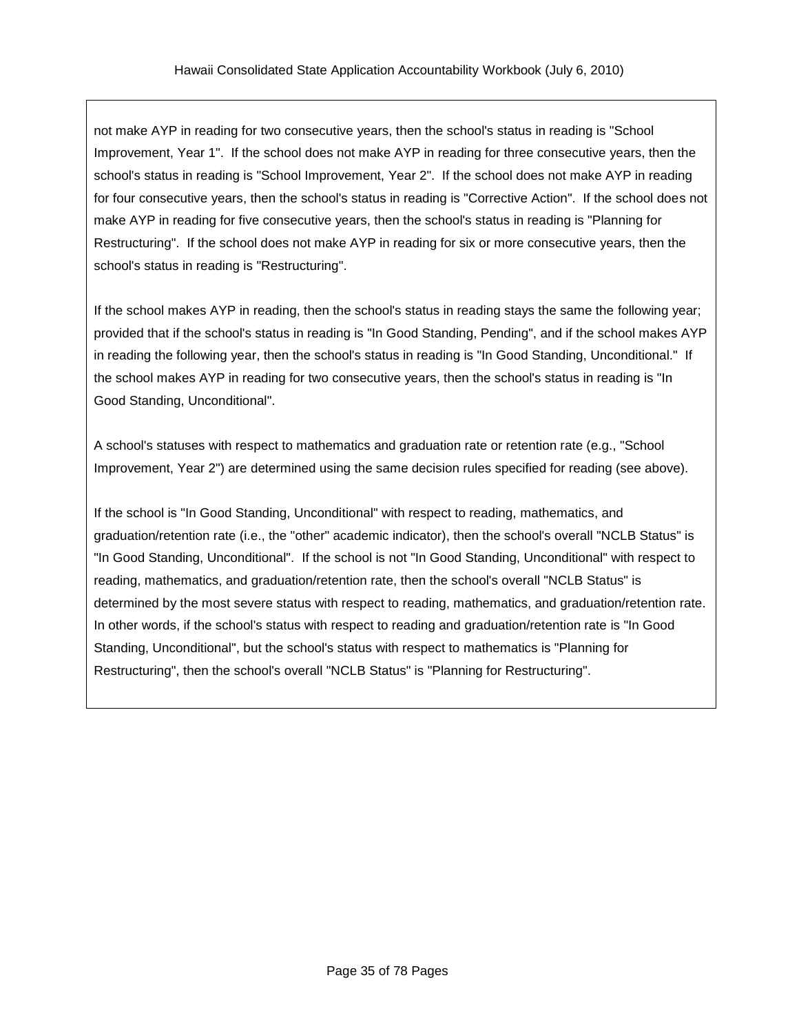not make AYP in reading for two consecutive years, then the school's status in reading is "School Improvement, Year 1". If the school does not make AYP in reading for three consecutive years, then the school's status in reading is "School Improvement, Year 2". If the school does not make AYP in reading for four consecutive years, then the school's status in reading is "Corrective Action". If the school does not make AYP in reading for five consecutive years, then the school's status in reading is "Planning for Restructuring". If the school does not make AYP in reading for six or more consecutive years, then the school's status in reading is "Restructuring".

If the school makes AYP in reading, then the school's status in reading stays the same the following year; provided that if the school's status in reading is "In Good Standing, Pending", and if the school makes AYP in reading the following year, then the school's status in reading is "In Good Standing, Unconditional." If the school makes AYP in reading for two consecutive years, then the school's status in reading is "In Good Standing, Unconditional".

A school's statuses with respect to mathematics and graduation rate or retention rate (e.g., "School Improvement, Year 2") are determined using the same decision rules specified for reading (see above).

If the school is "In Good Standing, Unconditional" with respect to reading, mathematics, and graduation/retention rate (i.e., the "other" academic indicator), then the school's overall "NCLB Status" is "In Good Standing, Unconditional". If the school is not "In Good Standing, Unconditional" with respect to reading, mathematics, and graduation/retention rate, then the school's overall "NCLB Status" is determined by the most severe status with respect to reading, mathematics, and graduation/retention rate. In other words, if the school's status with respect to reading and graduation/retention rate is "In Good Standing, Unconditional", but the school's status with respect to mathematics is "Planning for Restructuring", then the school's overall "NCLB Status" is "Planning for Restructuring".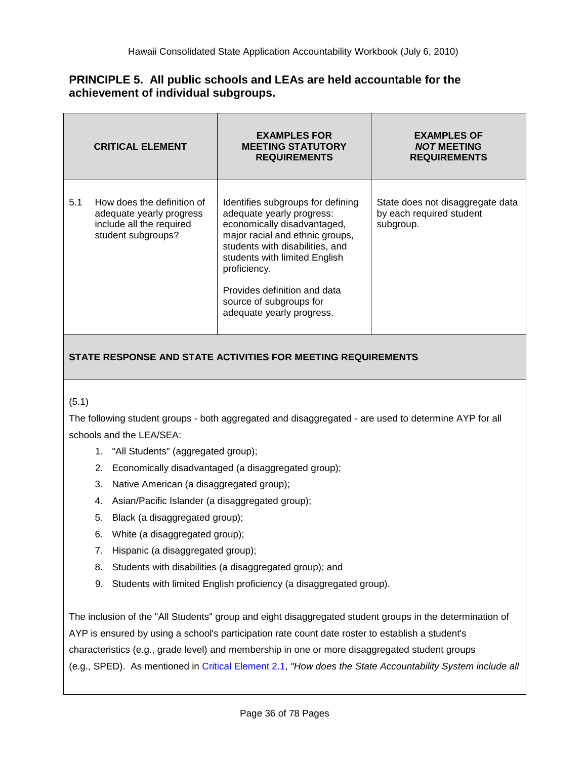## PRINCIPLE 5. All public schools and LEAs are held accountable for the achievement of individual subgroups.

| CRITICAL ELEMENT | EXAMPLES FOR MEETING STATUTORY REQUIREMENTS | EXAMPLES OF *NOT* MEETING REQUIREMENTS |
|---|---|---|
| 5.1 How does the definition of adequate yearly progress include all the required student subgroups? | Identifies subgroups for defining adequate yearly progress: economically disadvantaged, major racial and ethnic groups, students with disabilities, and students with limited English proficiency.<br><br>Provides definition and data source of subgroups for adequate yearly progress. | State does not disaggregate data by each required student subgroup. |

**STATE RESPONSE AND STATE ACTIVITIES FOR MEETING REQUIREMENTS**

(5.1)

The following student groups - both aggregated and disaggregated - are used to determine AYP for all schools and the LEA/SEA:

1. "All Students" (aggregated group);
2. Economically disadvantaged (a disaggregated group);
3. Native American (a disaggregated group);
4. Asian/Pacific Islander (a disaggregated group);
5. Black (a disaggregated group);
6. White (a disaggregated group);
7. Hispanic (a disaggregated group);
8. Students with disabilities (a disaggregated group); and
9. Students with limited English proficiency (a disaggregated group).

The inclusion of the "All Students" group and eight disaggregated student groups in the determination of AYP is ensured by using a school's participation rate count date roster to establish a student's characteristics (e.g., grade level) and membership in one or more disaggregated student groups (e.g., SPED). As mentioned in Critical Element 2.1, *"How does the State Accountability System include all*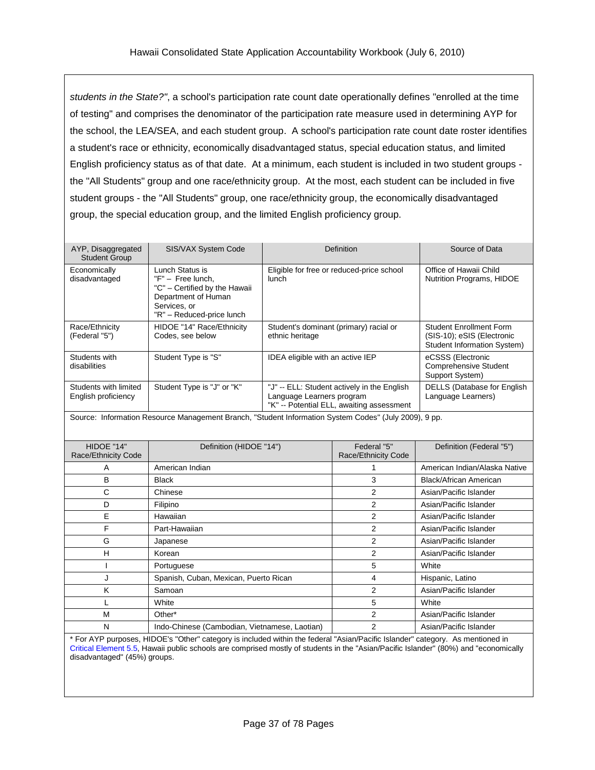*students in the State?"*, a school's participation rate count date operationally defines "enrolled at the time of testing" and comprises the denominator of the participation rate measure used in determining AYP for the school, the LEA/SEA, and each student group. A school's participation rate count date roster identifies a student's race or ethnicity, economically disadvantaged status, special education status, and limited English proficiency status as of that date. At a minimum, each student is included in two student groups - the "All Students" group and one race/ethnicity group. At the most, each student can be included in five student groups - the "All Students" group, one race/ethnicity group, the economically disadvantaged group, the special education group, and the limited English proficiency group.

| AYP, Disaggregated Student Group | SIS/VAX System Code | Definition | Source of Data |
|---|---|---|---|
| Economically disadvantaged | Lunch Status is "F" – Free lunch, "C" – Certified by the Hawaii Department of Human Services, or "R" – Reduced-price lunch | Eligible for free or reduced-price school lunch | Office of Hawaii Child Nutrition Programs, HIDOE |
| Race/Ethnicity (Federal "5") | HIDOE "14" Race/Ethnicity Codes, see below | Student's dominant (primary) racial or ethnic heritage | Student Enrollment Form (SIS-10); eSIS (Electronic Student Information System) |
| Students with disabilities | Student Type is "S" | IDEA eligible with an active IEP | eCSSS (Electronic Comprehensive Student Support System) |
| Students with limited English proficiency | Student Type is "J" or "K" | "J" -- ELL: Student actively in the English Language Learners program "K" -- Potential ELL, awaiting assessment | DELLS (Database for English Language Learners) |

Source: Information Resource Management Branch, "Student Information System Codes" (July 2009), 9 pp.

| HIDOE "14" Race/Ethnicity Code | Definition (HIDOE "14") | Federal "5" Race/Ethnicity Code | Definition (Federal "5") |
|---|---|---|---|
| A | American Indian | 1 | American Indian/Alaska Native |
| B | Black | 3 | Black/African American |
| C | Chinese | 2 | Asian/Pacific Islander |
| D | Filipino | 2 | Asian/Pacific Islander |
| E | Hawaiian | 2 | Asian/Pacific Islander |
| F | Part-Hawaiian | 2 | Asian/Pacific Islander |
| G | Japanese | 2 | Asian/Pacific Islander |
| H | Korean | 2 | Asian/Pacific Islander |
| I | Portuguese | 5 | White |
| J | Spanish, Cuban, Mexican, Puerto Rican | 4 | Hispanic, Latino |
| K | Samoan | 2 | Asian/Pacific Islander |
| L | White | 5 | White |
| M | Other* | 2 | Asian/Pacific Islander |
| N | Indo-Chinese (Cambodian, Vietnamese, Laotian) | 2 | Asian/Pacific Islander |

* For AYP purposes, HIDOE's "Other" category is included within the federal "Asian/Pacific Islander" category. As mentioned in Critical Element 5.5, Hawaii public schools are comprised mostly of students in the "Asian/Pacific Islander" (80%) and "economically disadvantaged" (45%) groups.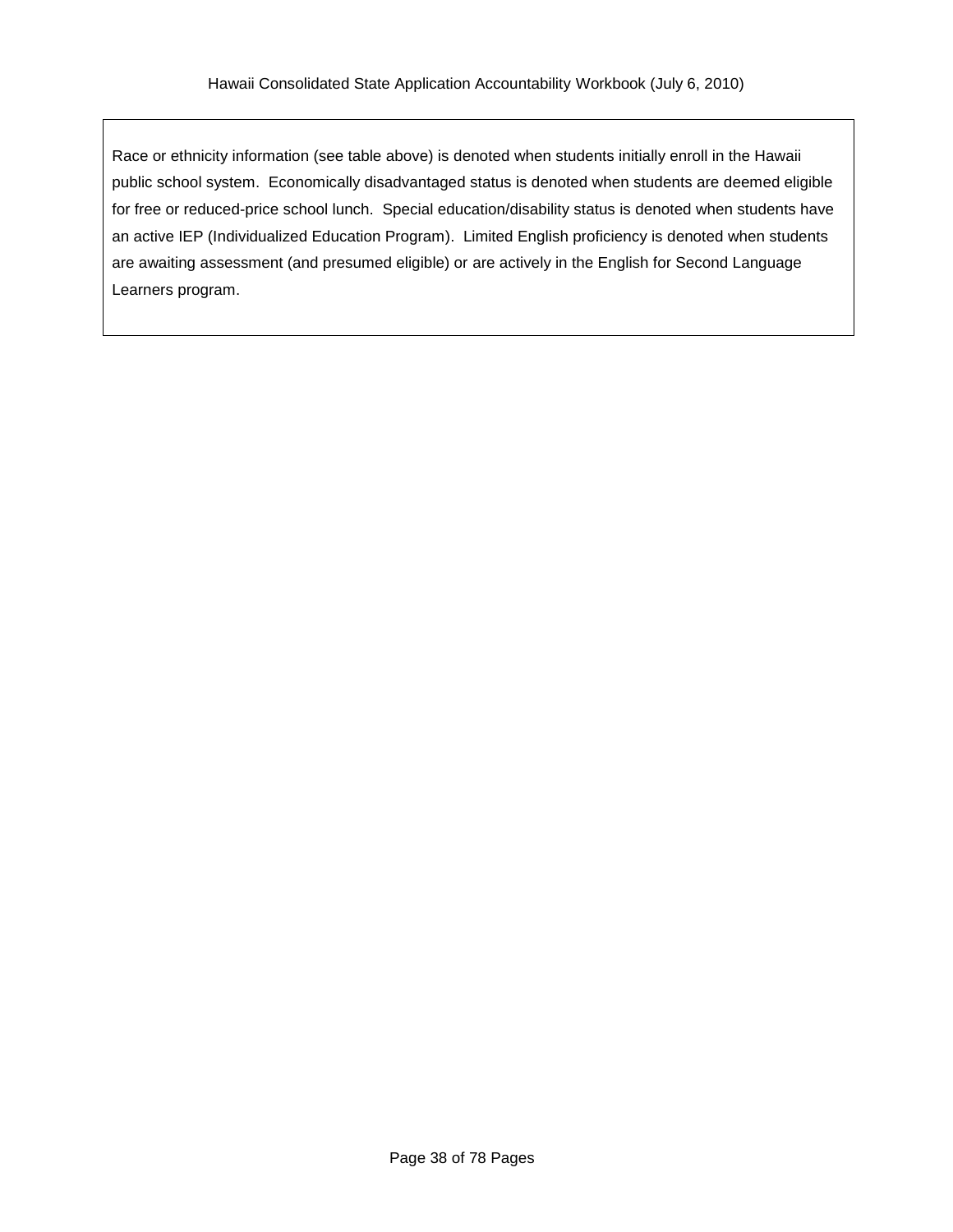Race or ethnicity information (see table above) is denoted when students initially enroll in the Hawaii public school system. Economically disadvantaged status is denoted when students are deemed eligible for free or reduced-price school lunch. Special education/disability status is denoted when students have an active IEP (Individualized Education Program). Limited English proficiency is denoted when students are awaiting assessment (and presumed eligible) or are actively in the English for Second Language Learners program.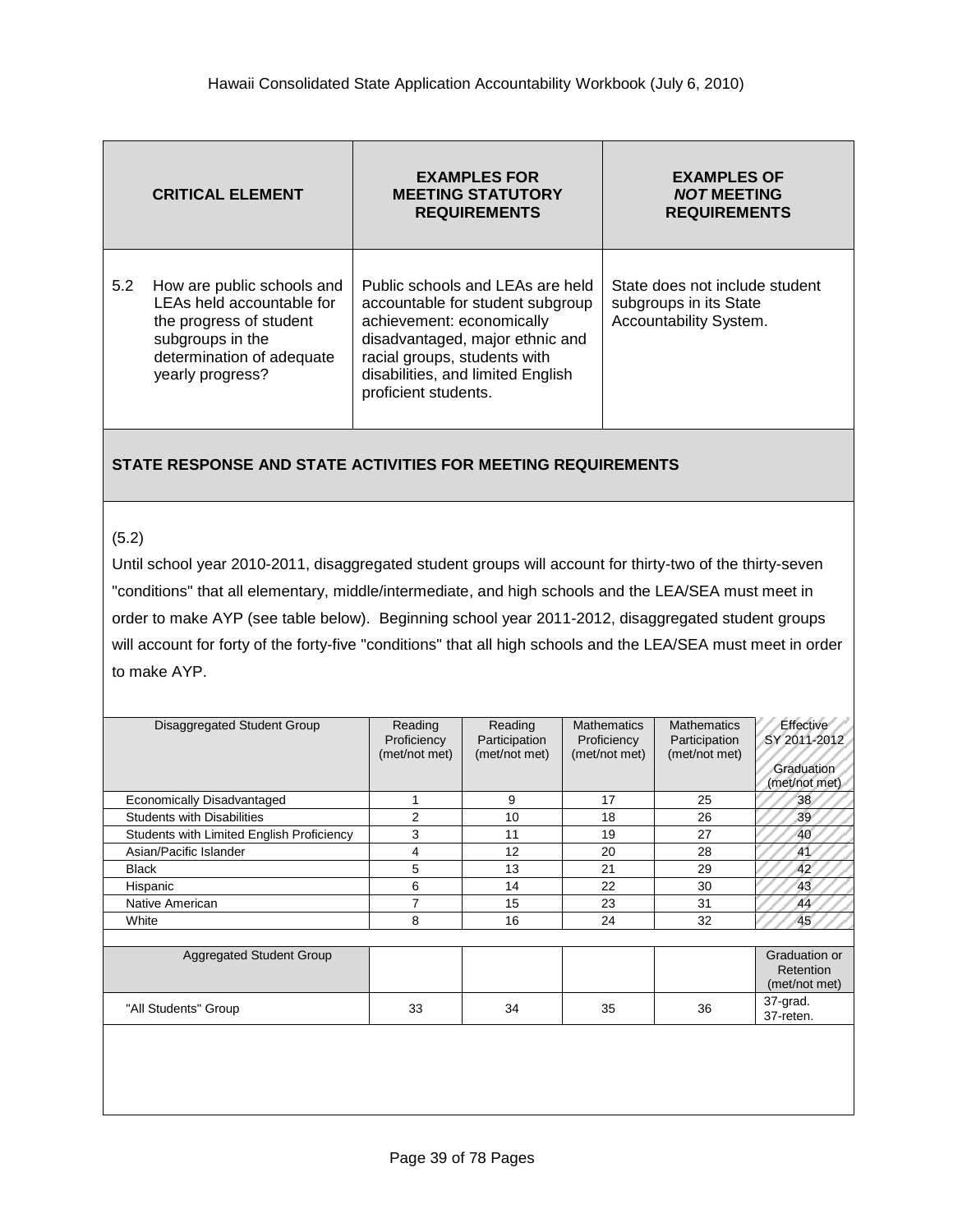| CRITICAL ELEMENT | EXAMPLES FOR MEETING STATUTORY REQUIREMENTS | EXAMPLES OF ***NOT*** MEETING REQUIREMENTS |
|---|---|---|
| 5.2 How are public schools and LEAs held accountable for the progress of student subgroups in the determination of adequate yearly progress? | Public schools and LEAs are held accountable for student subgroup achievement: economically disadvantaged, major ethnic and racial groups, students with disabilities, and limited English proficient students. | State does not include student subgroups in its State Accountability System. |

## STATE RESPONSE AND STATE ACTIVITIES FOR MEETING REQUIREMENTS

(5.2)

Until school year 2010-2011, disaggregated student groups will account for thirty-two of the thirty-seven "conditions" that all elementary, middle/intermediate, and high schools and the LEA/SEA must meet in order to make AYP (see table below). Beginning school year 2011-2012, disaggregated student groups will account for forty of the forty-five "conditions" that all high schools and the LEA/SEA must meet in order to make AYP.

| Disaggregated Student Group | Reading Proficiency (met/not met) | Reading Participation (met/not met) | Mathematics Proficiency (met/not met) | Mathematics Participation (met/not met) | Effective SY 2011-2012 Graduation (met/not met) |
|---|---|---|---|---|---|
| Economically Disadvantaged | 1 | 9 | 17 | 25 | 38 |
| Students with Disabilities | 2 | 10 | 18 | 26 | 39 |
| Students with Limited English Proficiency | 3 | 11 | 19 | 27 | 40 |
| Asian/Pacific Islander | 4 | 12 | 20 | 28 | 41 |
| Black | 5 | 13 | 21 | 29 | 42 |
| Hispanic | 6 | 14 | 22 | 30 | 43 |
| Native American | 7 | 15 | 23 | 31 | 44 |
| White | 8 | 16 | 24 | 32 | 45 |
| | | | | | |
| Aggregated Student Group | | | | | Graduation or Retention (met/not met) |
| "All Students" Group | 33 | 34 | 35 | 36 | 37-grad. 37-reten. |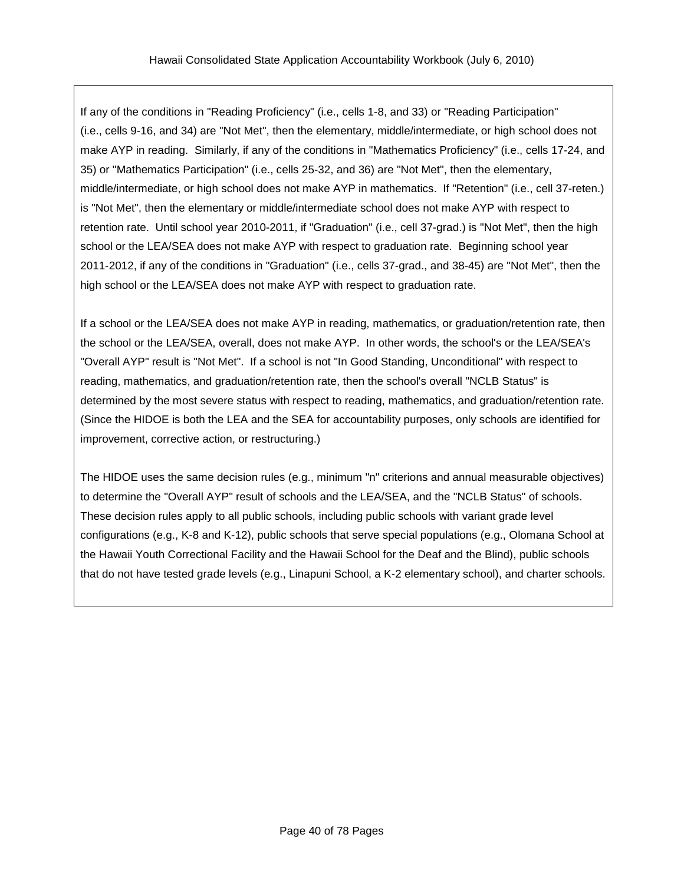If any of the conditions in "Reading Proficiency" (i.e., cells 1-8, and 33) or "Reading Participation" (i.e., cells 9-16, and 34) are "Not Met", then the elementary, middle/intermediate, or high school does not make AYP in reading. Similarly, if any of the conditions in "Mathematics Proficiency" (i.e., cells 17-24, and 35) or "Mathematics Participation" (i.e., cells 25-32, and 36) are "Not Met", then the elementary, middle/intermediate, or high school does not make AYP in mathematics. If "Retention" (i.e., cell 37-reten.) is "Not Met", then the elementary or middle/intermediate school does not make AYP with respect to retention rate. Until school year 2010-2011, if "Graduation" (i.e., cell 37-grad.) is "Not Met", then the high school or the LEA/SEA does not make AYP with respect to graduation rate. Beginning school year 2011-2012, if any of the conditions in "Graduation" (i.e., cells 37-grad., and 38-45) are "Not Met", then the high school or the LEA/SEA does not make AYP with respect to graduation rate.

If a school or the LEA/SEA does not make AYP in reading, mathematics, or graduation/retention rate, then the school or the LEA/SEA, overall, does not make AYP. In other words, the school's or the LEA/SEA's "Overall AYP" result is "Not Met". If a school is not "In Good Standing, Unconditional" with respect to reading, mathematics, and graduation/retention rate, then the school's overall "NCLB Status" is determined by the most severe status with respect to reading, mathematics, and graduation/retention rate. (Since the HIDOE is both the LEA and the SEA for accountability purposes, only schools are identified for improvement, corrective action, or restructuring.)

The HIDOE uses the same decision rules (e.g., minimum "n" criterions and annual measurable objectives) to determine the "Overall AYP" result of schools and the LEA/SEA, and the "NCLB Status" of schools. These decision rules apply to all public schools, including public schools with variant grade level configurations (e.g., K-8 and K-12), public schools that serve special populations (e.g., Olomana School at the Hawaii Youth Correctional Facility and the Hawaii School for the Deaf and the Blind), public schools that do not have tested grade levels (e.g., Linapuni School, a K-2 elementary school), and charter schools.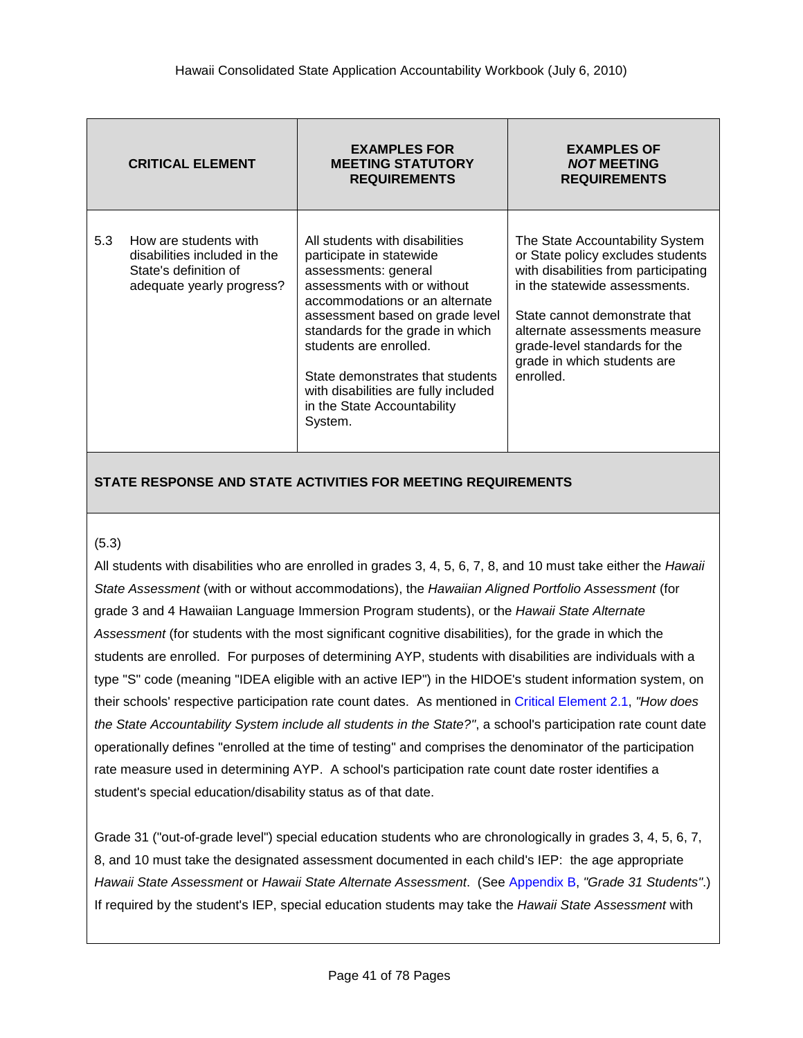| CRITICAL ELEMENT | EXAMPLES FOR MEETING STATUTORY REQUIREMENTS | EXAMPLES OF *NOT* MEETING REQUIREMENTS |
|---|---|---|
| 5.3 How are students with disabilities included in the State's definition of adequate yearly progress? | All students with disabilities participate in statewide assessments: general assessments with or without accommodations or an alternate assessment based on grade level standards for the grade in which students are enrolled.<br><br>State demonstrates that students with disabilities are fully included in the State Accountability System. | The State Accountability System or State policy excludes students with disabilities from participating in the statewide assessments.<br><br>State cannot demonstrate that alternate assessments measure grade-level standards for the grade in which students are enrolled. |

**STATE RESPONSE AND STATE ACTIVITIES FOR MEETING REQUIREMENTS**

(5.3)

All students with disabilities who are enrolled in grades 3, 4, 5, 6, 7, 8, and 10 must take either the *Hawaii State Assessment* (with or without accommodations), the *Hawaiian Aligned Portfolio Assessment* (for grade 3 and 4 Hawaiian Language Immersion Program students), or the *Hawaii State Alternate Assessment* (for students with the most significant cognitive disabilities), for the grade in which the students are enrolled. For purposes of determining AYP, students with disabilities are individuals with a type "S" code (meaning "IDEA eligible with an active IEP") in the HIDOE's student information system, on their schools' respective participation rate count dates. As mentioned in Critical Element 2.1, *"How does the State Accountability System include all students in the State?"*, a school's participation rate count date operationally defines "enrolled at the time of testing" and comprises the denominator of the participation rate measure used in determining AYP. A school's participation rate count date roster identifies a student's special education/disability status as of that date.

Grade 31 ("out-of-grade level") special education students who are chronologically in grades 3, 4, 5, 6, 7, 8, and 10 must take the designated assessment documented in each child's IEP: the age appropriate *Hawaii State Assessment* or *Hawaii State Alternate Assessment*. (See Appendix B, *"Grade 31 Students"*.) If required by the student's IEP, special education students may take the *Hawaii State Assessment* with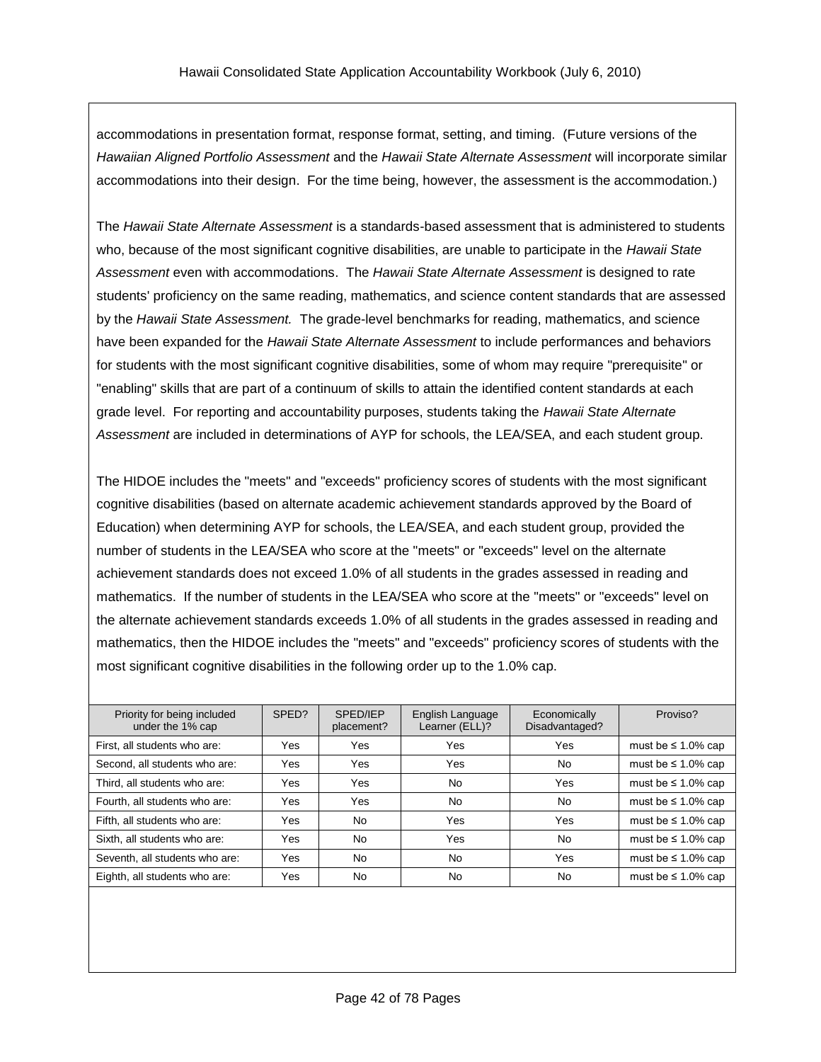accommodations in presentation format, response format, setting, and timing. (Future versions of the *Hawaiian Aligned Portfolio Assessment* and the *Hawaii State Alternate Assessment* will incorporate similar accommodations into their design. For the time being, however, the assessment is the accommodation.)

The *Hawaii State Alternate Assessment* is a standards-based assessment that is administered to students who, because of the most significant cognitive disabilities, are unable to participate in the *Hawaii State Assessment* even with accommodations. The *Hawaii State Alternate Assessment* is designed to rate students' proficiency on the same reading, mathematics, and science content standards that are assessed by the *Hawaii State Assessment.* The grade-level benchmarks for reading, mathematics, and science have been expanded for the *Hawaii State Alternate Assessment* to include performances and behaviors for students with the most significant cognitive disabilities, some of whom may require "prerequisite" or "enabling" skills that are part of a continuum of skills to attain the identified content standards at each grade level. For reporting and accountability purposes, students taking the *Hawaii State Alternate Assessment* are included in determinations of AYP for schools, the LEA/SEA, and each student group.

The HIDOE includes the "meets" and "exceeds" proficiency scores of students with the most significant cognitive disabilities (based on alternate academic achievement standards approved by the Board of Education) when determining AYP for schools, the LEA/SEA, and each student group, provided the number of students in the LEA/SEA who score at the "meets" or "exceeds" level on the alternate achievement standards does not exceed 1.0% of all students in the grades assessed in reading and mathematics. If the number of students in the LEA/SEA who score at the "meets" or "exceeds" level on the alternate achievement standards exceeds 1.0% of all students in the grades assessed in reading and mathematics, then the HIDOE includes the "meets" and "exceeds" proficiency scores of students with the most significant cognitive disabilities in the following order up to the 1.0% cap.

| Priority for being included under the 1% cap | SPED? | SPED/IEP placement? | English Language Learner (ELL)? | Economically Disadvantaged? | Proviso? |
|---|---|---|---|---|---|
| First, all students who are: | Yes | Yes | Yes | Yes | must be ≤ 1.0% cap |
| Second, all students who are: | Yes | Yes | Yes | No | must be ≤ 1.0% cap |
| Third, all students who are: | Yes | Yes | No | Yes | must be ≤ 1.0% cap |
| Fourth, all students who are: | Yes | Yes | No | No | must be ≤ 1.0% cap |
| Fifth, all students who are: | Yes | No | Yes | Yes | must be ≤ 1.0% cap |
| Sixth, all students who are: | Yes | No | Yes | No | must be ≤ 1.0% cap |
| Seventh, all students who are: | Yes | No | No | Yes | must be ≤ 1.0% cap |
| Eighth, all students who are: | Yes | No | No | No | must be ≤ 1.0% cap |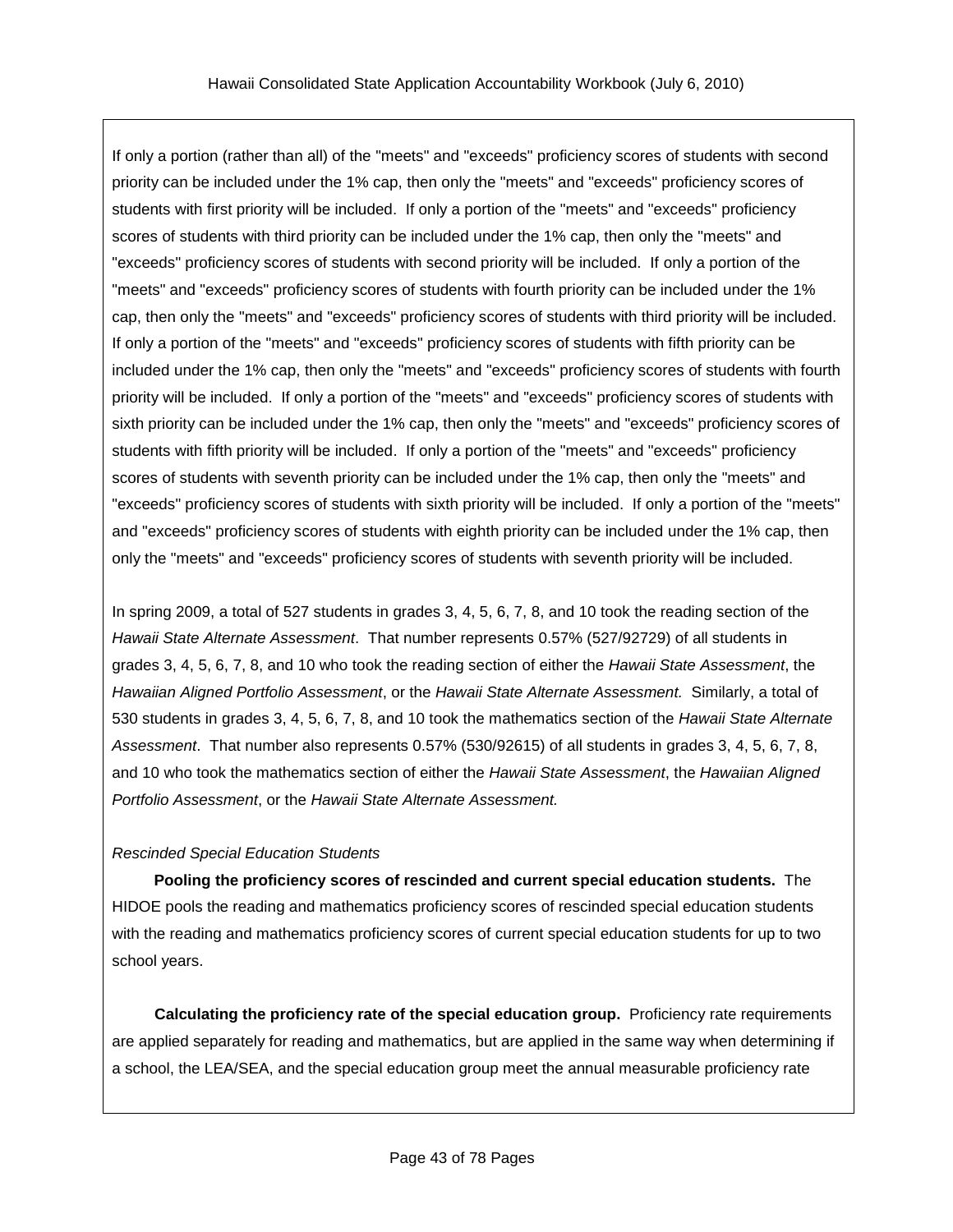If only a portion (rather than all) of the "meets" and "exceeds" proficiency scores of students with second priority can be included under the 1% cap, then only the "meets" and "exceeds" proficiency scores of students with first priority will be included. If only a portion of the "meets" and "exceeds" proficiency scores of students with third priority can be included under the 1% cap, then only the "meets" and "exceeds" proficiency scores of students with second priority will be included. If only a portion of the "meets" and "exceeds" proficiency scores of students with fourth priority can be included under the 1% cap, then only the "meets" and "exceeds" proficiency scores of students with third priority will be included. If only a portion of the "meets" and "exceeds" proficiency scores of students with fifth priority can be included under the 1% cap, then only the "meets" and "exceeds" proficiency scores of students with fourth priority will be included. If only a portion of the "meets" and "exceeds" proficiency scores of students with sixth priority can be included under the 1% cap, then only the "meets" and "exceeds" proficiency scores of students with fifth priority will be included. If only a portion of the "meets" and "exceeds" proficiency scores of students with seventh priority can be included under the 1% cap, then only the "meets" and "exceeds" proficiency scores of students with sixth priority will be included. If only a portion of the "meets" and "exceeds" proficiency scores of students with eighth priority can be included under the 1% cap, then only the "meets" and "exceeds" proficiency scores of students with seventh priority will be included.

In spring 2009, a total of 527 students in grades 3, 4, 5, 6, 7, 8, and 10 took the reading section of the *Hawaii State Alternate Assessment*. That number represents 0.57% (527/92729) of all students in grades 3, 4, 5, 6, 7, 8, and 10 who took the reading section of either the *Hawaii State Assessment*, the *Hawaiian Aligned Portfolio Assessment*, or the *Hawaii State Alternate Assessment.* Similarly, a total of 530 students in grades 3, 4, 5, 6, 7, 8, and 10 took the mathematics section of the *Hawaii State Alternate Assessment*. That number also represents 0.57% (530/92615) of all students in grades 3, 4, 5, 6, 7, 8, and 10 who took the mathematics section of either the *Hawaii State Assessment*, the *Hawaiian Aligned Portfolio Assessment*, or the *Hawaii State Alternate Assessment.*

*Rescinded Special Education Students*

**Pooling the proficiency scores of rescinded and current special education students.** The HIDOE pools the reading and mathematics proficiency scores of rescinded special education students with the reading and mathematics proficiency scores of current special education students for up to two school years.

**Calculating the proficiency rate of the special education group.** Proficiency rate requirements are applied separately for reading and mathematics, but are applied in the same way when determining if a school, the LEA/SEA, and the special education group meet the annual measurable proficiency rate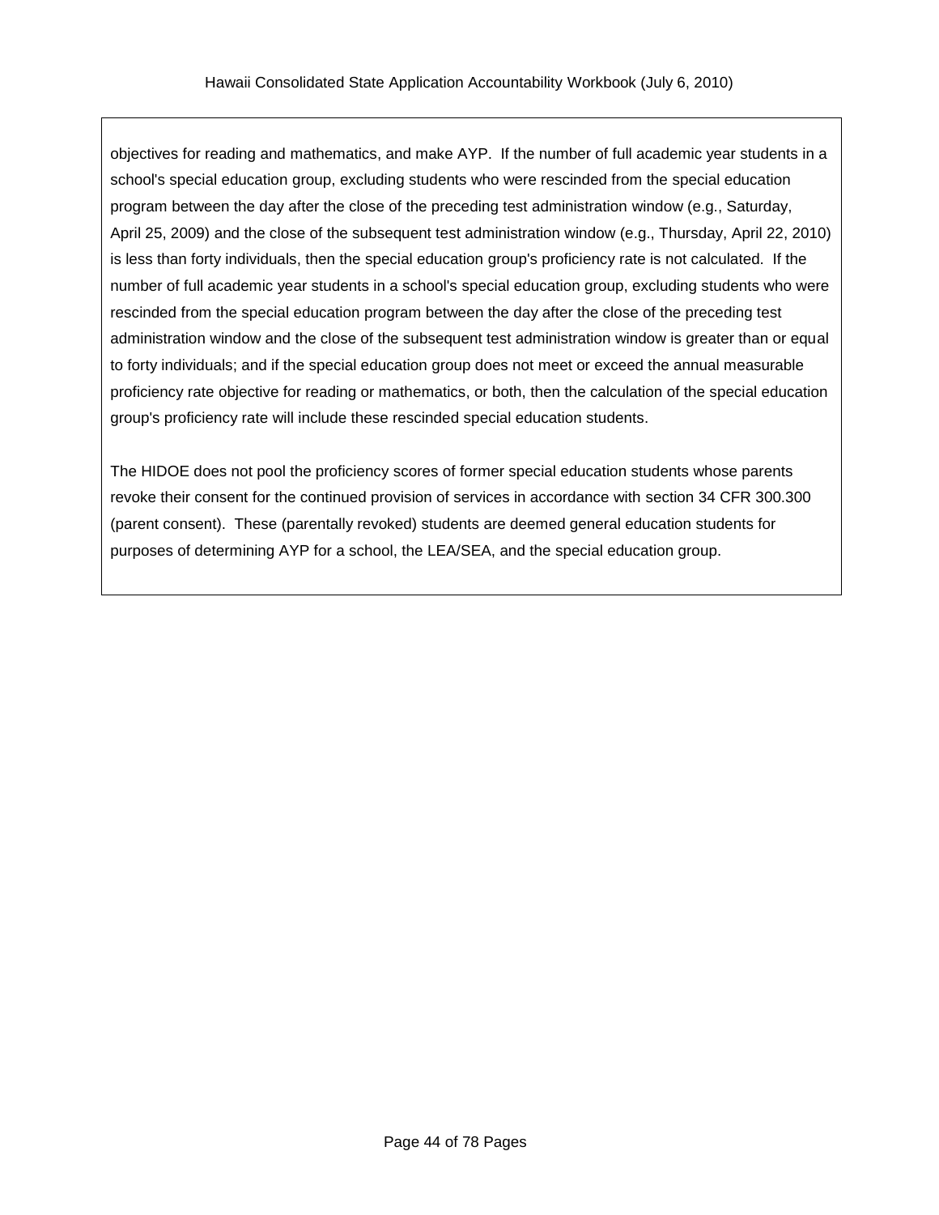objectives for reading and mathematics, and make AYP. If the number of full academic year students in a school's special education group, excluding students who were rescinded from the special education program between the day after the close of the preceding test administration window (e.g., Saturday, April 25, 2009) and the close of the subsequent test administration window (e.g., Thursday, April 22, 2010) is less than forty individuals, then the special education group's proficiency rate is not calculated. If the number of full academic year students in a school's special education group, excluding students who were rescinded from the special education program between the day after the close of the preceding test administration window and the close of the subsequent test administration window is greater than or equal to forty individuals; and if the special education group does not meet or exceed the annual measurable proficiency rate objective for reading or mathematics, or both, then the calculation of the special education group's proficiency rate will include these rescinded special education students.

The HIDOE does not pool the proficiency scores of former special education students whose parents revoke their consent for the continued provision of services in accordance with section 34 CFR 300.300 (parent consent). These (parentally revoked) students are deemed general education students for purposes of determining AYP for a school, the LEA/SEA, and the special education group.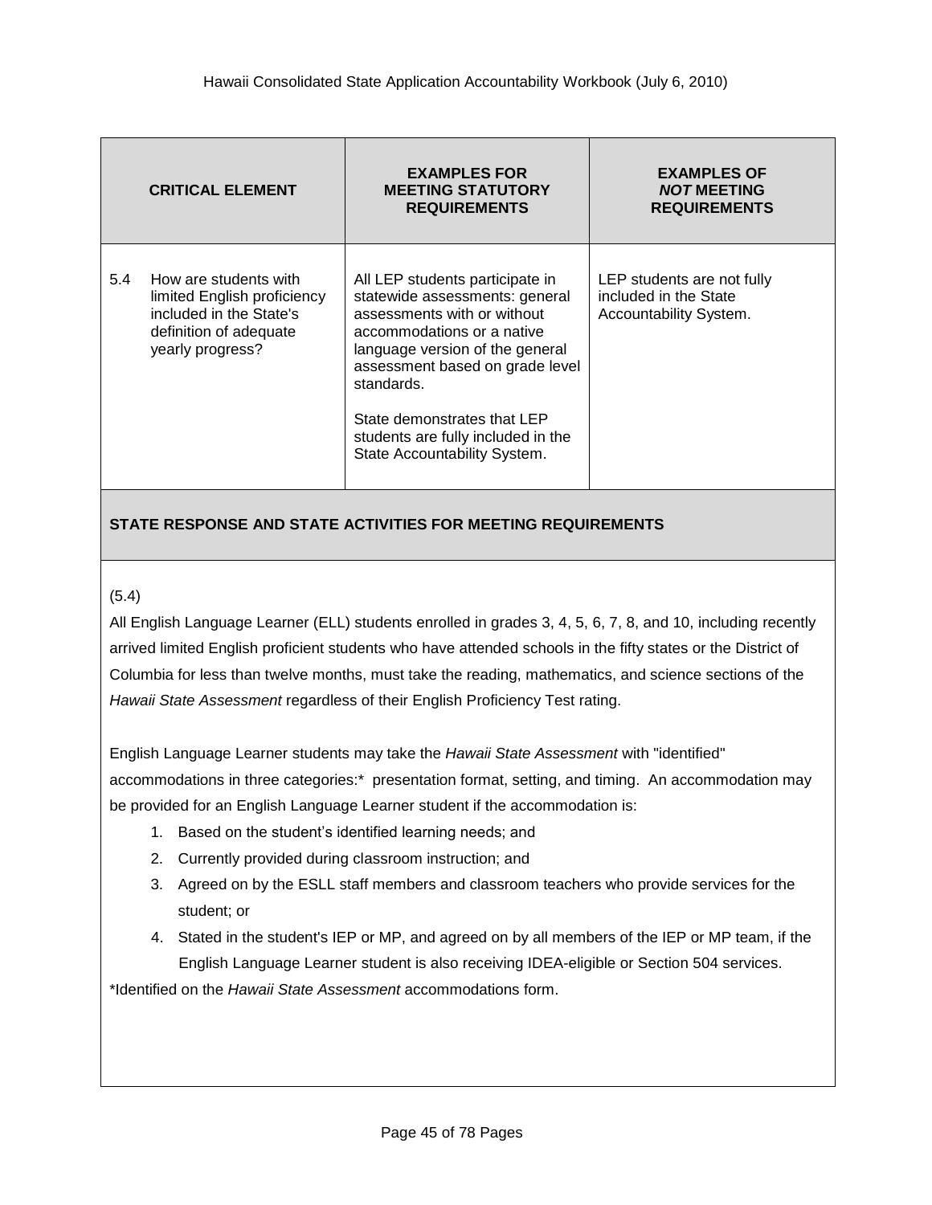| CRITICAL ELEMENT | EXAMPLES FOR MEETING STATUTORY REQUIREMENTS | EXAMPLES OF *NOT* MEETING REQUIREMENTS |
|---|---|---|
| 5.4 How are students with limited English proficiency included in the State's definition of adequate yearly progress? | All LEP students participate in statewide assessments: general assessments with or without accommodations or a native language version of the general assessment based on grade level standards.<br><br>State demonstrates that LEP students are fully included in the State Accountability System. | LEP students are not fully included in the State Accountability System. |

**STATE RESPONSE AND STATE ACTIVITIES FOR MEETING REQUIREMENTS**

(5.4)

All English Language Learner (ELL) students enrolled in grades 3, 4, 5, 6, 7, 8, and 10, including recently arrived limited English proficient students who have attended schools in the fifty states or the District of Columbia for less than twelve months, must take the reading, mathematics, and science sections of the *Hawaii State Assessment* regardless of their English Proficiency Test rating.

English Language Learner students may take the *Hawaii State Assessment* with "identified" accommodations in three categories:* presentation format, setting, and timing. An accommodation may be provided for an English Language Learner student if the accommodation is:

1. Based on the student's identified learning needs; and
2. Currently provided during classroom instruction; and
3. Agreed on by the ESLL staff members and classroom teachers who provide services for the student; or
4. Stated in the student's IEP or MP, and agreed on by all members of the IEP or MP team, if the English Language Learner student is also receiving IDEA-eligible or Section 504 services.

*Identified on the *Hawaii State Assessment* accommodations form.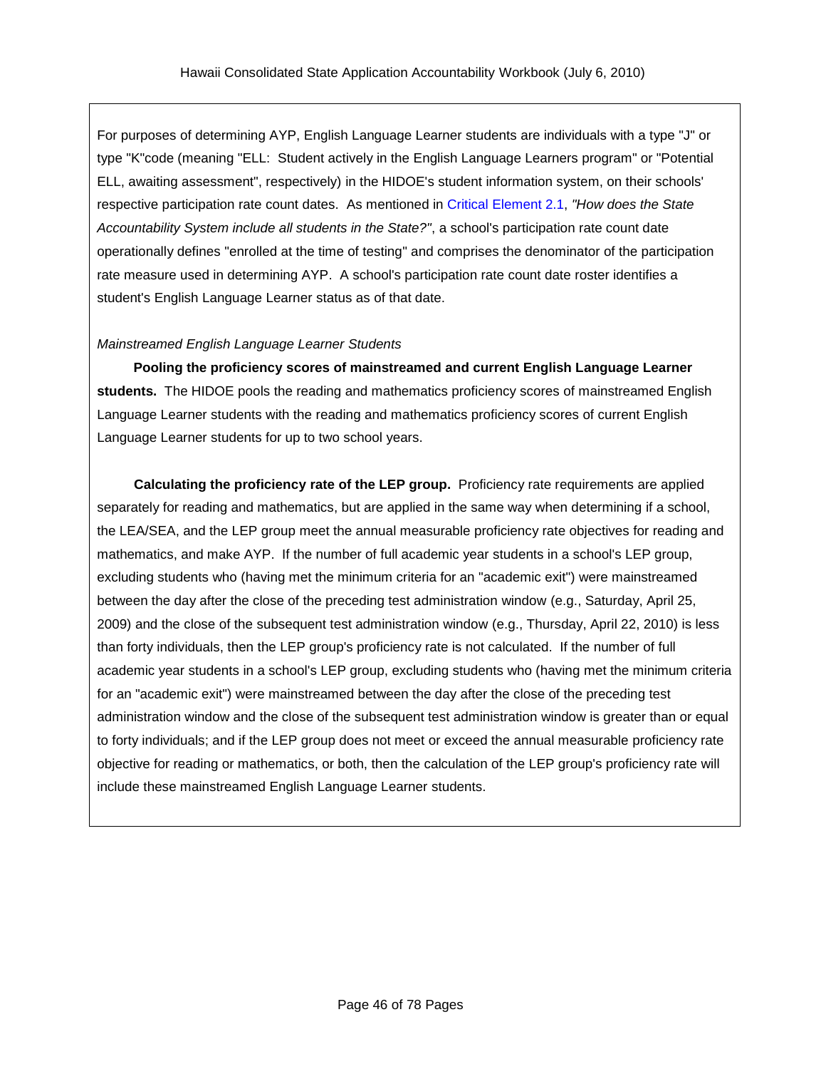For purposes of determining AYP, English Language Learner students are individuals with a type "J" or type "K"code (meaning "ELL: Student actively in the English Language Learners program" or "Potential ELL, awaiting assessment", respectively) in the HIDOE's student information system, on their schools' respective participation rate count dates. As mentioned in Critical Element 2.1, *"How does the State Accountability System include all students in the State?"*, a school's participation rate count date operationally defines "enrolled at the time of testing" and comprises the denominator of the participation rate measure used in determining AYP. A school's participation rate count date roster identifies a student's English Language Learner status as of that date.

*Mainstreamed English Language Learner Students*

**Pooling the proficiency scores of mainstreamed and current English Language Learner students.** The HIDOE pools the reading and mathematics proficiency scores of mainstreamed English Language Learner students with the reading and mathematics proficiency scores of current English Language Learner students for up to two school years.

**Calculating the proficiency rate of the LEP group.** Proficiency rate requirements are applied separately for reading and mathematics, but are applied in the same way when determining if a school, the LEA/SEA, and the LEP group meet the annual measurable proficiency rate objectives for reading and mathematics, and make AYP. If the number of full academic year students in a school's LEP group, excluding students who (having met the minimum criteria for an "academic exit") were mainstreamed between the day after the close of the preceding test administration window (e.g., Saturday, April 25, 2009) and the close of the subsequent test administration window (e.g., Thursday, April 22, 2010) is less than forty individuals, then the LEP group's proficiency rate is not calculated. If the number of full academic year students in a school's LEP group, excluding students who (having met the minimum criteria for an "academic exit") were mainstreamed between the day after the close of the preceding test administration window and the close of the subsequent test administration window is greater than or equal to forty individuals; and if the LEP group does not meet or exceed the annual measurable proficiency rate objective for reading or mathematics, or both, then the calculation of the LEP group's proficiency rate will include these mainstreamed English Language Learner students.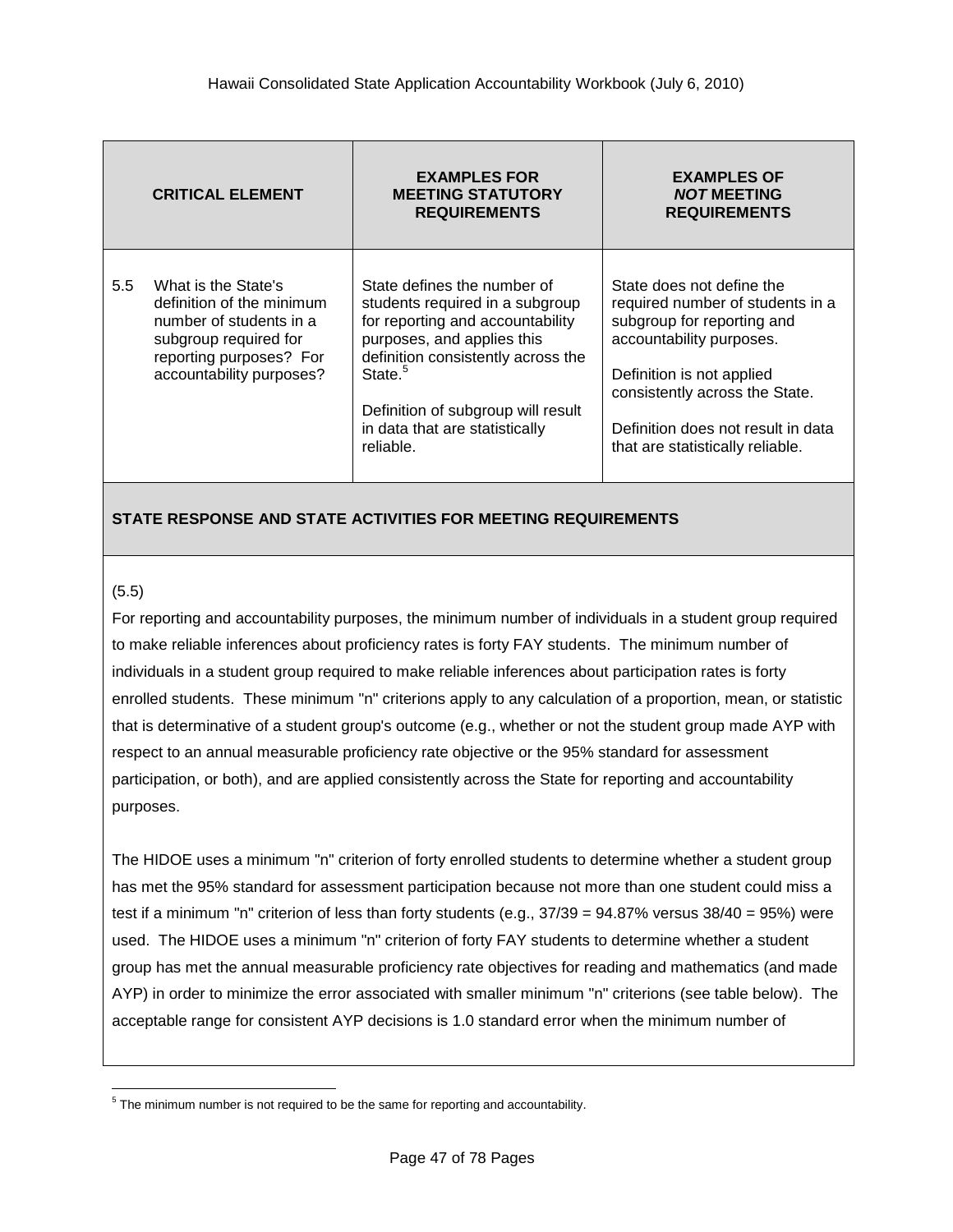| CRITICAL ELEMENT | EXAMPLES FOR MEETING STATUTORY REQUIREMENTS | EXAMPLES OF *NOT* MEETING REQUIREMENTS |
|---|---|---|
| 5.5 What is the State's definition of the minimum number of students in a subgroup required for reporting purposes? For accountability purposes? | State defines the number of students required in a subgroup for reporting and accountability purposes, and applies this definition consistently across the State.[5]<br><br>Definition of subgroup will result in data that are statistically reliable. | State does not define the required number of students in a subgroup for reporting and accountability purposes.<br><br>Definition is not applied consistently across the State.<br><br>Definition does not result in data that are statistically reliable. |

**STATE RESPONSE AND STATE ACTIVITIES FOR MEETING REQUIREMENTS**

(5.5)

For reporting and accountability purposes, the minimum number of individuals in a student group required to make reliable inferences about proficiency rates is forty FAY students. The minimum number of individuals in a student group required to make reliable inferences about participation rates is forty enrolled students. These minimum "n" criterions apply to any calculation of a proportion, mean, or statistic that is determinative of a student group's outcome (e.g., whether or not the student group made AYP with respect to an annual measurable proficiency rate objective or the 95% standard for assessment participation, or both), and are applied consistently across the State for reporting and accountability purposes.

The HIDOE uses a minimum "n" criterion of forty enrolled students to determine whether a student group has met the 95% standard for assessment participation because not more than one student could miss a test if a minimum "n" criterion of less than forty students (e.g., 37/39 = 94.87% versus 38/40 = 95%) were used. The HIDOE uses a minimum "n" criterion of forty FAY students to determine whether a student group has met the annual measurable proficiency rate objectives for reading and mathematics (and made AYP) in order to minimize the error associated with smaller minimum "n" criterions (see table below). The acceptable range for consistent AYP decisions is 1.0 standard error when the minimum number of

[5] The minimum number is not required to be the same for reporting and accountability.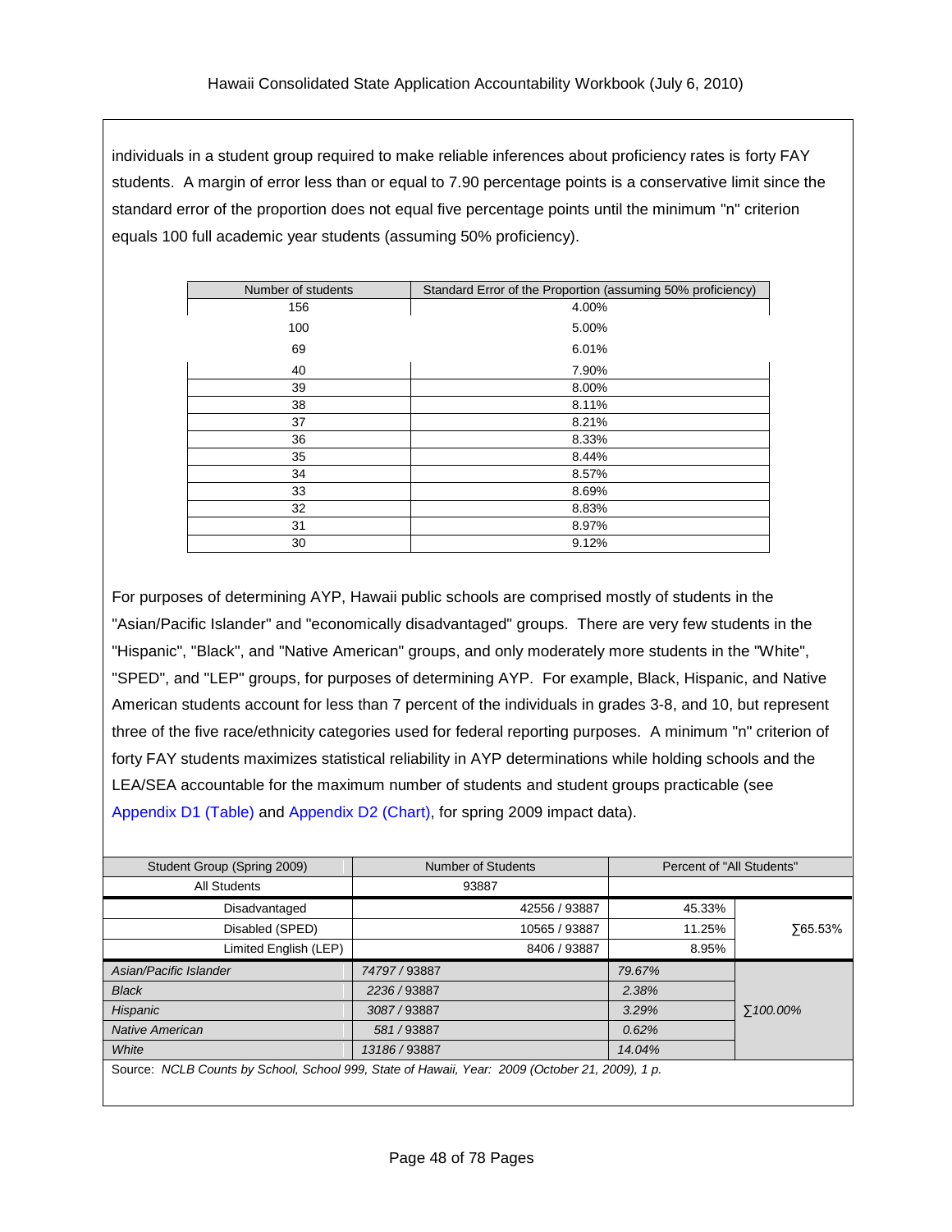individuals in a student group required to make reliable inferences about proficiency rates is forty FAY students. A margin of error less than or equal to 7.90 percentage points is a conservative limit since the standard error of the proportion does not equal five percentage points until the minimum "n" criterion equals 100 full academic year students (assuming 50% proficiency).

| Number of students | Standard Error of the Proportion (assuming 50% proficiency) |
|---|---|
| 156 | 4.00% |
| 100 | 5.00% |
| 69 | 6.01% |
| 40 | 7.90% |
| 39 | 8.00% |
| 38 | 8.11% |
| 37 | 8.21% |
| 36 | 8.33% |
| 35 | 8.44% |
| 34 | 8.57% |
| 33 | 8.69% |
| 32 | 8.83% |
| 31 | 8.97% |
| 30 | 9.12% |

For purposes of determining AYP, Hawaii public schools are comprised mostly of students in the "Asian/Pacific Islander" and "economically disadvantaged" groups. There are very few students in the "Hispanic", "Black", and "Native American" groups, and only moderately more students in the "White", "SPED", and "LEP" groups, for purposes of determining AYP. For example, Black, Hispanic, and Native American students account for less than 7 percent of the individuals in grades 3-8, and 10, but represent three of the five race/ethnicity categories used for federal reporting purposes. A minimum "n" criterion of forty FAY students maximizes statistical reliability in AYP determinations while holding schools and the LEA/SEA accountable for the maximum number of students and student groups practicable (see Appendix D1 (Table) and Appendix D2 (Chart), for spring 2009 impact data).

| Student Group (Spring 2009) | Number of Students | Percent of "All Students" | |
|---|---|---|---|
| All Students | 93887 | | |
| Disadvantaged | 42556 / 93887 | 45.33% | ∑65.53% |
| Disabled (SPED) | 10565 / 93887 | 11.25% | |
| Limited English (LEP) | 8406 / 93887 | 8.95% | |
| *Asian/Pacific Islander* | *74797 / 93887* | *79.67%* | *∑100.00%* |
| *Black* | *2236 / 93887* | *2.38%* | |
| *Hispanic* | *3087 / 93887* | *3.29%* | |
| *Native American* | *581 / 93887* | *0.62%* | |
| *White* | *13186 / 93887* | *14.04%* | |

Source: *NCLB Counts by School, School 999, State of Hawaii, Year: 2009 (October 21, 2009), 1 p.*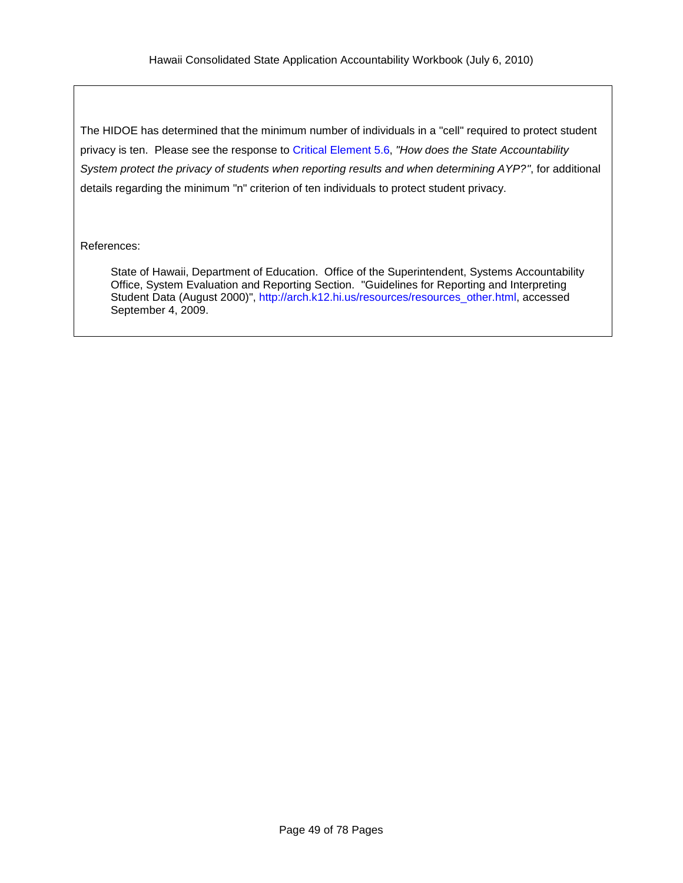The HIDOE has determined that the minimum number of individuals in a "cell" required to protect student privacy is ten. Please see the response to Critical Element 5.6, *"How does the State Accountability System protect the privacy of students when reporting results and when determining AYP?"*, for additional details regarding the minimum "n" criterion of ten individuals to protect student privacy.

References:

> State of Hawaii, Department of Education. Office of the Superintendent, Systems Accountability Office, System Evaluation and Reporting Section. "Guidelines for Reporting and Interpreting Student Data (August 2000)", http://arch.k12.hi.us/resources/resources_other.html, accessed September 4, 2009.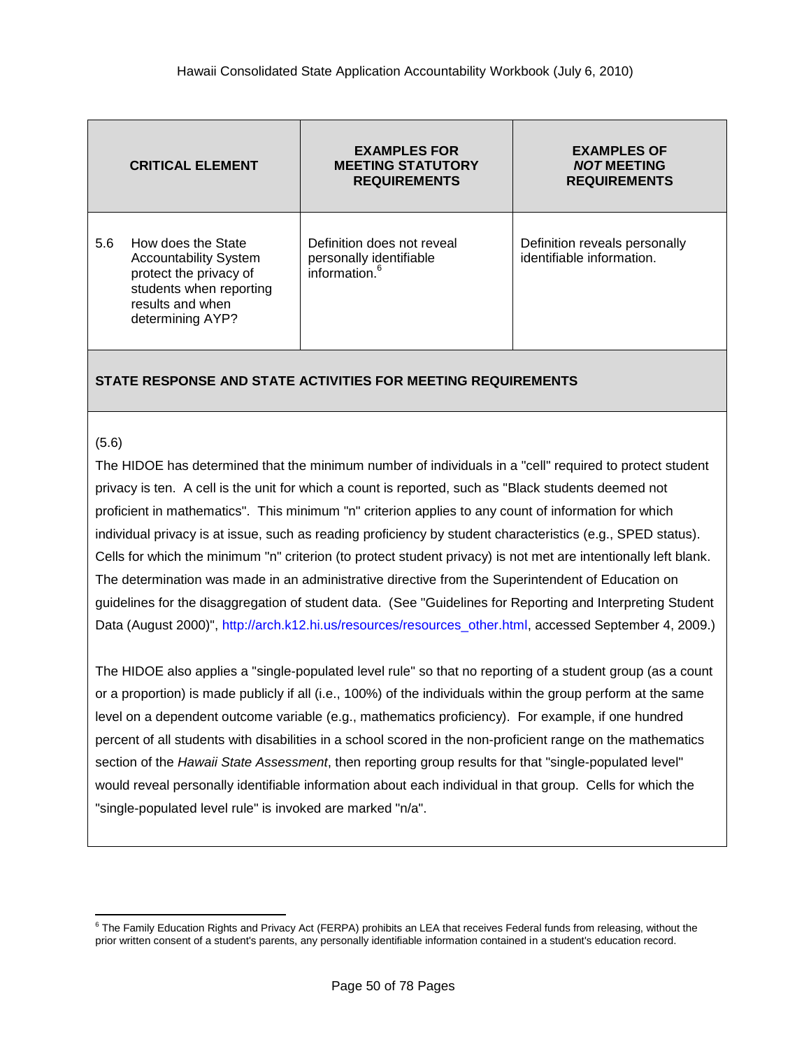| CRITICAL ELEMENT | EXAMPLES FOR MEETING STATUTORY REQUIREMENTS | EXAMPLES OF *NOT* MEETING REQUIREMENTS |
|---|---|---|
| 5.6 How does the State Accountability System protect the privacy of students when reporting results and when determining AYP? | Definition does not reveal personally identifiable information.[6] | Definition reveals personally identifiable information. |

**STATE RESPONSE AND STATE ACTIVITIES FOR MEETING REQUIREMENTS**

(5.6)

The HIDOE has determined that the minimum number of individuals in a "cell" required to protect student privacy is ten. A cell is the unit for which a count is reported, such as "Black students deemed not proficient in mathematics". This minimum "n" criterion applies to any count of information for which individual privacy is at issue, such as reading proficiency by student characteristics (e.g., SPED status). Cells for which the minimum "n" criterion (to protect student privacy) is not met are intentionally left blank. The determination was made in an administrative directive from the Superintendent of Education on guidelines for the disaggregation of student data. (See "Guidelines for Reporting and Interpreting Student Data (August 2000)", http://arch.k12.hi.us/resources/resources_other.html, accessed September 4, 2009.)

The HIDOE also applies a "single-populated level rule" so that no reporting of a student group (as a count or a proportion) is made publicly if all (i.e., 100%) of the individuals within the group perform at the same level on a dependent outcome variable (e.g., mathematics proficiency). For example, if one hundred percent of all students with disabilities in a school scored in the non-proficient range on the mathematics section of the *Hawaii State Assessment*, then reporting group results for that "single-populated level" would reveal personally identifiable information about each individual in that group. Cells for which the "single-populated level rule" is invoked are marked "n/a".

[6] The Family Education Rights and Privacy Act (FERPA) prohibits an LEA that receives Federal funds from releasing, without the prior written consent of a student's parents, any personally identifiable information contained in a student's education record.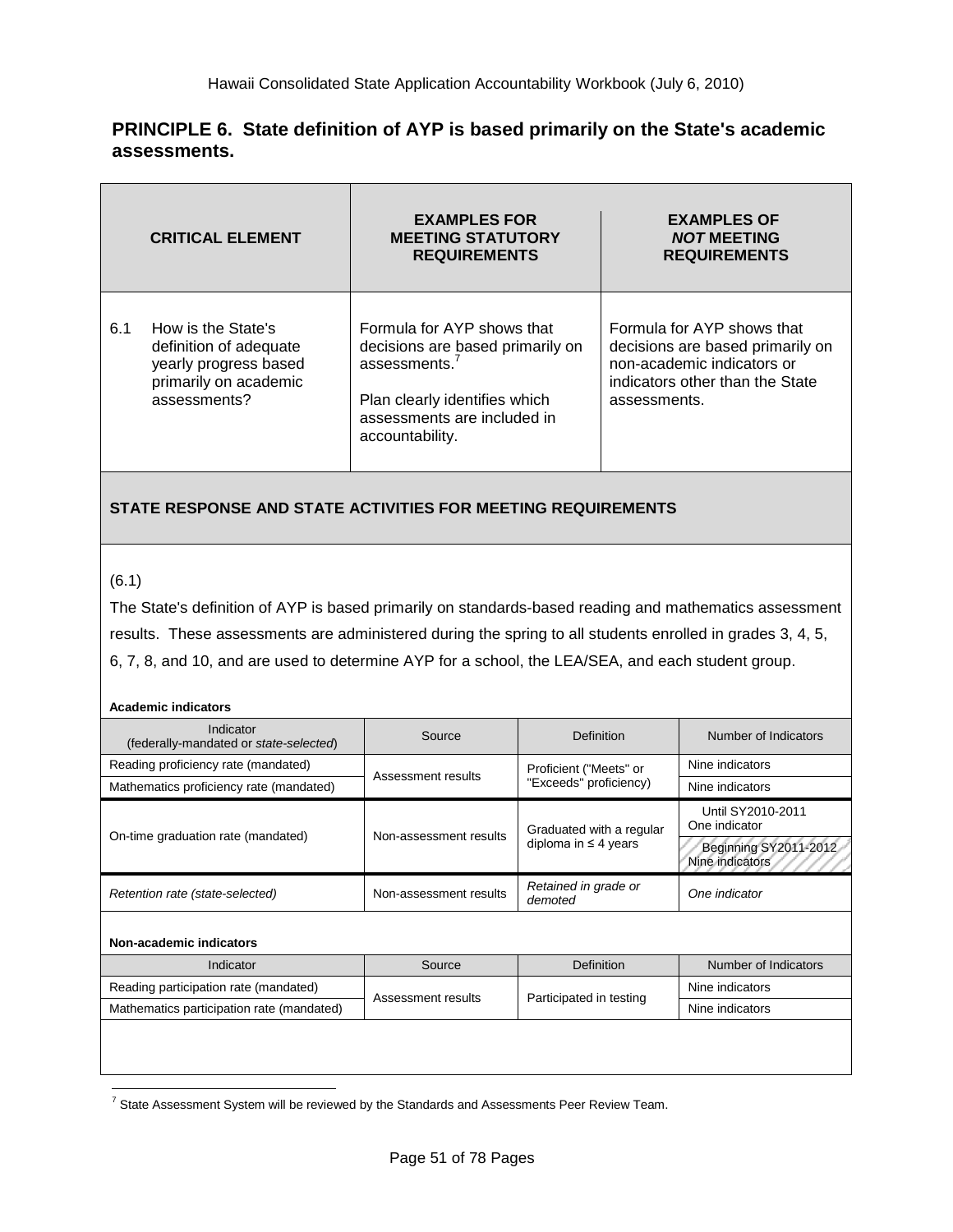## PRINCIPLE 6. State definition of AYP is based primarily on the State's academic assessments.

| CRITICAL ELEMENT | EXAMPLES FOR MEETING STATUTORY REQUIREMENTS | EXAMPLES OF *NOT* MEETING REQUIREMENTS |
|---|---|---|
| 6.1 How is the State's definition of adequate yearly progress based primarily on academic assessments? | Formula for AYP shows that decisions are based primarily on assessments.[7]<br><br>Plan clearly identifies which assessments are included in accountability. | Formula for AYP shows that decisions are based primarily on non-academic indicators or indicators other than the State assessments. |

### STATE RESPONSE AND STATE ACTIVITIES FOR MEETING REQUIREMENTS

(6.1)

The State's definition of AYP is based primarily on standards-based reading and mathematics assessment results. These assessments are administered during the spring to all students enrolled in grades 3, 4, 5, 6, 7, 8, and 10, and are used to determine AYP for a school, the LEA/SEA, and each student group.

**Academic indicators**

| Indicator (federally-mandated or *state-selected*) | Source | Definition | Number of Indicators |
|---|---|---|---|
| Reading proficiency rate (mandated) | Assessment results | Proficient ("Meets" or "Exceeds" proficiency) | Nine indicators |
| Mathematics proficiency rate (mandated) | Assessment results | Proficient ("Meets" or "Exceeds" proficiency) | Nine indicators |
| On-time graduation rate (mandated) | Non-assessment results | Graduated with a regular diploma in ≤ 4 years | Until SY2010-2011 One indicator |
| | | | Beginning SY2011-2012 Nine indicators |
| *Retention rate (state-selected)* | Non-assessment results | *Retained in grade or demoted* | *One indicator* |

**Non-academic indicators**

| Indicator | Source | Definition | Number of Indicators |
|---|---|---|---|
| Reading participation rate (mandated) | Assessment results | Participated in testing | Nine indicators |
| Mathematics participation rate (mandated) | Assessment results | Participated in testing | Nine indicators |

[7] State Assessment System will be reviewed by the Standards and Assessments Peer Review Team.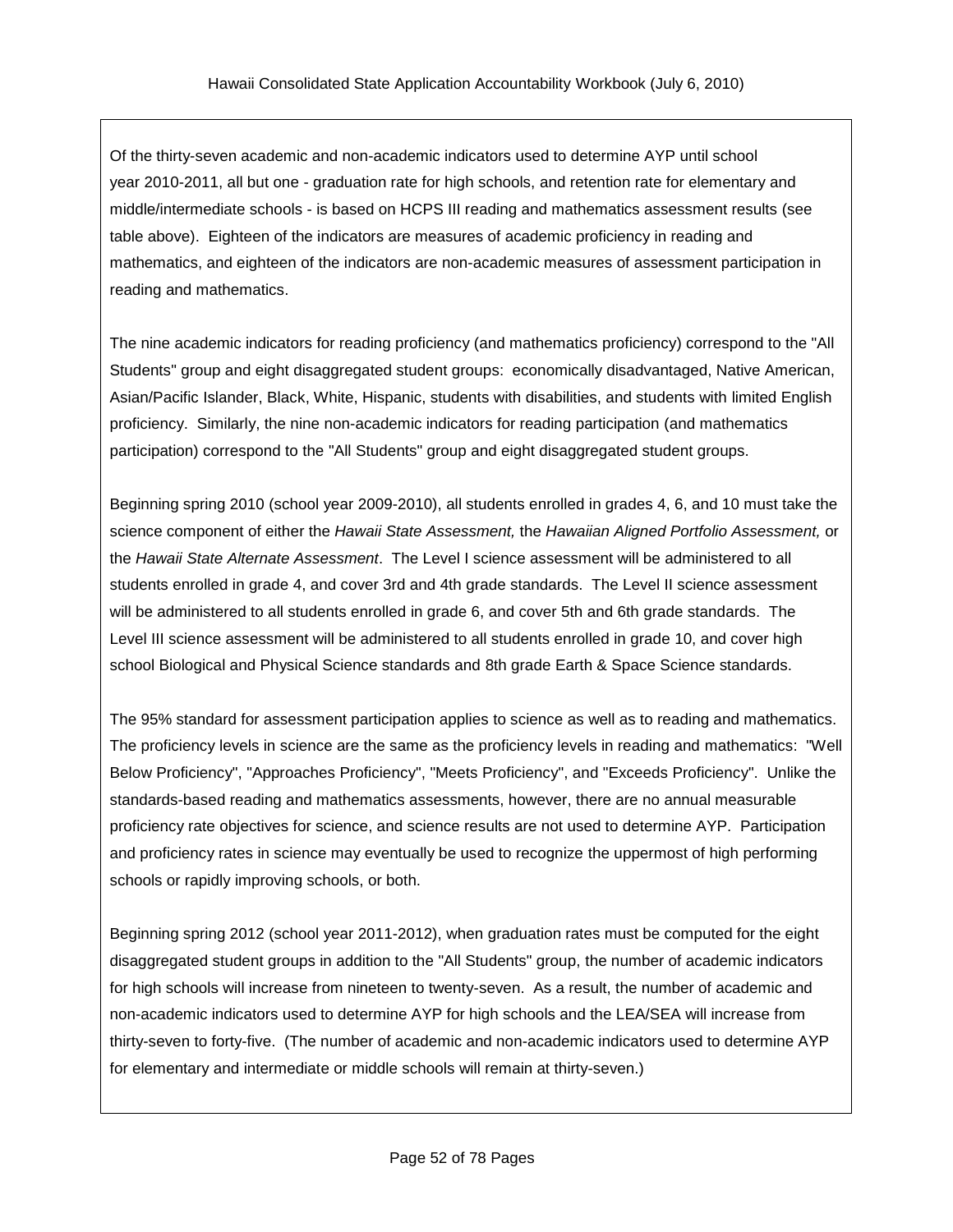Of the thirty-seven academic and non-academic indicators used to determine AYP until school year 2010-2011, all but one - graduation rate for high schools, and retention rate for elementary and middle/intermediate schools - is based on HCPS III reading and mathematics assessment results (see table above). Eighteen of the indicators are measures of academic proficiency in reading and mathematics, and eighteen of the indicators are non-academic measures of assessment participation in reading and mathematics.

The nine academic indicators for reading proficiency (and mathematics proficiency) correspond to the "All Students" group and eight disaggregated student groups: economically disadvantaged, Native American, Asian/Pacific Islander, Black, White, Hispanic, students with disabilities, and students with limited English proficiency. Similarly, the nine non-academic indicators for reading participation (and mathematics participation) correspond to the "All Students" group and eight disaggregated student groups.

Beginning spring 2010 (school year 2009-2010), all students enrolled in grades 4, 6, and 10 must take the science component of either the *Hawaii State Assessment,* the *Hawaiian Aligned Portfolio Assessment,* or the *Hawaii State Alternate Assessment*. The Level I science assessment will be administered to all students enrolled in grade 4, and cover 3rd and 4th grade standards. The Level II science assessment will be administered to all students enrolled in grade 6, and cover 5th and 6th grade standards. The Level III science assessment will be administered to all students enrolled in grade 10, and cover high school Biological and Physical Science standards and 8th grade Earth & Space Science standards.

The 95% standard for assessment participation applies to science as well as to reading and mathematics. The proficiency levels in science are the same as the proficiency levels in reading and mathematics: "Well Below Proficiency", "Approaches Proficiency", "Meets Proficiency", and "Exceeds Proficiency". Unlike the standards-based reading and mathematics assessments, however, there are no annual measurable proficiency rate objectives for science, and science results are not used to determine AYP. Participation and proficiency rates in science may eventually be used to recognize the uppermost of high performing schools or rapidly improving schools, or both.

Beginning spring 2012 (school year 2011-2012), when graduation rates must be computed for the eight disaggregated student groups in addition to the "All Students" group, the number of academic indicators for high schools will increase from nineteen to twenty-seven. As a result, the number of academic and non-academic indicators used to determine AYP for high schools and the LEA/SEA will increase from thirty-seven to forty-five. (The number of academic and non-academic indicators used to determine AYP for elementary and intermediate or middle schools will remain at thirty-seven.)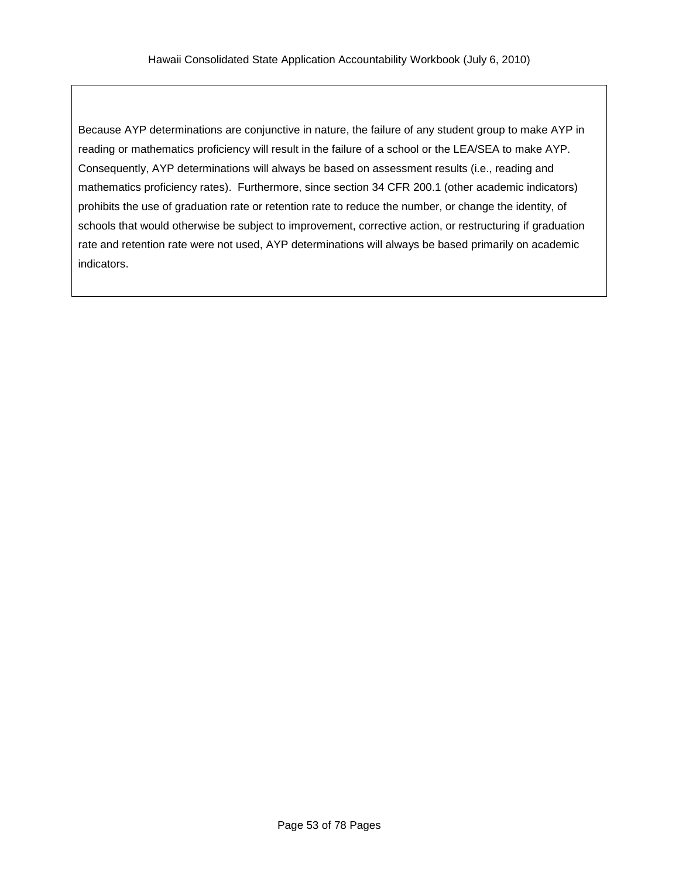Because AYP determinations are conjunctive in nature, the failure of any student group to make AYP in reading or mathematics proficiency will result in the failure of a school or the LEA/SEA to make AYP. Consequently, AYP determinations will always be based on assessment results (i.e., reading and mathematics proficiency rates). Furthermore, since section 34 CFR 200.1 (other academic indicators) prohibits the use of graduation rate or retention rate to reduce the number, or change the identity, of schools that would otherwise be subject to improvement, corrective action, or restructuring if graduation rate and retention rate were not used, AYP determinations will always be based primarily on academic indicators.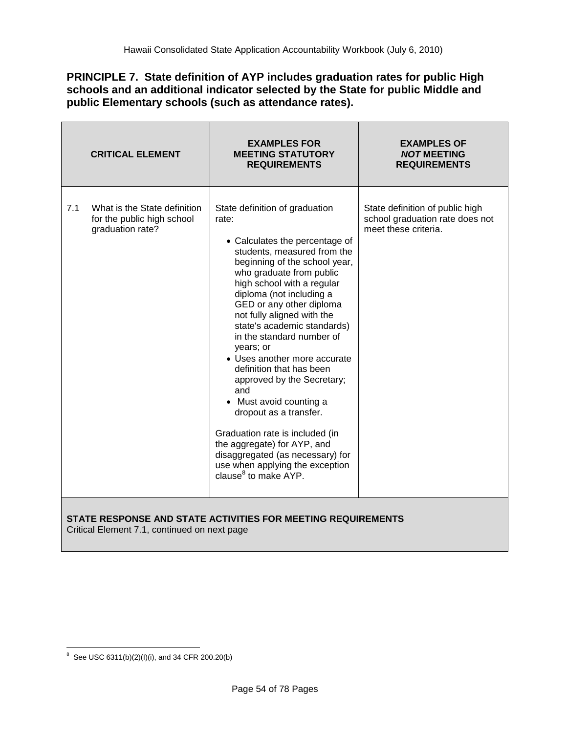## PRINCIPLE 7. State definition of AYP includes graduation rates for public High schools and an additional indicator selected by the State for public Middle and public Elementary schools (such as attendance rates).

| CRITICAL ELEMENT | EXAMPLES FOR MEETING STATUTORY REQUIREMENTS | EXAMPLES OF *NOT* MEETING REQUIREMENTS |
|---|---|---|
| 7.1 What is the State definition for the public high school graduation rate? | State definition of graduation rate:<br>• Calculates the percentage of students, measured from the beginning of the school year, who graduate from public high school with a regular diploma (not including a GED or any other diploma not fully aligned with the state's academic standards) in the standard number of years; or<br>• Uses another more accurate definition that has been approved by the Secretary; and<br>• Must avoid counting a dropout as a transfer.<br><br>Graduation rate is included (in the aggregate) for AYP, and disaggregated (as necessary) for use when applying the exception clause[8] to make AYP. | State definition of public high school graduation rate does not meet these criteria. |

**STATE RESPONSE AND STATE ACTIVITIES FOR MEETING REQUIREMENTS**

Critical Element 7.1, continued on next page

---

[8] See USC 6311(b)(2)(I)(i), and 34 CFR 200.20(b)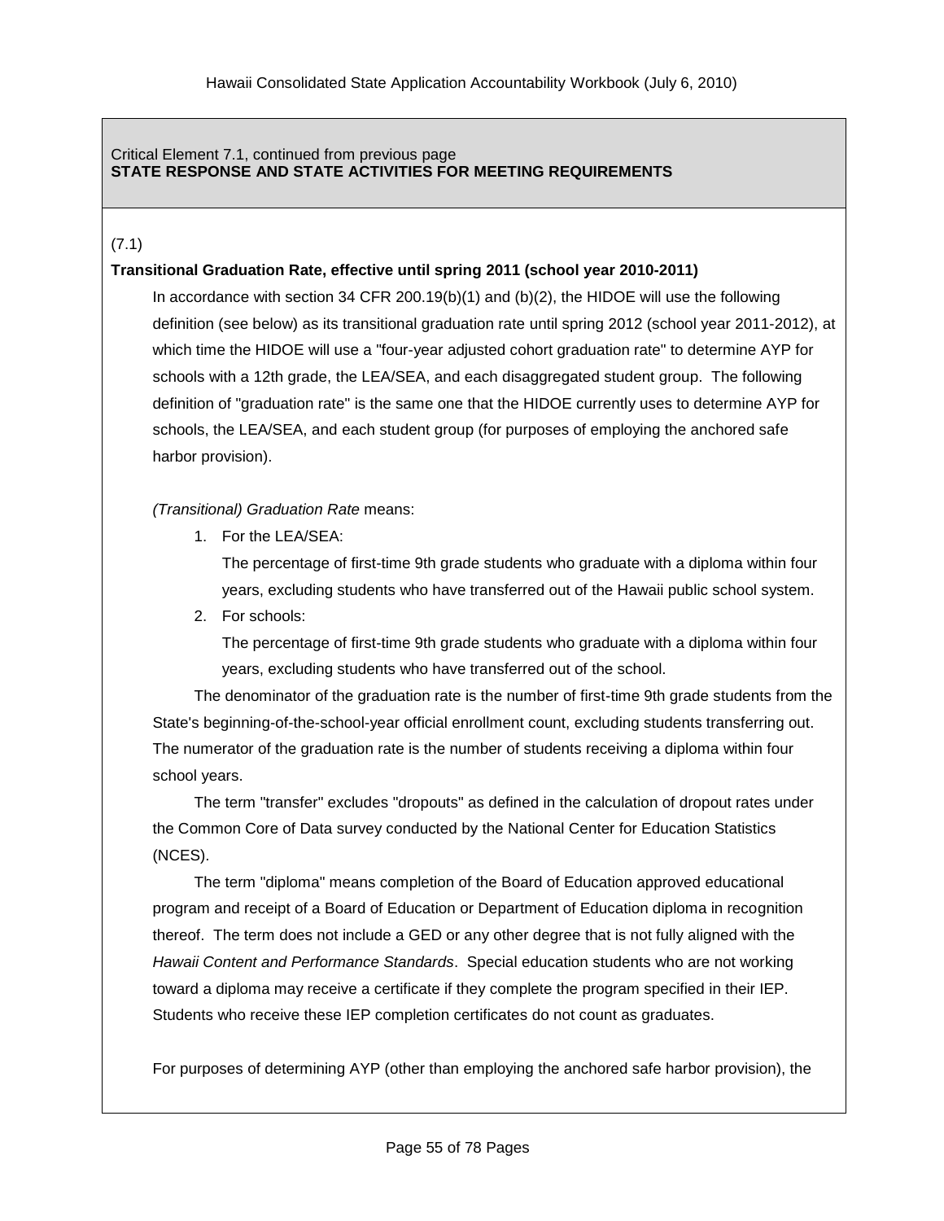Critical Element 7.1, continued from previous page
**STATE RESPONSE AND STATE ACTIVITIES FOR MEETING REQUIREMENTS**

(7.1)

**Transitional Graduation Rate, effective until spring 2011 (school year 2010-2011)**

In accordance with section 34 CFR 200.19(b)(1) and (b)(2), the HIDOE will use the following definition (see below) as its transitional graduation rate until spring 2012 (school year 2011-2012), at which time the HIDOE will use a "four-year adjusted cohort graduation rate" to determine AYP for schools with a 12th grade, the LEA/SEA, and each disaggregated student group. The following definition of "graduation rate" is the same one that the HIDOE currently uses to determine AYP for schools, the LEA/SEA, and each student group (for purposes of employing the anchored safe harbor provision).

*(Transitional) Graduation Rate* means:

1. For the LEA/SEA:
   The percentage of first-time 9th grade students who graduate with a diploma within four years, excluding students who have transferred out of the Hawaii public school system.
2. For schools:
   The percentage of first-time 9th grade students who graduate with a diploma within four years, excluding students who have transferred out of the school.

The denominator of the graduation rate is the number of first-time 9th grade students from the State's beginning-of-the-school-year official enrollment count, excluding students transferring out. The numerator of the graduation rate is the number of students receiving a diploma within four school years.

The term "transfer" excludes "dropouts" as defined in the calculation of dropout rates under the Common Core of Data survey conducted by the National Center for Education Statistics (NCES).

The term "diploma" means completion of the Board of Education approved educational program and receipt of a Board of Education or Department of Education diploma in recognition thereof. The term does not include a GED or any other degree that is not fully aligned with the *Hawaii Content and Performance Standards*. Special education students who are not working toward a diploma may receive a certificate if they complete the program specified in their IEP. Students who receive these IEP completion certificates do not count as graduates.

For purposes of determining AYP (other than employing the anchored safe harbor provision), the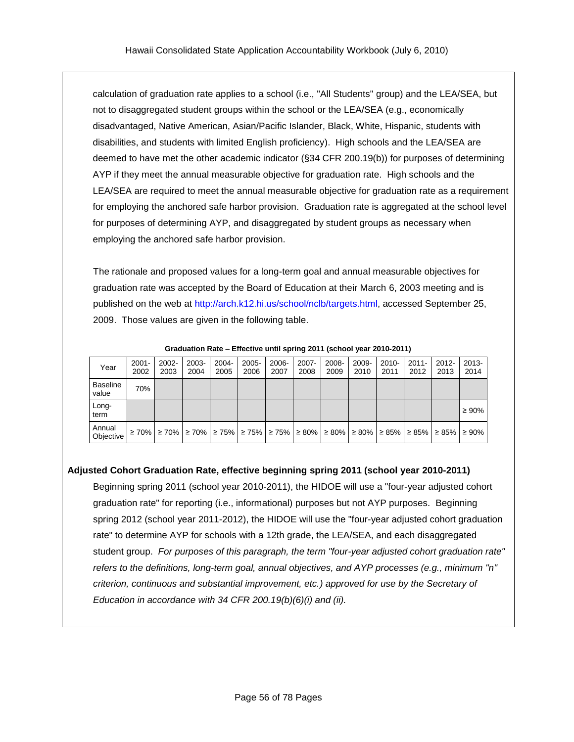calculation of graduation rate applies to a school (i.e., "All Students" group) and the LEA/SEA, but not to disaggregated student groups within the school or the LEA/SEA (e.g., economically disadvantaged, Native American, Asian/Pacific Islander, Black, White, Hispanic, students with disabilities, and students with limited English proficiency). High schools and the LEA/SEA are deemed to have met the other academic indicator (§34 CFR 200.19(b)) for purposes of determining AYP if they meet the annual measurable objective for graduation rate. High schools and the LEA/SEA are required to meet the annual measurable objective for graduation rate as a requirement for employing the anchored safe harbor provision. Graduation rate is aggregated at the school level for purposes of determining AYP, and disaggregated by student groups as necessary when employing the anchored safe harbor provision.

The rationale and proposed values for a long-term goal and annual measurable objectives for graduation rate was accepted by the Board of Education at their March 6, 2003 meeting and is published on the web at http://arch.k12.hi.us/school/nclb/targets.html, accessed September 25, 2009. Those values are given in the following table.

**Graduation Rate – Effective until spring 2011 (school year 2010-2011)**

| Year | 2001-2002 | 2002-2003 | 2003-2004 | 2004-2005 | 2005-2006 | 2006-2007 | 2007-2008 | 2008-2009 | 2009-2010 | 2010-2011 | 2011-2012 | 2012-2013 | 2013-2014 |
|---|---|---|---|---|---|---|---|---|---|---|---|---|---|
| Baseline value | 70% | | | | | | | | | | | | |
| Long-term | | | | | | | | | | | | | ≥ 90% |
| Annual Objective | ≥ 70% | ≥ 70% | ≥ 70% | ≥ 75% | ≥ 75% | ≥ 75% | ≥ 80% | ≥ 80% | ≥ 80% | ≥ 85% | ≥ 85% | ≥ 85% | ≥ 90% |

**Adjusted Cohort Graduation Rate, effective beginning spring 2011 (school year 2010-2011)**

Beginning spring 2011 (school year 2010-2011), the HIDOE will use a "four-year adjusted cohort graduation rate" for reporting (i.e., informational) purposes but not AYP purposes. Beginning spring 2012 (school year 2011-2012), the HIDOE will use the "four-year adjusted cohort graduation rate" to determine AYP for schools with a 12th grade, the LEA/SEA, and each disaggregated student group. *For purposes of this paragraph, the term "four-year adjusted cohort graduation rate" refers to the definitions, long-term goal, annual objectives, and AYP processes (e.g., minimum "n" criterion, continuous and substantial improvement, etc.) approved for use by the Secretary of Education in accordance with 34 CFR 200.19(b)(6)(i) and (ii).*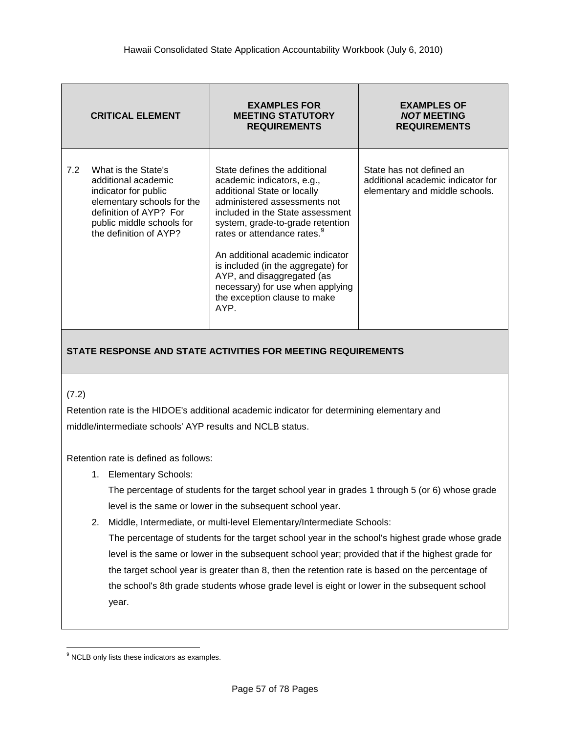| CRITICAL ELEMENT | EXAMPLES FOR MEETING STATUTORY REQUIREMENTS | EXAMPLES OF *NOT* MEETING REQUIREMENTS |
|---|---|---|
| 7.2 What is the State's additional academic indicator for public elementary schools for the definition of AYP? For public middle schools for the definition of AYP? | State defines the additional academic indicators, e.g., additional State or locally administered assessments not included in the State assessment system, grade-to-grade retention rates or attendance rates.[9]<br><br>An additional academic indicator is included (in the aggregate) for AYP, and disaggregated (as necessary) for use when applying the exception clause to make AYP. | State has not defined an additional academic indicator for elementary and middle schools. |

**STATE RESPONSE AND STATE ACTIVITIES FOR MEETING REQUIREMENTS**

(7.2)

Retention rate is the HIDOE's additional academic indicator for determining elementary and middle/intermediate schools' AYP results and NCLB status.

Retention rate is defined as follows:

1. Elementary Schools:
   The percentage of students for the target school year in grades 1 through 5 (or 6) whose grade level is the same or lower in the subsequent school year.
2. Middle, Intermediate, or multi-level Elementary/Intermediate Schools:
   The percentage of students for the target school year in the school's highest grade whose grade level is the same or lower in the subsequent school year; provided that if the highest grade for the target school year is greater than 8, then the retention rate is based on the percentage of the school's 8th grade students whose grade level is eight or lower in the subsequent school year.

[9] NCLB only lists these indicators as examples.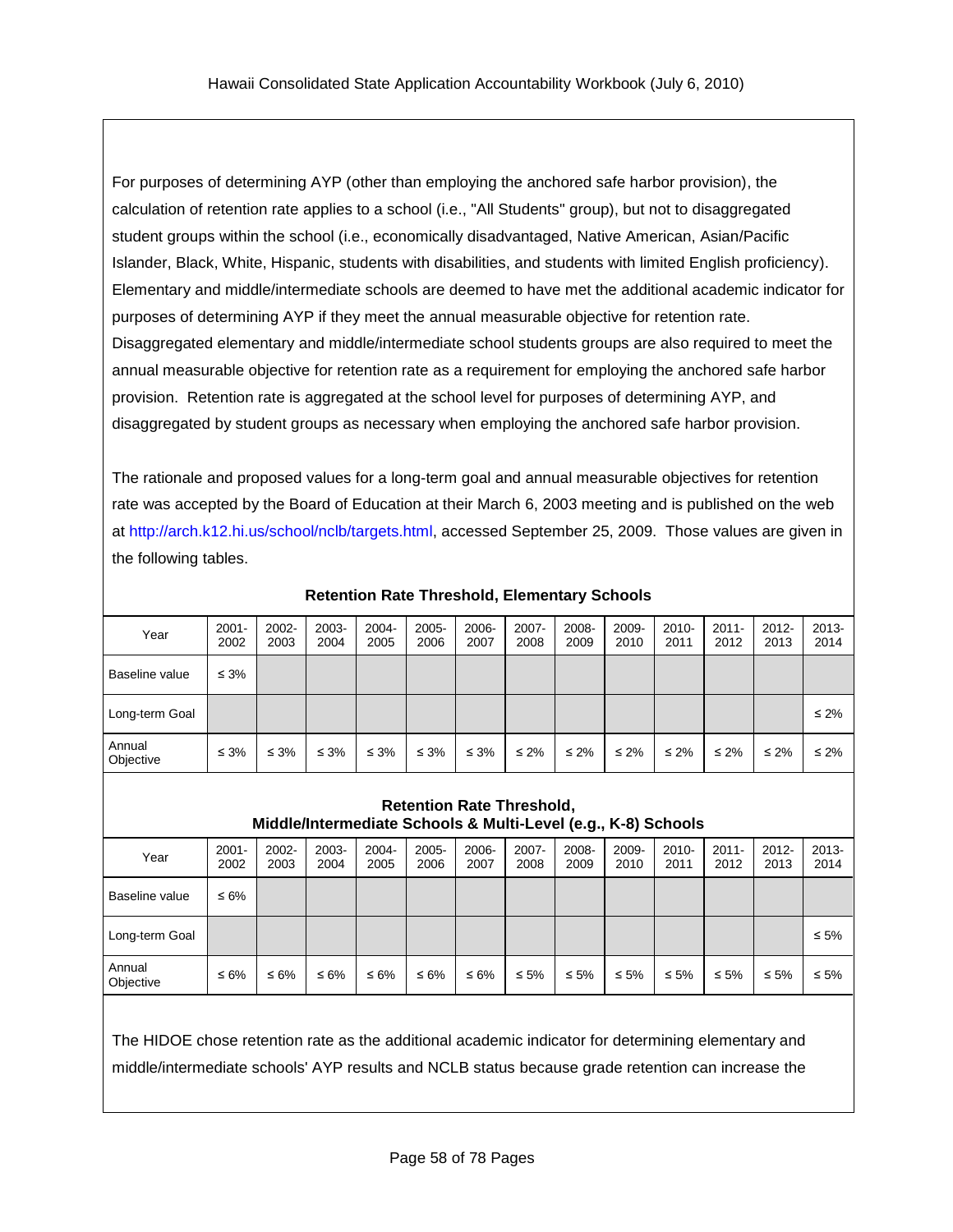For purposes of determining AYP (other than employing the anchored safe harbor provision), the calculation of retention rate applies to a school (i.e., "All Students" group), but not to disaggregated student groups within the school (i.e., economically disadvantaged, Native American, Asian/Pacific Islander, Black, White, Hispanic, students with disabilities, and students with limited English proficiency). Elementary and middle/intermediate schools are deemed to have met the additional academic indicator for purposes of determining AYP if they meet the annual measurable objective for retention rate. Disaggregated elementary and middle/intermediate school students groups are also required to meet the annual measurable objective for retention rate as a requirement for employing the anchored safe harbor provision. Retention rate is aggregated at the school level for purposes of determining AYP, and disaggregated by student groups as necessary when employing the anchored safe harbor provision.

The rationale and proposed values for a long-term goal and annual measurable objectives for retention rate was accepted by the Board of Education at their March 6, 2003 meeting and is published on the web at http://arch.k12.hi.us/school/nclb/targets.html, accessed September 25, 2009. Those values are given in the following tables.

**Retention Rate Threshold, Elementary Schools**

| Year | 2001-2002 | 2002-2003 | 2003-2004 | 2004-2005 | 2005-2006 | 2006-2007 | 2007-2008 | 2008-2009 | 2009-2010 | 2010-2011 | 2011-2012 | 2012-2013 | 2013-2014 |
|---|---|---|---|---|---|---|---|---|---|---|---|---|---|
| Baseline value | ≤ 3% | | | | | | | | | | | | |
| Long-term Goal | | | | | | | | | | | | | ≤ 2% |
| Annual Objective | ≤ 3% | ≤ 3% | ≤ 3% | ≤ 3% | ≤ 3% | ≤ 3% | ≤ 2% | ≤ 2% | ≤ 2% | ≤ 2% | ≤ 2% | ≤ 2% | ≤ 2% |

**Retention Rate Threshold, Middle/Intermediate Schools & Multi-Level (e.g., K-8) Schools**

| Year | 2001-2002 | 2002-2003 | 2003-2004 | 2004-2005 | 2005-2006 | 2006-2007 | 2007-2008 | 2008-2009 | 2009-2010 | 2010-2011 | 2011-2012 | 2012-2013 | 2013-2014 |
|---|---|---|---|---|---|---|---|---|---|---|---|---|---|
| Baseline value | ≤ 6% | | | | | | | | | | | | |
| Long-term Goal | | | | | | | | | | | | | ≤ 5% |
| Annual Objective | ≤ 6% | ≤ 6% | ≤ 6% | ≤ 6% | ≤ 6% | ≤ 6% | ≤ 5% | ≤ 5% | ≤ 5% | ≤ 5% | ≤ 5% | ≤ 5% | ≤ 5% |

The HIDOE chose retention rate as the additional academic indicator for determining elementary and middle/intermediate schools' AYP results and NCLB status because grade retention can increase the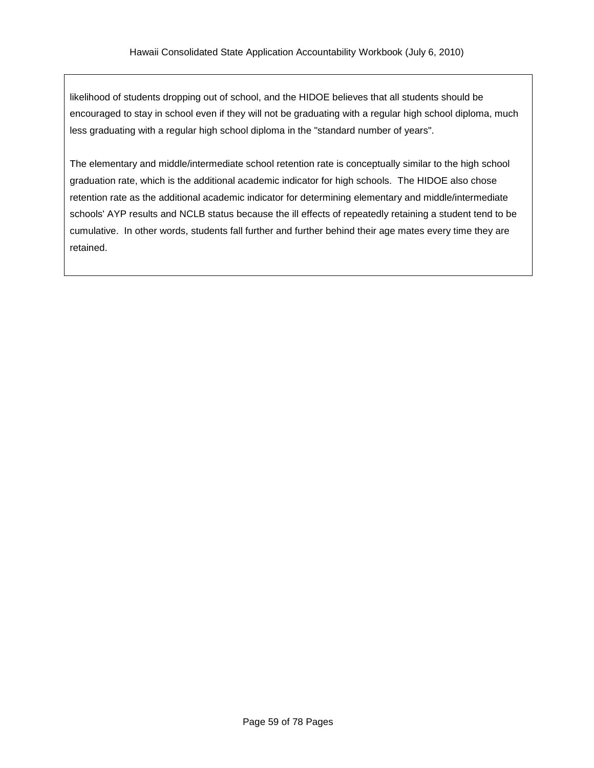likelihood of students dropping out of school, and the HIDOE believes that all students should be encouraged to stay in school even if they will not be graduating with a regular high school diploma, much less graduating with a regular high school diploma in the "standard number of years".

The elementary and middle/intermediate school retention rate is conceptually similar to the high school graduation rate, which is the additional academic indicator for high schools. The HIDOE also chose retention rate as the additional academic indicator for determining elementary and middle/intermediate schools' AYP results and NCLB status because the ill effects of repeatedly retaining a student tend to be cumulative. In other words, students fall further and further behind their age mates every time they are retained.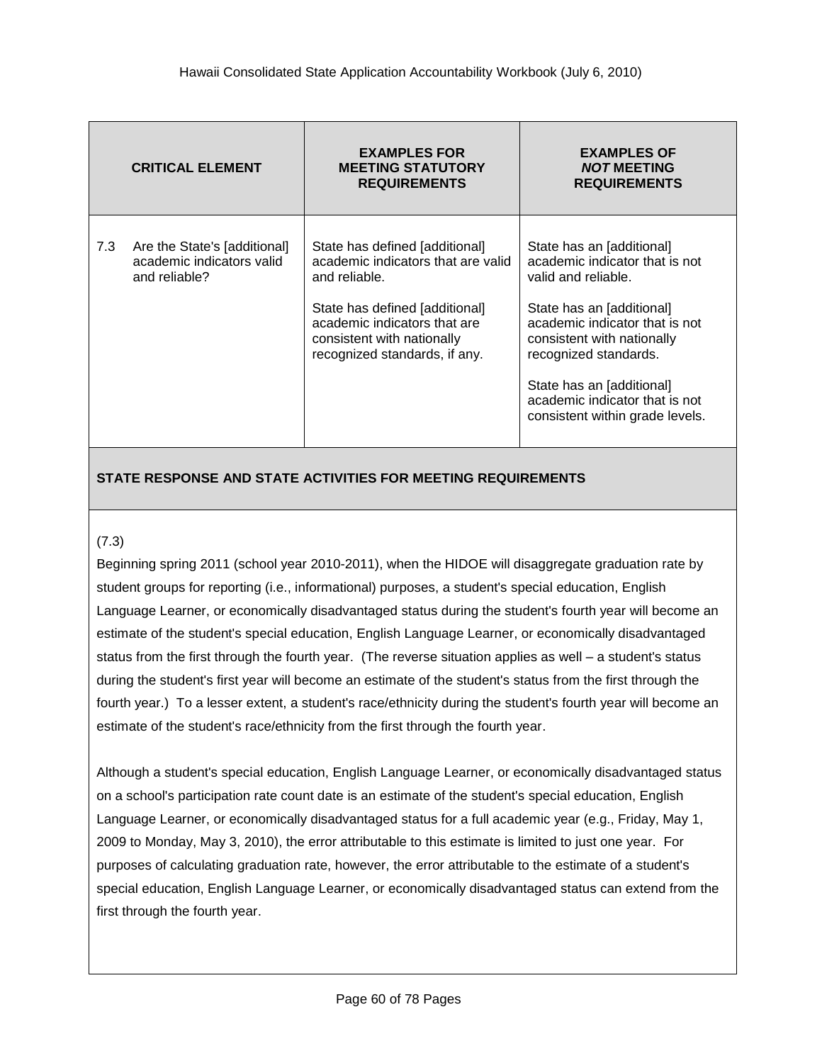| CRITICAL ELEMENT | EXAMPLES FOR MEETING STATUTORY REQUIREMENTS | EXAMPLES OF *NOT* MEETING REQUIREMENTS |
|---|---|---|
| 7.3 Are the State's [additional] academic indicators valid and reliable? | State has defined [additional] academic indicators that are valid and reliable.<br><br>State has defined [additional] academic indicators that are consistent with nationally recognized standards, if any. | State has an [additional] academic indicator that is not valid and reliable.<br><br>State has an [additional] academic indicator that is not consistent with nationally recognized standards.<br><br>State has an [additional] academic indicator that is not consistent within grade levels. |

**STATE RESPONSE AND STATE ACTIVITIES FOR MEETING REQUIREMENTS**

(7.3)

Beginning spring 2011 (school year 2010-2011), when the HIDOE will disaggregate graduation rate by student groups for reporting (i.e., informational) purposes, a student's special education, English Language Learner, or economically disadvantaged status during the student's fourth year will become an estimate of the student's special education, English Language Learner, or economically disadvantaged status from the first through the fourth year. (The reverse situation applies as well – a student's status during the student's first year will become an estimate of the student's status from the first through the fourth year.) To a lesser extent, a student's race/ethnicity during the student's fourth year will become an estimate of the student's race/ethnicity from the first through the fourth year.

Although a student's special education, English Language Learner, or economically disadvantaged status on a school's participation rate count date is an estimate of the student's special education, English Language Learner, or economically disadvantaged status for a full academic year (e.g., Friday, May 1, 2009 to Monday, May 3, 2010), the error attributable to this estimate is limited to just one year. For purposes of calculating graduation rate, however, the error attributable to the estimate of a student's special education, English Language Learner, or economically disadvantaged status can extend from the first through the fourth year.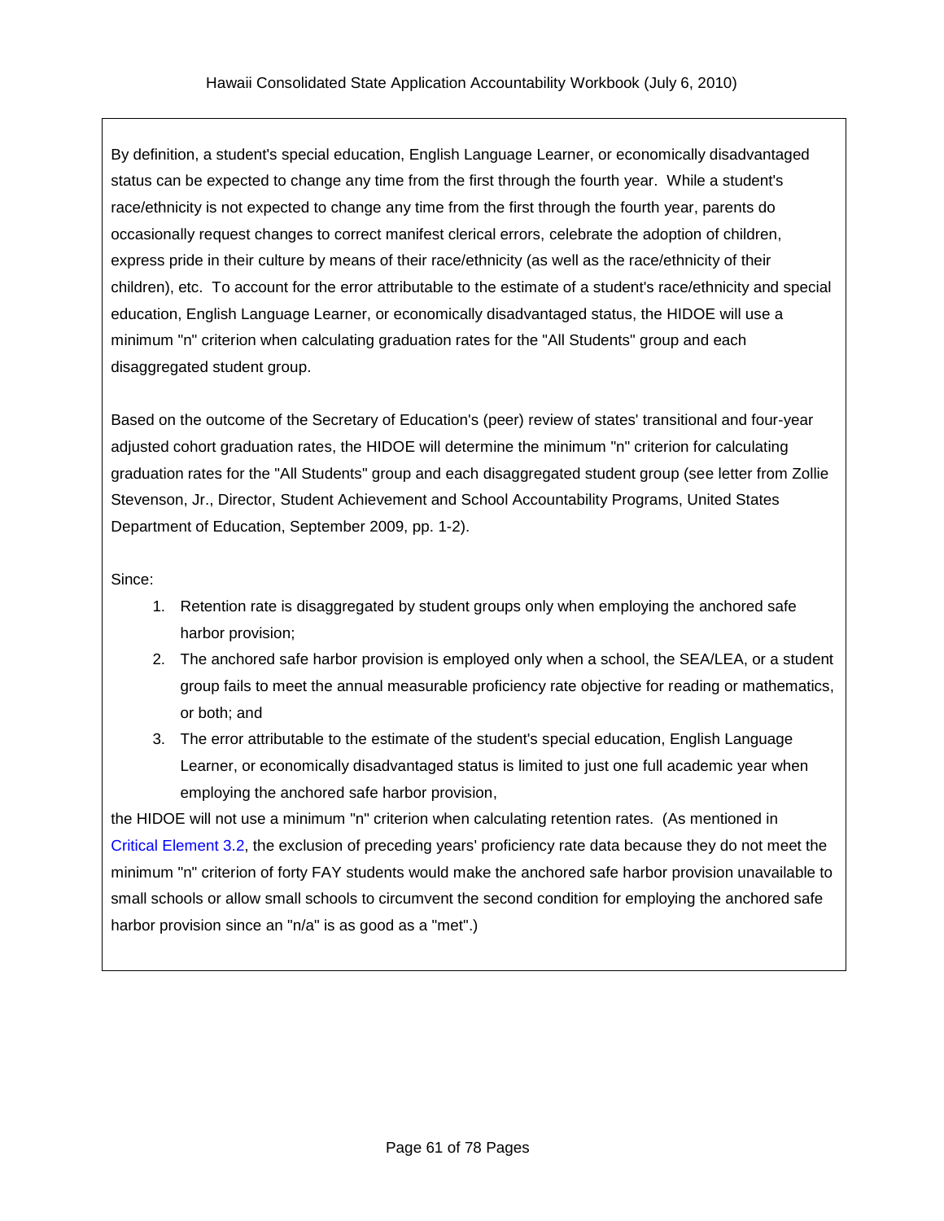By definition, a student's special education, English Language Learner, or economically disadvantaged status can be expected to change any time from the first through the fourth year. While a student's race/ethnicity is not expected to change any time from the first through the fourth year, parents do occasionally request changes to correct manifest clerical errors, celebrate the adoption of children, express pride in their culture by means of their race/ethnicity (as well as the race/ethnicity of their children), etc. To account for the error attributable to the estimate of a student's race/ethnicity and special education, English Language Learner, or economically disadvantaged status, the HIDOE will use a minimum "n" criterion when calculating graduation rates for the "All Students" group and each disaggregated student group.

Based on the outcome of the Secretary of Education's (peer) review of states' transitional and four-year adjusted cohort graduation rates, the HIDOE will determine the minimum "n" criterion for calculating graduation rates for the "All Students" group and each disaggregated student group (see letter from Zollie Stevenson, Jr., Director, Student Achievement and School Accountability Programs, United States Department of Education, September 2009, pp. 1-2).

Since:

1. Retention rate is disaggregated by student groups only when employing the anchored safe harbor provision;
2. The anchored safe harbor provision is employed only when a school, the SEA/LEA, or a student group fails to meet the annual measurable proficiency rate objective for reading or mathematics, or both; and
3. The error attributable to the estimate of the student's special education, English Language Learner, or economically disadvantaged status is limited to just one full academic year when employing the anchored safe harbor provision,

the HIDOE will not use a minimum "n" criterion when calculating retention rates. (As mentioned in Critical Element 3.2, the exclusion of preceding years' proficiency rate data because they do not meet the minimum "n" criterion of forty FAY students would make the anchored safe harbor provision unavailable to small schools or allow small schools to circumvent the second condition for employing the anchored safe harbor provision since an "n/a" is as good as a "met".)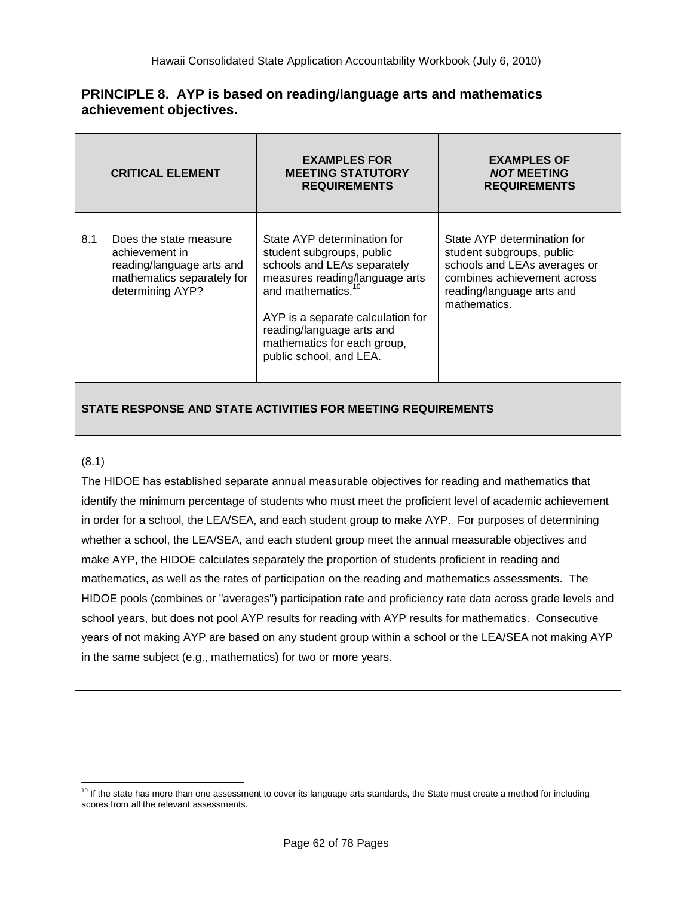## PRINCIPLE 8. AYP is based on reading/language arts and mathematics achievement objectives.

| CRITICAL ELEMENT | EXAMPLES FOR MEETING STATUTORY REQUIREMENTS | EXAMPLES OF *NOT* MEETING REQUIREMENTS |
|---|---|---|
| 8.1 Does the state measure achievement in reading/language arts and mathematics separately for determining AYP? | State AYP determination for student subgroups, public schools and LEAs separately measures reading/language arts and mathematics.[10]<br><br>AYP is a separate calculation for reading/language arts and mathematics for each group, public school, and LEA. | State AYP determination for student subgroups, public schools and LEAs averages or combines achievement across reading/language arts and mathematics. |

**STATE RESPONSE AND STATE ACTIVITIES FOR MEETING REQUIREMENTS**

(8.1)

The HIDOE has established separate annual measurable objectives for reading and mathematics that identify the minimum percentage of students who must meet the proficient level of academic achievement in order for a school, the LEA/SEA, and each student group to make AYP. For purposes of determining whether a school, the LEA/SEA, and each student group meet the annual measurable objectives and make AYP, the HIDOE calculates separately the proportion of students proficient in reading and mathematics, as well as the rates of participation on the reading and mathematics assessments. The HIDOE pools (combines or "averages") participation rate and proficiency rate data across grade levels and school years, but does not pool AYP results for reading with AYP results for mathematics. Consecutive years of not making AYP are based on any student group within a school or the LEA/SEA not making AYP in the same subject (e.g., mathematics) for two or more years.

[10] If the state has more than one assessment to cover its language arts standards, the State must create a method for including scores from all the relevant assessments.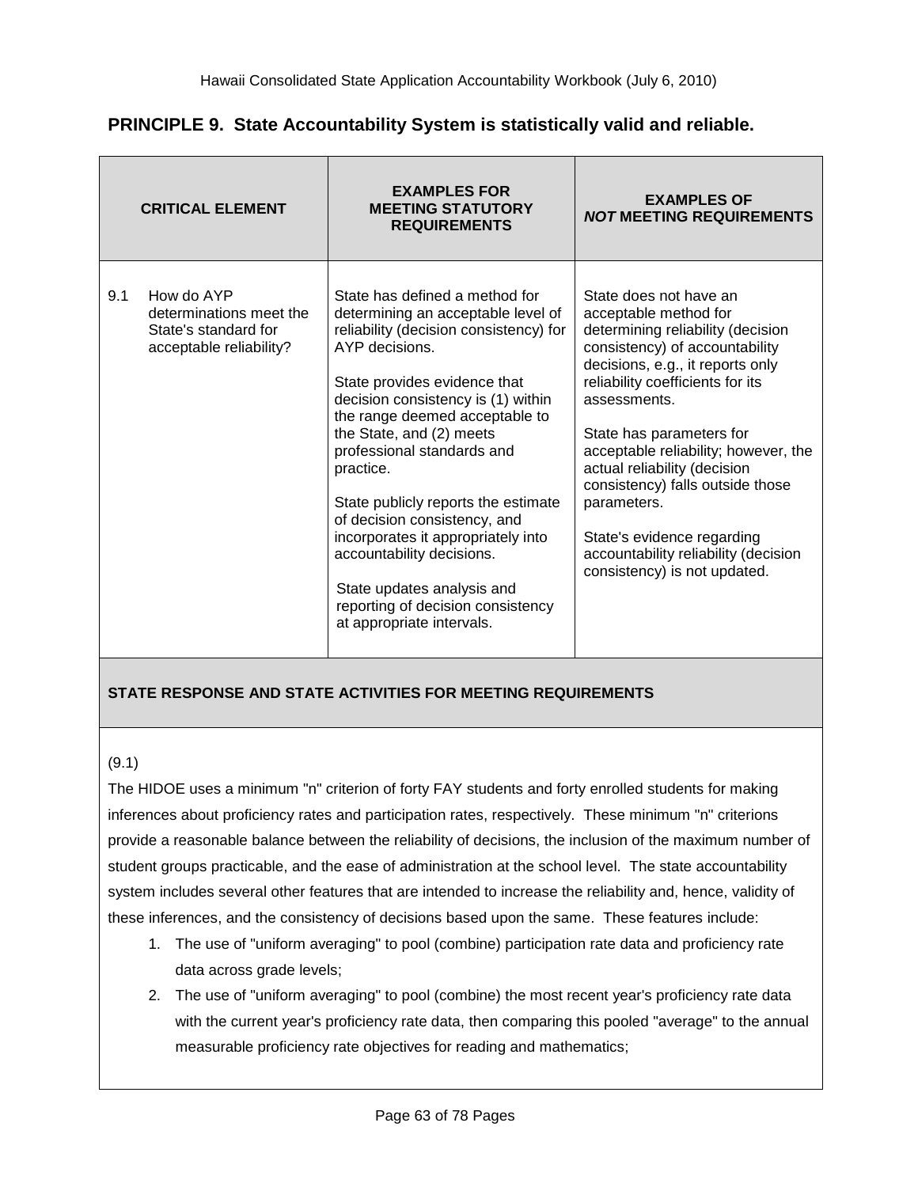## PRINCIPLE 9. State Accountability System is statistically valid and reliable.

| CRITICAL ELEMENT | EXAMPLES FOR MEETING STATUTORY REQUIREMENTS | EXAMPLES OF *NOT* MEETING REQUIREMENTS |
|---|---|---|
| 9.1 How do AYP determinations meet the State's standard for acceptable reliability? | State has defined a method for determining an acceptable level of reliability (decision consistency) for AYP decisions.<br><br>State provides evidence that decision consistency is (1) within the range deemed acceptable to the State, and (2) meets professional standards and practice.<br><br>State publicly reports the estimate of decision consistency, and incorporates it appropriately into accountability decisions.<br><br>State updates analysis and reporting of decision consistency at appropriate intervals. | State does not have an acceptable method for determining reliability (decision consistency) of accountability decisions, e.g., it reports only reliability coefficients for its assessments.<br><br>State has parameters for acceptable reliability; however, the actual reliability (decision consistency) falls outside those parameters.<br><br>State's evidence regarding accountability reliability (decision consistency) is not updated. |

**STATE RESPONSE AND STATE ACTIVITIES FOR MEETING REQUIREMENTS**

(9.1)

The HIDOE uses a minimum "n" criterion of forty FAY students and forty enrolled students for making inferences about proficiency rates and participation rates, respectively. These minimum "n" criterions provide a reasonable balance between the reliability of decisions, the inclusion of the maximum number of student groups practicable, and the ease of administration at the school level. The state accountability system includes several other features that are intended to increase the reliability and, hence, validity of these inferences, and the consistency of decisions based upon the same. These features include:

1. The use of "uniform averaging" to pool (combine) participation rate data and proficiency rate data across grade levels;
2. The use of "uniform averaging" to pool (combine) the most recent year's proficiency rate data with the current year's proficiency rate data, then comparing this pooled "average" to the annual measurable proficiency rate objectives for reading and mathematics;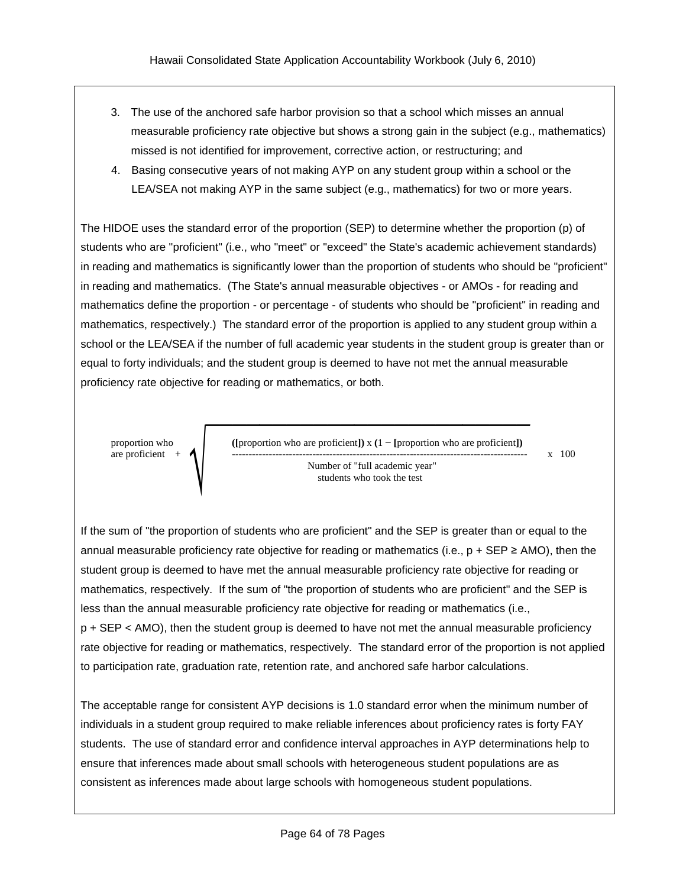3. The use of the anchored safe harbor provision so that a school which misses an annual measurable proficiency rate objective but shows a strong gain in the subject (e.g., mathematics) missed is not identified for improvement, corrective action, or restructuring; and
4. Basing consecutive years of not making AYP on any student group within a school or the LEA/SEA not making AYP in the same subject (e.g., mathematics) for two or more years.

The HIDOE uses the standard error of the proportion (SEP) to determine whether the proportion (p) of students who are "proficient" (i.e., who "meet" or "exceed" the State's academic achievement standards) in reading and mathematics is significantly lower than the proportion of students who should be "proficient" in reading and mathematics. (The State's annual measurable objectives - or AMOs - for reading and mathematics define the proportion - or percentage - of students who should be "proficient" in reading and mathematics, respectively.) The standard error of the proportion is applied to any student group within a school or the LEA/SEA if the number of full academic year students in the student group is greater than or equal to forty individuals; and the student group is deemed to have not met the annual measurable proficiency rate objective for reading or mathematics, or both.

$$\text{proportion who are proficient} + \sqrt{\frac{([\text{proportion who are proficient}]) \times (1 - [\text{proportion who are proficient}])}{\text{Number of "full academic year" students who took the test}}} \times 100$$

If the sum of "the proportion of students who are proficient" and the SEP is greater than or equal to the annual measurable proficiency rate objective for reading or mathematics (i.e., $p + SEP \geq AMO$), then the student group is deemed to have met the annual measurable proficiency rate objective for reading or mathematics, respectively. If the sum of "the proportion of students who are proficient" and the SEP is less than the annual measurable proficiency rate objective for reading or mathematics (i.e., $p + SEP < AMO$), then the student group is deemed to have not met the annual measurable proficiency rate objective for reading or mathematics, respectively. The standard error of the proportion is not applied to participation rate, graduation rate, retention rate, and anchored safe harbor calculations.

The acceptable range for consistent AYP decisions is 1.0 standard error when the minimum number of individuals in a student group required to make reliable inferences about proficiency rates is forty FAY students. The use of standard error and confidence interval approaches in AYP determinations help to ensure that inferences made about small schools with heterogeneous student populations are as consistent as inferences made about large schools with homogeneous student populations.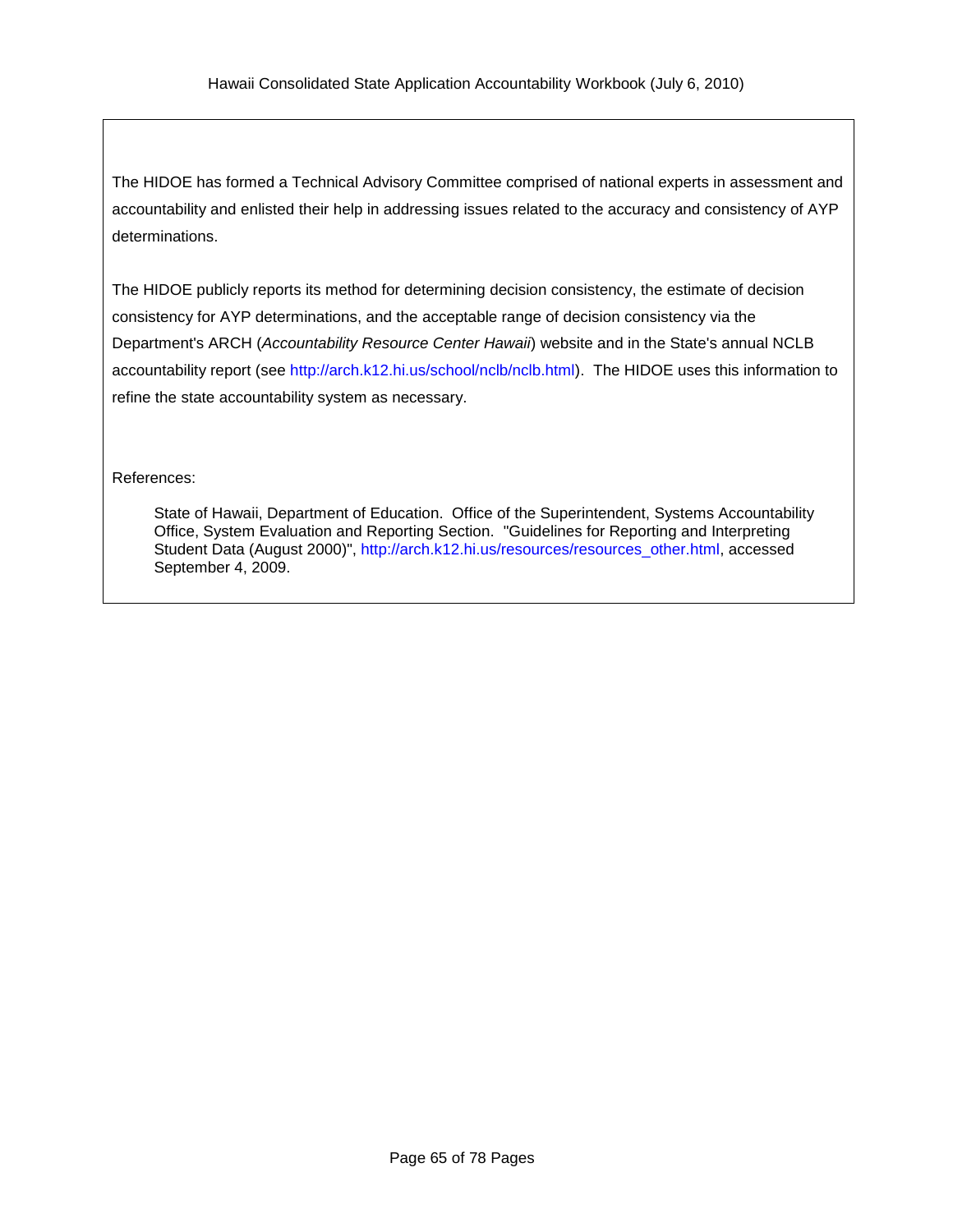The HIDOE has formed a Technical Advisory Committee comprised of national experts in assessment and accountability and enlisted their help in addressing issues related to the accuracy and consistency of AYP determinations.

The HIDOE publicly reports its method for determining decision consistency, the estimate of decision consistency for AYP determinations, and the acceptable range of decision consistency via the Department's ARCH (*Accountability Resource Center Hawaii*) website and in the State's annual NCLB accountability report (see http://arch.k12.hi.us/school/nclb/nclb.html). The HIDOE uses this information to refine the state accountability system as necessary.

References:

State of Hawaii, Department of Education. Office of the Superintendent, Systems Accountability Office, System Evaluation and Reporting Section. "Guidelines for Reporting and Interpreting Student Data (August 2000)", http://arch.k12.hi.us/resources/resources_other.html, accessed September 4, 2009.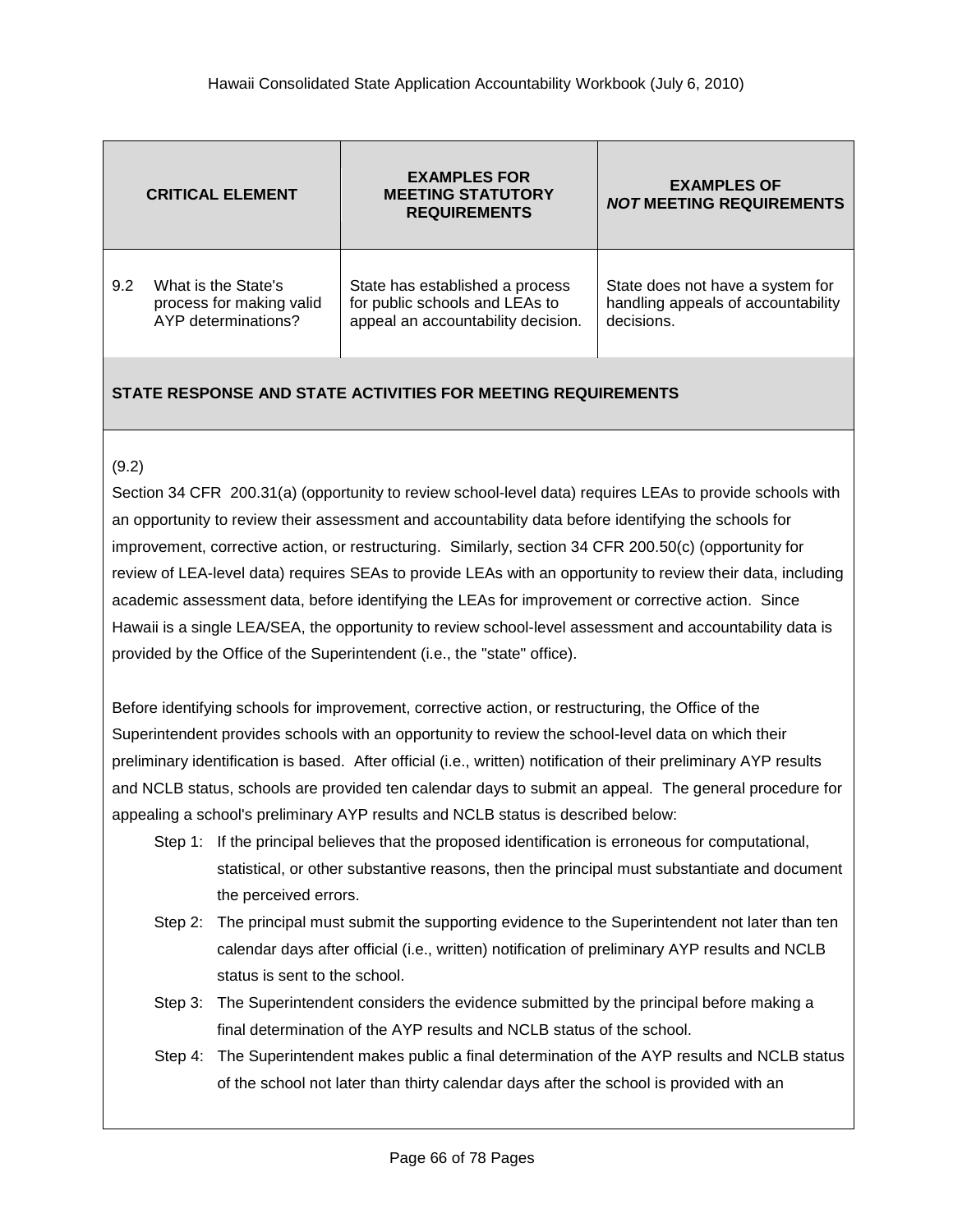| CRITICAL ELEMENT | EXAMPLES FOR MEETING STATUTORY REQUIREMENTS | EXAMPLES OF *NOT* MEETING REQUIREMENTS |
|---|---|---|
| 9.2 What is the State's process for making valid AYP determinations? | State has established a process for public schools and LEAs to appeal an accountability decision. | State does not have a system for handling appeals of accountability decisions. |

**STATE RESPONSE AND STATE ACTIVITIES FOR MEETING REQUIREMENTS**

(9.2)

Section 34 CFR 200.31(a) (opportunity to review school-level data) requires LEAs to provide schools with an opportunity to review their assessment and accountability data before identifying the schools for improvement, corrective action, or restructuring. Similarly, section 34 CFR 200.50(c) (opportunity for review of LEA-level data) requires SEAs to provide LEAs with an opportunity to review their data, including academic assessment data, before identifying the LEAs for improvement or corrective action. Since Hawaii is a single LEA/SEA, the opportunity to review school-level assessment and accountability data is provided by the Office of the Superintendent (i.e., the "state" office).

Before identifying schools for improvement, corrective action, or restructuring, the Office of the Superintendent provides schools with an opportunity to review the school-level data on which their preliminary identification is based. After official (i.e., written) notification of their preliminary AYP results and NCLB status, schools are provided ten calendar days to submit an appeal. The general procedure for appealing a school's preliminary AYP results and NCLB status is described below:

- Step 1: If the principal believes that the proposed identification is erroneous for computational, statistical, or other substantive reasons, then the principal must substantiate and document the perceived errors.
- Step 2: The principal must submit the supporting evidence to the Superintendent not later than ten calendar days after official (i.e., written) notification of preliminary AYP results and NCLB status is sent to the school.
- Step 3: The Superintendent considers the evidence submitted by the principal before making a final determination of the AYP results and NCLB status of the school.
- Step 4: The Superintendent makes public a final determination of the AYP results and NCLB status of the school not later than thirty calendar days after the school is provided with an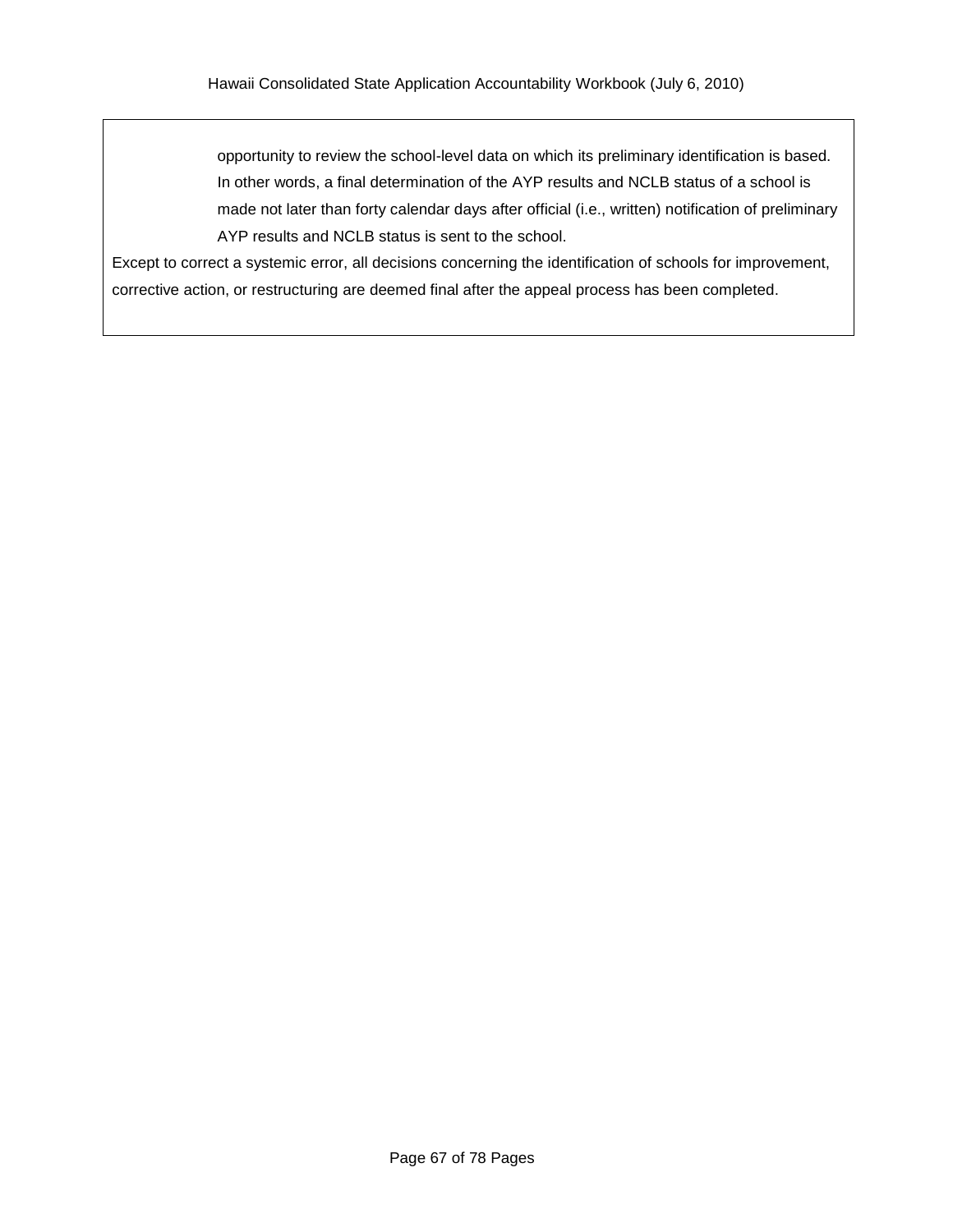opportunity to review the school-level data on which its preliminary identification is based. In other words, a final determination of the AYP results and NCLB status of a school is made not later than forty calendar days after official (i.e., written) notification of preliminary AYP results and NCLB status is sent to the school.

Except to correct a systemic error, all decisions concerning the identification of schools for improvement, corrective action, or restructuring are deemed final after the appeal process has been completed.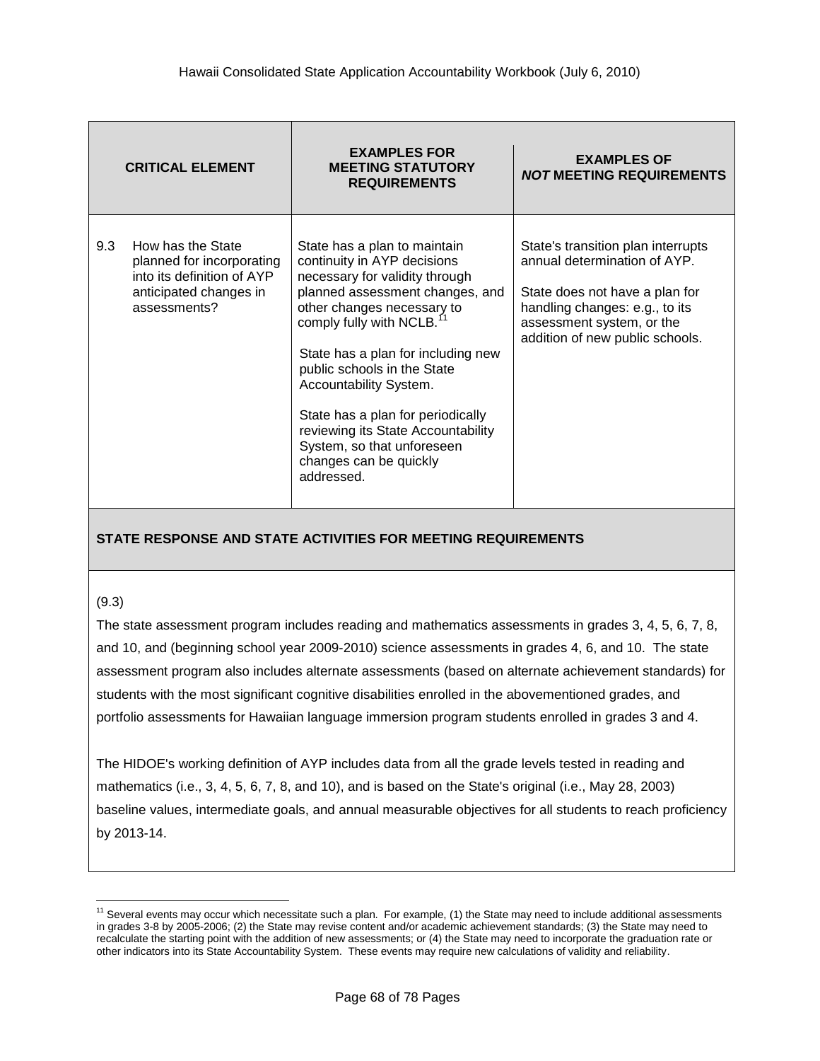| CRITICAL ELEMENT | EXAMPLES FOR MEETING STATUTORY REQUIREMENTS | EXAMPLES OF *NOT* MEETING REQUIREMENTS |
|---|---|---|
| 9.3 How has the State planned for incorporating into its definition of AYP anticipated changes in assessments? | State has a plan to maintain continuity in AYP decisions necessary for validity through planned assessment changes, and other changes necessary to comply fully with NCLB.[11]<br><br>State has a plan for including new public schools in the State Accountability System.<br><br>State has a plan for periodically reviewing its State Accountability System, so that unforeseen changes can be quickly addressed. | State's transition plan interrupts annual determination of AYP.<br><br>State does not have a plan for handling changes: e.g., to its assessment system, or the addition of new public schools. |

**STATE RESPONSE AND STATE ACTIVITIES FOR MEETING REQUIREMENTS**

(9.3)

The state assessment program includes reading and mathematics assessments in grades 3, 4, 5, 6, 7, 8, and 10, and (beginning school year 2009-2010) science assessments in grades 4, 6, and 10. The state assessment program also includes alternate assessments (based on alternate achievement standards) for students with the most significant cognitive disabilities enrolled in the abovementioned grades, and portfolio assessments for Hawaiian language immersion program students enrolled in grades 3 and 4.

The HIDOE's working definition of AYP includes data from all the grade levels tested in reading and mathematics (i.e., 3, 4, 5, 6, 7, 8, and 10), and is based on the State's original (i.e., May 28, 2003) baseline values, intermediate goals, and annual measurable objectives for all students to reach proficiency by 2013-14.

[11] Several events may occur which necessitate such a plan. For example, (1) the State may need to include additional assessments in grades 3-8 by 2005-2006; (2) the State may revise content and/or academic achievement standards; (3) the State may need to recalculate the starting point with the addition of new assessments; or (4) the State may need to incorporate the graduation rate or other indicators into its State Accountability System. These events may require new calculations of validity and reliability.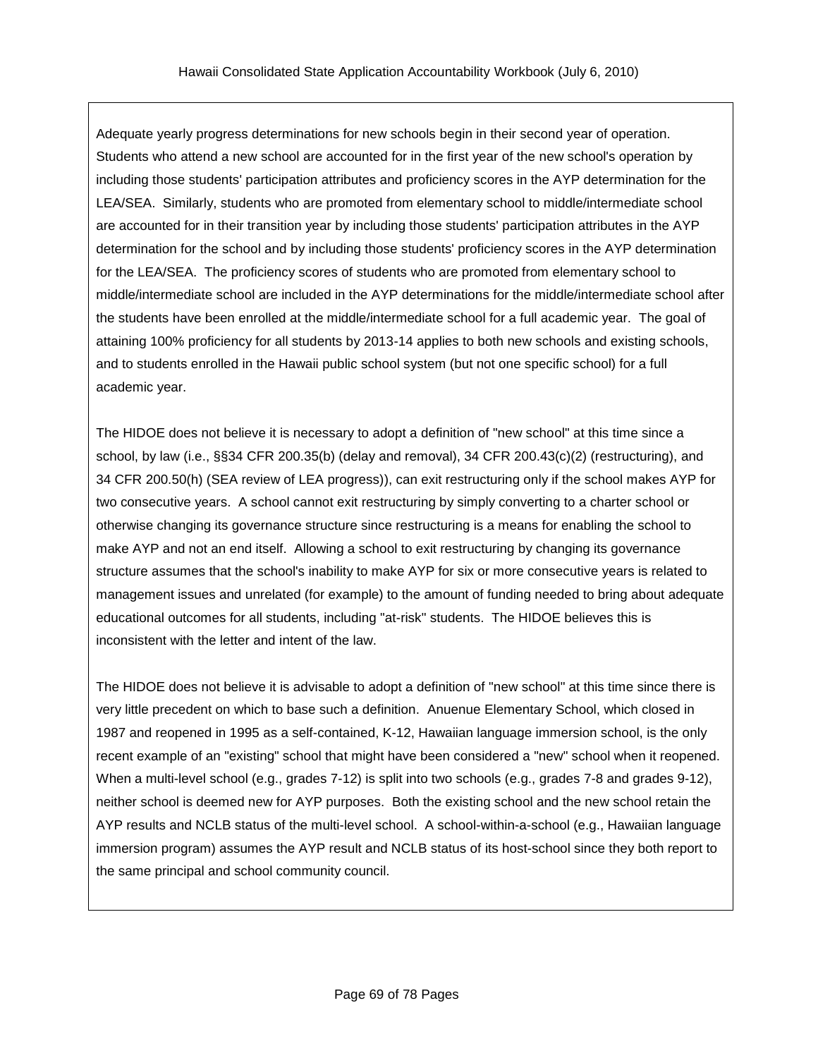Adequate yearly progress determinations for new schools begin in their second year of operation. Students who attend a new school are accounted for in the first year of the new school's operation by including those students' participation attributes and proficiency scores in the AYP determination for the LEA/SEA. Similarly, students who are promoted from elementary school to middle/intermediate school are accounted for in their transition year by including those students' participation attributes in the AYP determination for the school and by including those students' proficiency scores in the AYP determination for the LEA/SEA. The proficiency scores of students who are promoted from elementary school to middle/intermediate school are included in the AYP determinations for the middle/intermediate school after the students have been enrolled at the middle/intermediate school for a full academic year. The goal of attaining 100% proficiency for all students by 2013-14 applies to both new schools and existing schools, and to students enrolled in the Hawaii public school system (but not one specific school) for a full academic year.

The HIDOE does not believe it is necessary to adopt a definition of "new school" at this time since a school, by law (i.e., §§34 CFR 200.35(b) (delay and removal), 34 CFR 200.43(c)(2) (restructuring), and 34 CFR 200.50(h) (SEA review of LEA progress)), can exit restructuring only if the school makes AYP for two consecutive years. A school cannot exit restructuring by simply converting to a charter school or otherwise changing its governance structure since restructuring is a means for enabling the school to make AYP and not an end itself. Allowing a school to exit restructuring by changing its governance structure assumes that the school's inability to make AYP for six or more consecutive years is related to management issues and unrelated (for example) to the amount of funding needed to bring about adequate educational outcomes for all students, including "at-risk" students. The HIDOE believes this is inconsistent with the letter and intent of the law.

The HIDOE does not believe it is advisable to adopt a definition of "new school" at this time since there is very little precedent on which to base such a definition. Anuenue Elementary School, which closed in 1987 and reopened in 1995 as a self-contained, K-12, Hawaiian language immersion school, is the only recent example of an "existing" school that might have been considered a "new" school when it reopened. When a multi-level school (e.g., grades 7-12) is split into two schools (e.g., grades 7-8 and grades 9-12), neither school is deemed new for AYP purposes. Both the existing school and the new school retain the AYP results and NCLB status of the multi-level school. A school-within-a-school (e.g., Hawaiian language immersion program) assumes the AYP result and NCLB status of its host-school since they both report to the same principal and school community council.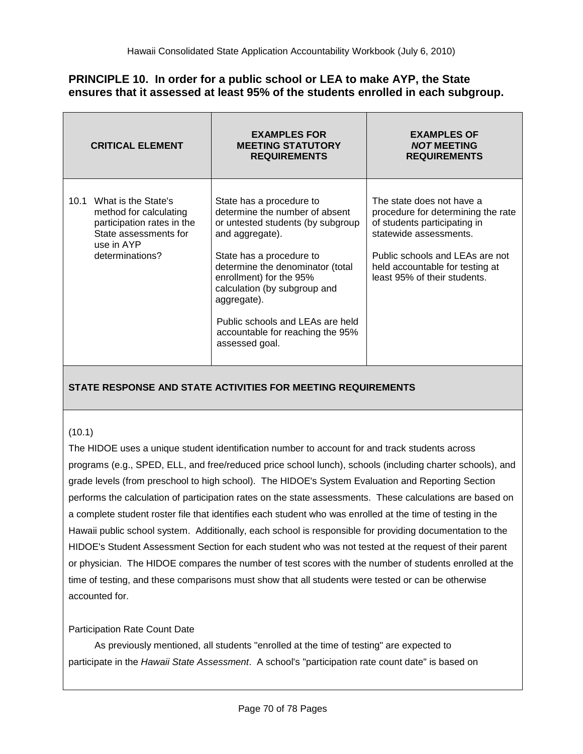## PRINCIPLE 10. In order for a public school or LEA to make AYP, the State ensures that it assessed at least 95% of the students enrolled in each subgroup.

| CRITICAL ELEMENT | EXAMPLES FOR MEETING STATUTORY REQUIREMENTS | EXAMPLES OF *NOT* MEETING REQUIREMENTS |
|---|---|---|
| 10.1 What is the State's method for calculating participation rates in the State assessments for use in AYP determinations? | State has a procedure to determine the number of absent or untested students (by subgroup and aggregate).<br><br>State has a procedure to determine the denominator (total enrollment) for the 95% calculation (by subgroup and aggregate).<br><br>Public schools and LEAs are held accountable for reaching the 95% assessed goal. | The state does not have a procedure for determining the rate of students participating in statewide assessments.<br><br>Public schools and LEAs are not held accountable for testing at least 95% of their students. |

**STATE RESPONSE AND STATE ACTIVITIES FOR MEETING REQUIREMENTS**

(10.1)

The HIDOE uses a unique student identification number to account for and track students across programs (e.g., SPED, ELL, and free/reduced price school lunch), schools (including charter schools), and grade levels (from preschool to high school). The HIDOE's System Evaluation and Reporting Section performs the calculation of participation rates on the state assessments. These calculations are based on a complete student roster file that identifies each student who was enrolled at the time of testing in the Hawaii public school system. Additionally, each school is responsible for providing documentation to the HIDOE's Student Assessment Section for each student who was not tested at the request of their parent or physician. The HIDOE compares the number of test scores with the number of students enrolled at the time of testing, and these comparisons must show that all students were tested or can be otherwise accounted for.

Participation Rate Count Date

As previously mentioned, all students "enrolled at the time of testing" are expected to participate in the *Hawaii State Assessment*. A school's "participation rate count date" is based on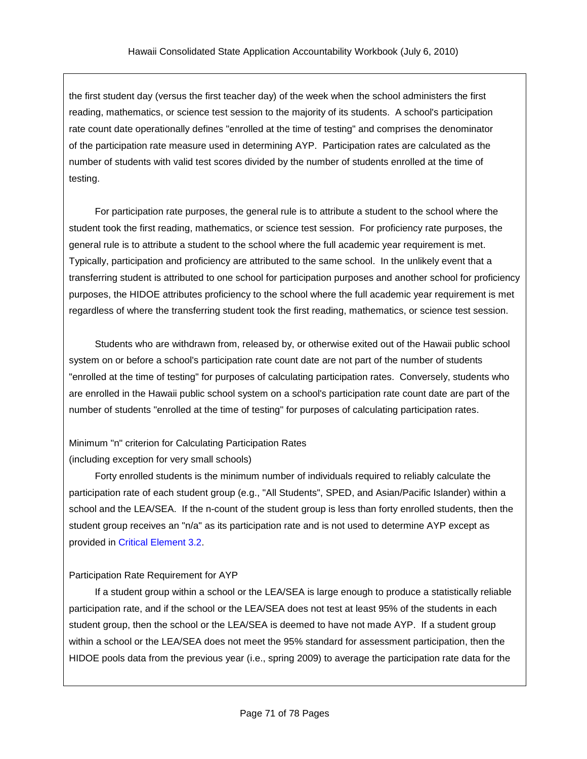the first student day (versus the first teacher day) of the week when the school administers the first reading, mathematics, or science test session to the majority of its students. A school's participation rate count date operationally defines "enrolled at the time of testing" and comprises the denominator of the participation rate measure used in determining AYP. Participation rates are calculated as the number of students with valid test scores divided by the number of students enrolled at the time of testing.

For participation rate purposes, the general rule is to attribute a student to the school where the student took the first reading, mathematics, or science test session. For proficiency rate purposes, the general rule is to attribute a student to the school where the full academic year requirement is met. Typically, participation and proficiency are attributed to the same school. In the unlikely event that a transferring student is attributed to one school for participation purposes and another school for proficiency purposes, the HIDOE attributes proficiency to the school where the full academic year requirement is met regardless of where the transferring student took the first reading, mathematics, or science test session.

Students who are withdrawn from, released by, or otherwise exited out of the Hawaii public school system on or before a school's participation rate count date are not part of the number of students "enrolled at the time of testing" for purposes of calculating participation rates. Conversely, students who are enrolled in the Hawaii public school system on a school's participation rate count date are part of the number of students "enrolled at the time of testing" for purposes of calculating participation rates.

Minimum "n" criterion for Calculating Participation Rates
(including exception for very small schools)

Forty enrolled students is the minimum number of individuals required to reliably calculate the participation rate of each student group (e.g., "All Students", SPED, and Asian/Pacific Islander) within a school and the LEA/SEA. If the n-count of the student group is less than forty enrolled students, then the student group receives an "n/a" as its participation rate and is not used to determine AYP except as provided in Critical Element 3.2.

Participation Rate Requirement for AYP

If a student group within a school or the LEA/SEA is large enough to produce a statistically reliable participation rate, and if the school or the LEA/SEA does not test at least 95% of the students in each student group, then the school or the LEA/SEA is deemed to have not made AYP. If a student group within a school or the LEA/SEA does not meet the 95% standard for assessment participation, then the HIDOE pools data from the previous year (i.e., spring 2009) to average the participation rate data for the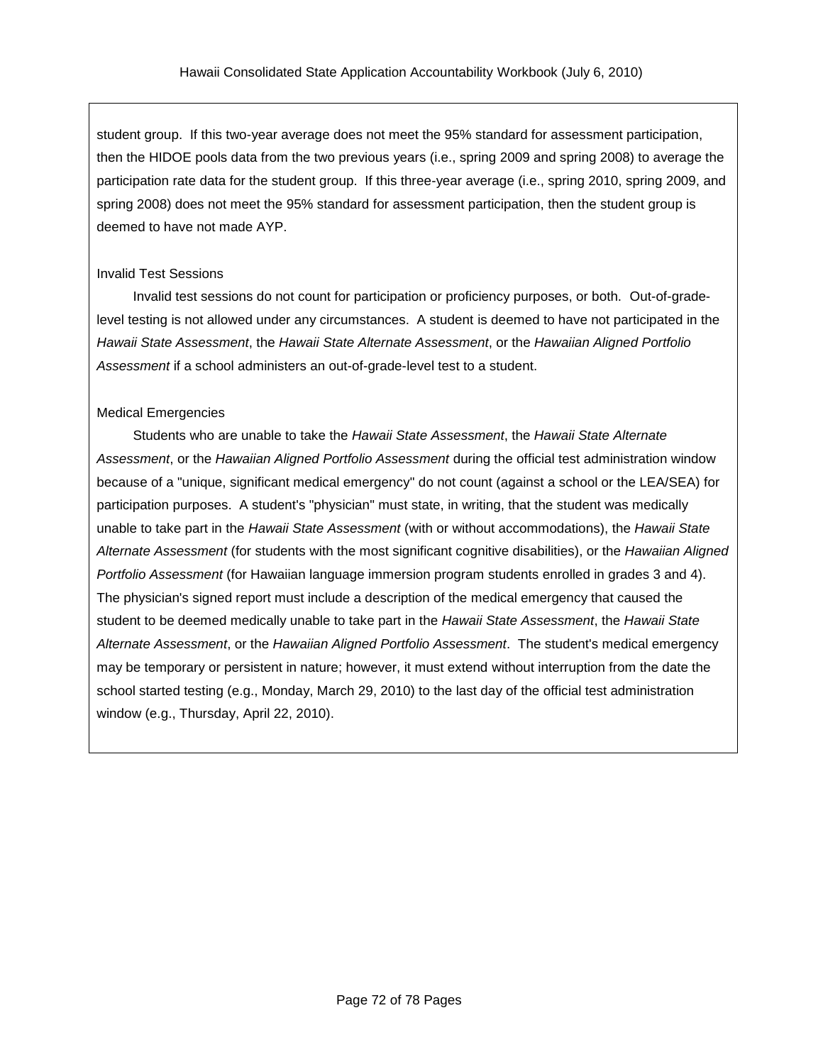student group. If this two-year average does not meet the 95% standard for assessment participation, then the HIDOE pools data from the two previous years (i.e., spring 2009 and spring 2008) to average the participation rate data for the student group. If this three-year average (i.e., spring 2010, spring 2009, and spring 2008) does not meet the 95% standard for assessment participation, then the student group is deemed to have not made AYP.

Invalid Test Sessions

Invalid test sessions do not count for participation or proficiency purposes, or both. Out-of-grade-level testing is not allowed under any circumstances. A student is deemed to have not participated in the *Hawaii State Assessment*, the *Hawaii State Alternate Assessment*, or the *Hawaiian Aligned Portfolio Assessment* if a school administers an out-of-grade-level test to a student.

Medical Emergencies

Students who are unable to take the *Hawaii State Assessment*, the *Hawaii State Alternate Assessment*, or the *Hawaiian Aligned Portfolio Assessment* during the official test administration window because of a "unique, significant medical emergency" do not count (against a school or the LEA/SEA) for participation purposes. A student's "physician" must state, in writing, that the student was medically unable to take part in the *Hawaii State Assessment* (with or without accommodations), the *Hawaii State Alternate Assessment* (for students with the most significant cognitive disabilities), or the *Hawaiian Aligned Portfolio Assessment* (for Hawaiian language immersion program students enrolled in grades 3 and 4). The physician's signed report must include a description of the medical emergency that caused the student to be deemed medically unable to take part in the *Hawaii State Assessment*, the *Hawaii State Alternate Assessment*, or the *Hawaiian Aligned Portfolio Assessment*. The student's medical emergency may be temporary or persistent in nature; however, it must extend without interruption from the date the school started testing (e.g., Monday, March 29, 2010) to the last day of the official test administration window (e.g., Thursday, April 22, 2010).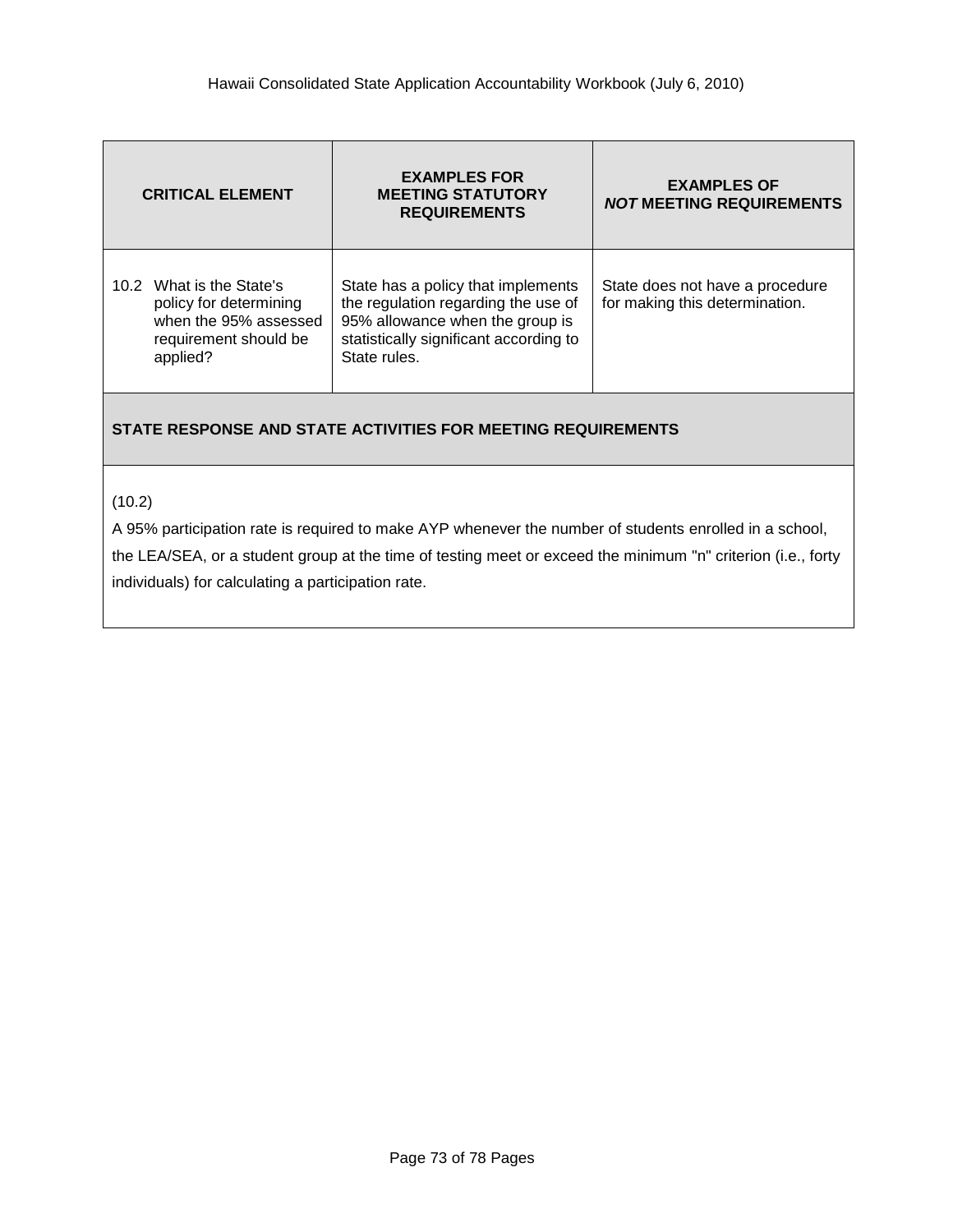| CRITICAL ELEMENT | EXAMPLES FOR MEETING STATUTORY REQUIREMENTS | EXAMPLES OF *NOT* MEETING REQUIREMENTS |
|---|---|---|
| 10.2 What is the State's policy for determining when the 95% assessed requirement should be applied? | State has a policy that implements the regulation regarding the use of 95% allowance when the group is statistically significant according to State rules. | State does not have a procedure for making this determination. |

**STATE RESPONSE AND STATE ACTIVITIES FOR MEETING REQUIREMENTS**

(10.2)

A 95% participation rate is required to make AYP whenever the number of students enrolled in a school, the LEA/SEA, or a student group at the time of testing meet or exceed the minimum "n" criterion (i.e., forty individuals) for calculating a participation rate.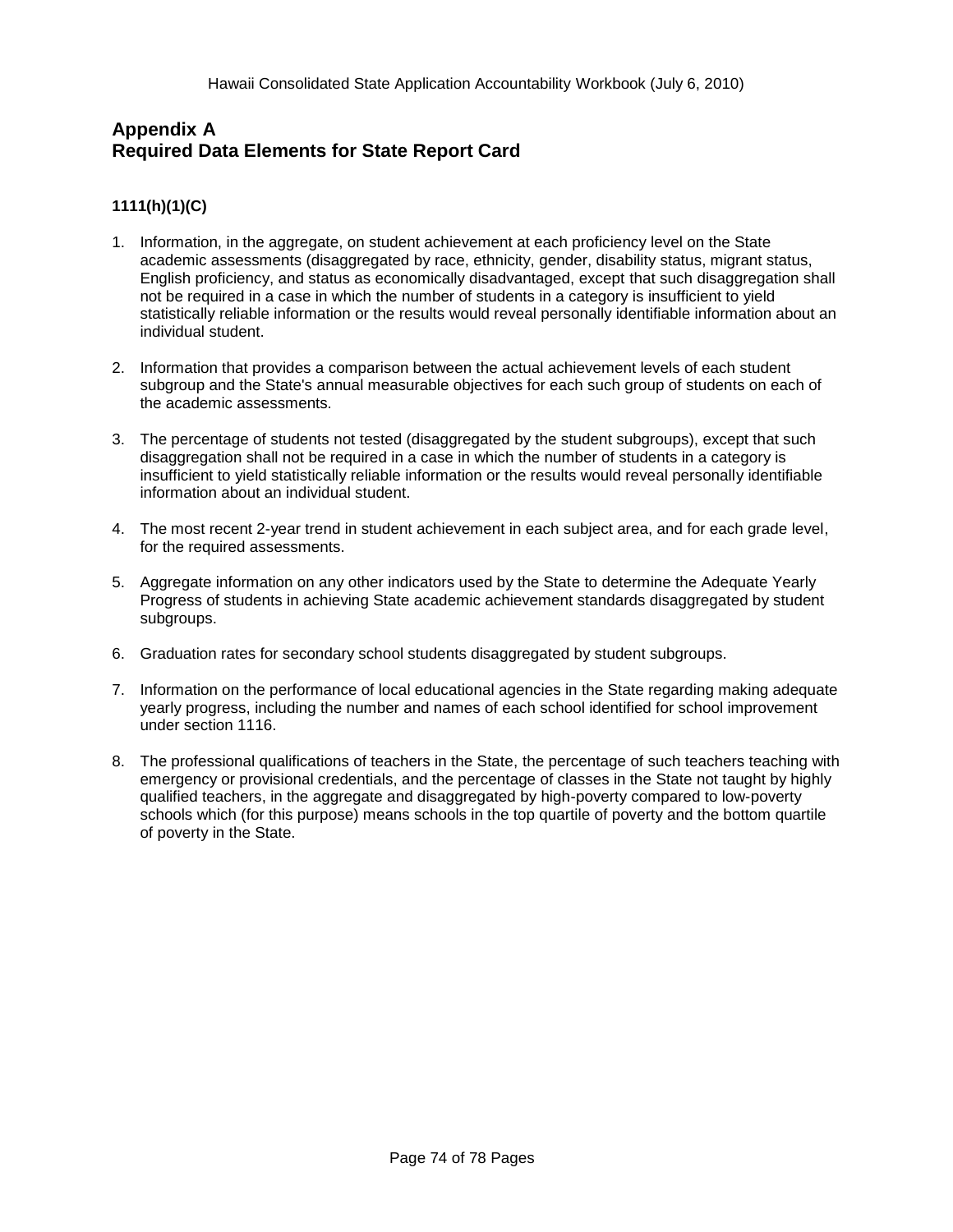## Appendix A
## Required Data Elements for State Report Card

**1111(h)(1)(C)**

1. Information, in the aggregate, on student achievement at each proficiency level on the State academic assessments (disaggregated by race, ethnicity, gender, disability status, migrant status, English proficiency, and status as economically disadvantaged, except that such disaggregation shall not be required in a case in which the number of students in a category is insufficient to yield statistically reliable information or the results would reveal personally identifiable information about an individual student.

2. Information that provides a comparison between the actual achievement levels of each student subgroup and the State's annual measurable objectives for each such group of students on each of the academic assessments.

3. The percentage of students not tested (disaggregated by the student subgroups), except that such disaggregation shall not be required in a case in which the number of students in a category is insufficient to yield statistically reliable information or the results would reveal personally identifiable information about an individual student.

4. The most recent 2-year trend in student achievement in each subject area, and for each grade level, for the required assessments.

5. Aggregate information on any other indicators used by the State to determine the Adequate Yearly Progress of students in achieving State academic achievement standards disaggregated by student subgroups.

6. Graduation rates for secondary school students disaggregated by student subgroups.

7. Information on the performance of local educational agencies in the State regarding making adequate yearly progress, including the number and names of each school identified for school improvement under section 1116.

8. The professional qualifications of teachers in the State, the percentage of such teachers teaching with emergency or provisional credentials, and the percentage of classes in the State not taught by highly qualified teachers, in the aggregate and disaggregated by high-poverty compared to low-poverty schools which (for this purpose) means schools in the top quartile of poverty and the bottom quartile of poverty in the State.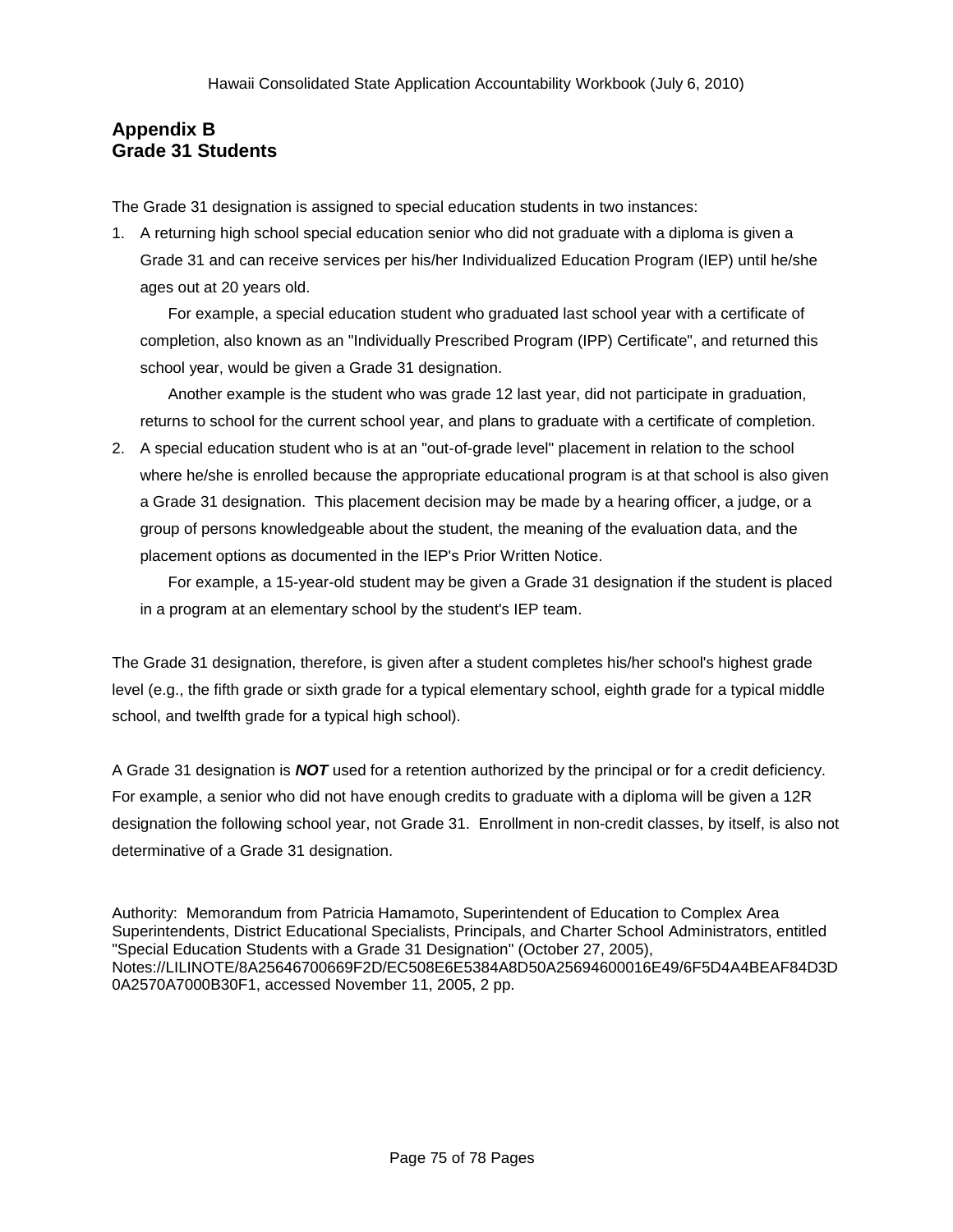## Appendix B
## Grade 31 Students

The Grade 31 designation is assigned to special education students in two instances:

1. A returning high school special education senior who did not graduate with a diploma is given a Grade 31 and can receive services per his/her Individualized Education Program (IEP) until he/she ages out at 20 years old.

   For example, a special education student who graduated last school year with a certificate of completion, also known as an "Individually Prescribed Program (IPP) Certificate", and returned this school year, would be given a Grade 31 designation.

   Another example is the student who was grade 12 last year, did not participate in graduation, returns to school for the current school year, and plans to graduate with a certificate of completion.

2. A special education student who is at an "out-of-grade level" placement in relation to the school where he/she is enrolled because the appropriate educational program is at that school is also given a Grade 31 designation. This placement decision may be made by a hearing officer, a judge, or a group of persons knowledgeable about the student, the meaning of the evaluation data, and the placement options as documented in the IEP's Prior Written Notice.

   For example, a 15-year-old student may be given a Grade 31 designation if the student is placed in a program at an elementary school by the student's IEP team.

The Grade 31 designation, therefore, is given after a student completes his/her school's highest grade level (e.g., the fifth grade or sixth grade for a typical elementary school, eighth grade for a typical middle school, and twelfth grade for a typical high school).

A Grade 31 designation is ***NOT*** used for a retention authorized by the principal or for a credit deficiency. For example, a senior who did not have enough credits to graduate with a diploma will be given a 12R designation the following school year, not Grade 31. Enrollment in non-credit classes, by itself, is also not determinative of a Grade 31 designation.

Authority: Memorandum from Patricia Hamamoto, Superintendent of Education to Complex Area Superintendents, District Educational Specialists, Principals, and Charter School Administrators, entitled "Special Education Students with a Grade 31 Designation" (October 27, 2005), Notes://LILINOTE/8A25646700669F2D/EC508E6E5384A8D50A25694600016E49/6F5D4A4BEAF84D3D0A2570A7000B30F1, accessed November 11, 2005, 2 pp.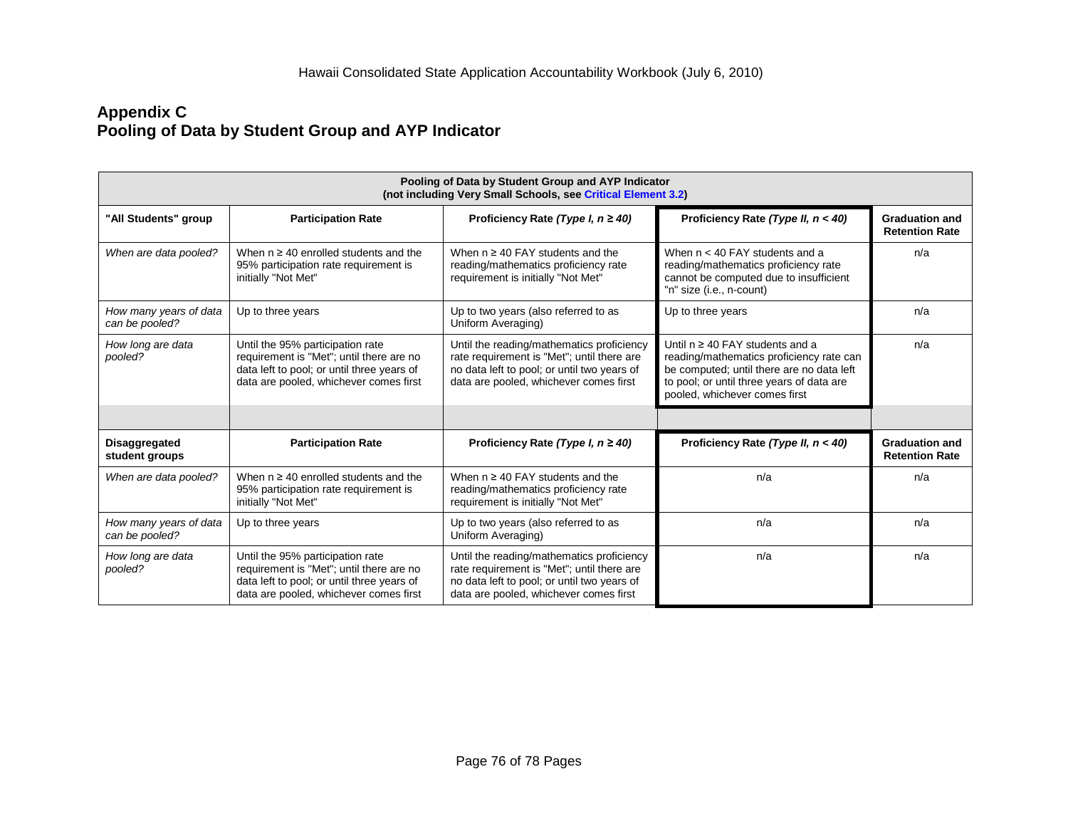## Appendix C
## Pooling of Data by Student Group and AYP Indicator

| Pooling of Data by Student Group and AYP Indicator (not including Very Small Schools, see Critical Element 3.2) | | | | |
|---|---|---|---|---|
| **"All Students" group** | **Participation Rate** | **Proficiency Rate *(Type I, n ≥ 40)*** | **Proficiency Rate *(Type II, n < 40)*** | **Graduation and Retention Rate** |
| *When are data pooled?* | When n ≥ 40 enrolled students and the 95% participation rate requirement is initially "Not Met" | When n ≥ 40 FAY students and the reading/mathematics proficiency rate requirement is initially "Not Met" | When n < 40 FAY students and a reading/mathematics proficiency rate cannot be computed due to insufficient "n" size (i.e., n-count) | n/a |
| *How many years of data can be pooled?* | Up to three years | Up to two years (also referred to as Uniform Averaging) | Up to three years | n/a |
| *How long are data pooled?* | Until the 95% participation rate requirement is "Met"; until there are no data left to pool; or until three years of data are pooled, whichever comes first | Until the reading/mathematics proficiency rate requirement is "Met"; until there are no data left to pool; or until two years of data are pooled, whichever comes first | Until n ≥ 40 FAY students and a reading/mathematics proficiency rate can be computed; until there are no data left to pool; or until three years of data are pooled, whichever comes first | n/a |
| | | | | |
| **Disaggregated student groups** | **Participation Rate** | **Proficiency Rate *(Type I, n ≥ 40)*** | **Proficiency Rate *(Type II, n < 40)*** | **Graduation and Retention Rate** |
| *When are data pooled?* | When n ≥ 40 enrolled students and the 95% participation rate requirement is initially "Not Met" | When n ≥ 40 FAY students and the reading/mathematics proficiency rate requirement is initially "Not Met" | n/a | n/a |
| *How many years of data can be pooled?* | Up to three years | Up to two years (also referred to as Uniform Averaging) | n/a | n/a |
| *How long are data pooled?* | Until the 95% participation rate requirement is "Met"; until there are no data left to pool; or until three years of data are pooled, whichever comes first | Until the reading/mathematics proficiency rate requirement is "Met"; until there are no data left to pool; or until two years of data are pooled, whichever comes first | n/a | n/a |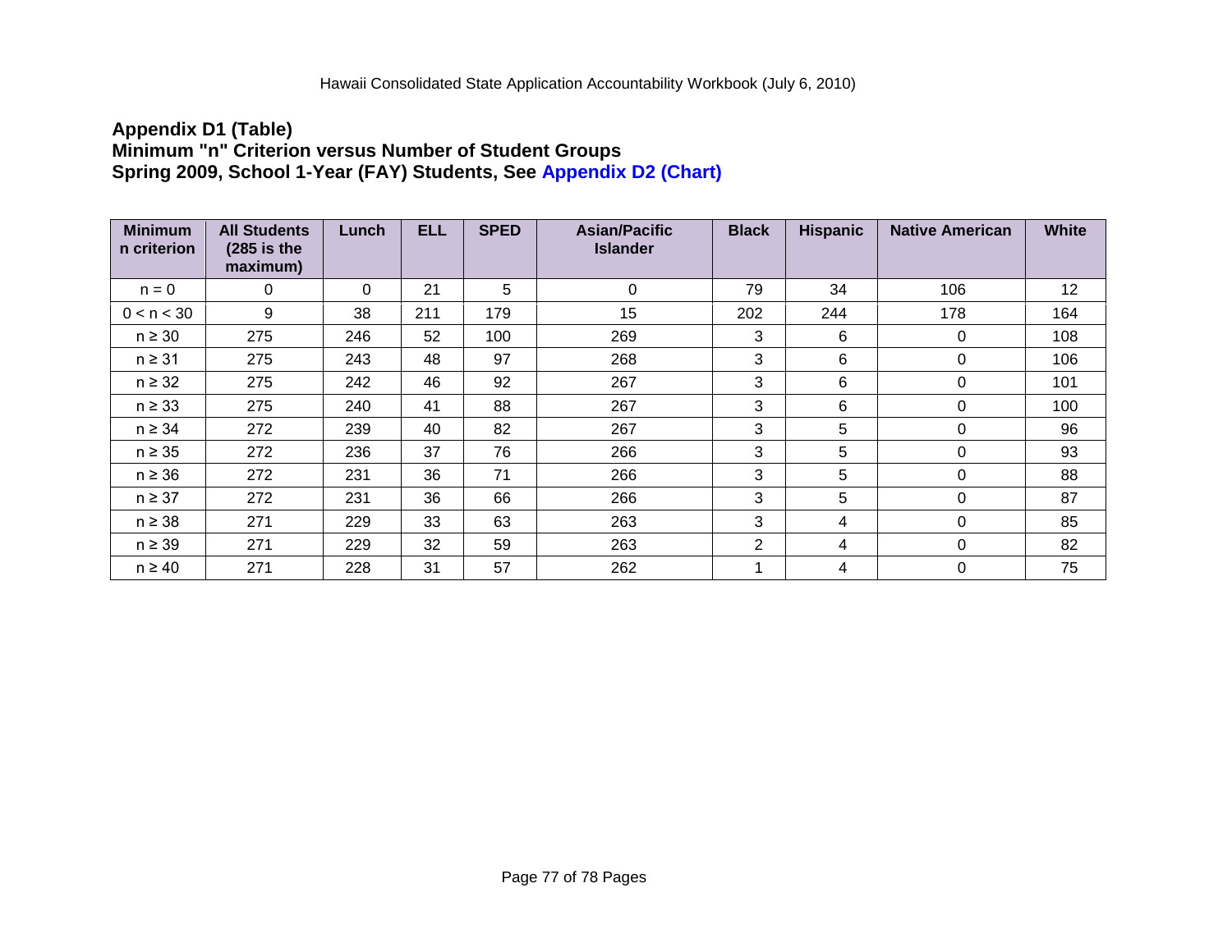## Appendix D1 (Table)
## Minimum "n" Criterion versus Number of Student Groups
## Spring 2009, School 1-Year (FAY) Students, See Appendix D2 (Chart)

| Minimum n criterion | All Students (285 is the maximum) | Lunch | ELL | SPED | Asian/Pacific Islander | Black | Hispanic | Native American | White |
|---|---|---|---|---|---|---|---|---|---|
| n = 0 | 0 | 0 | 21 | 5 | 0 | 79 | 34 | 106 | 12 |
| 0 < n < 30 | 9 | 38 | 211 | 179 | 15 | 202 | 244 | 178 | 164 |
| n ≥ 30 | 275 | 246 | 52 | 100 | 269 | 3 | 6 | 0 | 108 |
| n ≥ 31 | 275 | 243 | 48 | 97 | 268 | 3 | 6 | 0 | 106 |
| n ≥ 32 | 275 | 242 | 46 | 92 | 267 | 3 | 6 | 0 | 101 |
| n ≥ 33 | 275 | 240 | 41 | 88 | 267 | 3 | 6 | 0 | 100 |
| n ≥ 34 | 272 | 239 | 40 | 82 | 267 | 3 | 5 | 0 | 96 |
| n ≥ 35 | 272 | 236 | 37 | 76 | 266 | 3 | 5 | 0 | 93 |
| n ≥ 36 | 272 | 231 | 36 | 71 | 266 | 3 | 5 | 0 | 88 |
| n ≥ 37 | 272 | 231 | 36 | 66 | 266 | 3 | 5 | 0 | 87 |
| n ≥ 38 | 271 | 229 | 33 | 63 | 263 | 3 | 4 | 0 | 85 |
| n ≥ 39 | 271 | 229 | 32 | 59 | 263 | 2 | 4 | 0 | 82 |
| n ≥ 40 | 271 | 228 | 31 | 57 | 262 | 1 | 4 | 0 | 75 |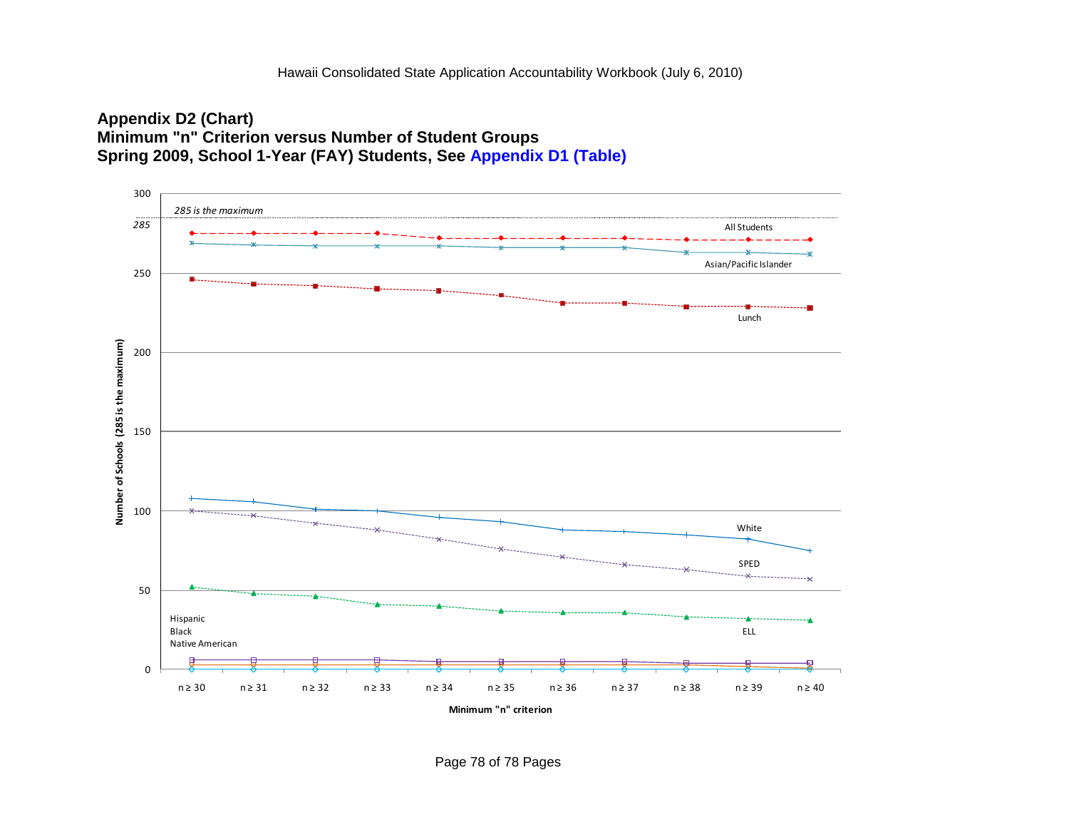## Appendix D2 (Chart)
## Minimum "n" Criterion versus Number of Student Groups
## Spring 2009, School 1-Year (FAY) Students, See **Appendix D1 (Table)**

300

*285 is the maximum*

*285*

250

200

150

100

50

0

All Students

Asian/Pacific Islander

Lunch

White

SPED

ELL

Hispanic

Black

Native American

n ≥ 30  n ≥ 31  n ≥ 32  n ≥ 33  n ≥ 34  n ≥ 35  n ≥ 36  n ≥ 37  n ≥ 38  n ≥ 39  n ≥ 40

**Minimum "n" criterion**

**Number of Schools (285 is the maximum)**